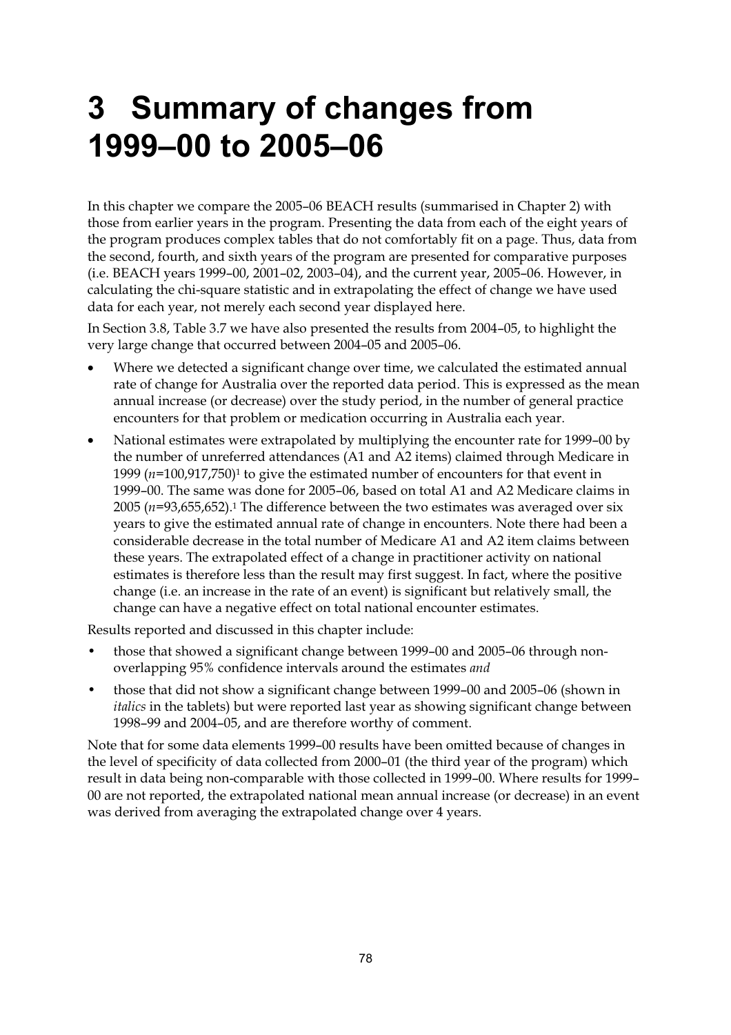# 3 Summary of changes from 1999–00 to 2005–06

In this chapter we compare the 2005–06 BEACH results (summarised in Chapter 2) with those from earlier years in the program. Presenting the data from each of the eight years of the program produces complex tables that do not comfortably fit on a page. Thus, data from the second, fourth, and sixth years of the program are presented for comparative purposes (i.e. BEACH years 1999–00, 2001–02, 2003–04), and the current year, 2005–06. However, in calculating the chi-square statistic and in extrapolating the effect of change we have used data for each year, not merely each second year displayed here.

In Section 3.8, Table 3.7 we have also presented the results from 2004–05, to highlight the very large change that occurred between 2004–05 and 2005–06.

- Where we detected a significant change over time, we calculated the estimated annual rate of change for Australia over the reported data period. This is expressed as the mean annual increase (or decrease) over the study period, in the number of general practice encounters for that problem or medication occurring in Australia each year.
- National estimates were extrapolated by multiplying the encounter rate for 1999–00 by the number of unreferred attendances (A1 and A2 items) claimed through Medicare in 1999 (*n*=100,917,750)[1] to give the estimated number of encounters for that event in 1999–00. The same was done for 2005–06, based on total A1 and A2 Medicare claims in 2005 (*n*=93,655,652).[1] The difference between the two estimates was averaged over six years to give the estimated annual rate of change in encounters. Note there had been a considerable decrease in the total number of Medicare A1 and A2 item claims between these years. The extrapolated effect of a change in practitioner activity on national estimates is therefore less than the result may first suggest. In fact, where the positive change (i.e. an increase in the rate of an event) is significant but relatively small, the change can have a negative effect on total national encounter estimates.

Results reported and discussed in this chapter include:

- those that showed a significant change between 1999–00 and 2005–06 through non-overlapping 95% confidence intervals around the estimates *and*
- those that did not show a significant change between 1999–00 and 2005–06 (shown in *italics* in the tablets) but were reported last year as showing significant change between 1998–99 and 2004–05, and are therefore worthy of comment.

Note that for some data elements 1999–00 results have been omitted because of changes in the level of specificity of data collected from 2000–01 (the third year of the program) which result in data being non-comparable with those collected in 1999–00. Where results for 1999–00 are not reported, the extrapolated national mean annual increase (or decrease) in an event was derived from averaging the extrapolated change over 4 years.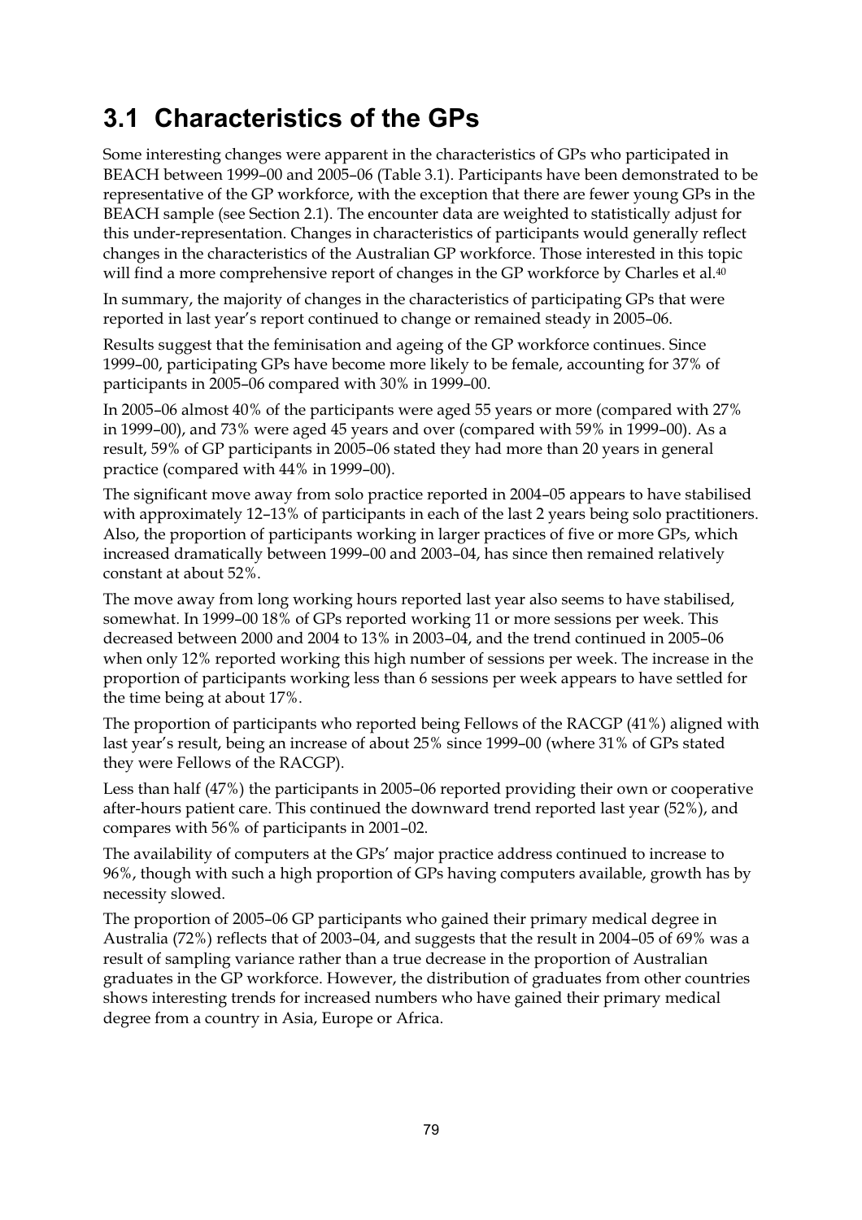## 3.1 Characteristics of the GPs

Some interesting changes were apparent in the characteristics of GPs who participated in BEACH between 1999–00 and 2005–06 (Table 3.1). Participants have been demonstrated to be representative of the GP workforce, with the exception that there are fewer young GPs in the BEACH sample (see Section 2.1). The encounter data are weighted to statistically adjust for this under-representation. Changes in characteristics of participants would generally reflect changes in the characteristics of the Australian GP workforce. Those interested in this topic will find a more comprehensive report of changes in the GP workforce by Charles et al.[40]

In summary, the majority of changes in the characteristics of participating GPs that were reported in last year's report continued to change or remained steady in 2005–06.

Results suggest that the feminisation and ageing of the GP workforce continues. Since 1999–00, participating GPs have become more likely to be female, accounting for 37% of participants in 2005–06 compared with 30% in 1999–00.

In 2005–06 almost 40% of the participants were aged 55 years or more (compared with 27% in 1999–00), and 73% were aged 45 years and over (compared with 59% in 1999–00). As a result, 59% of GP participants in 2005–06 stated they had more than 20 years in general practice (compared with 44% in 1999–00).

The significant move away from solo practice reported in 2004–05 appears to have stabilised with approximately 12–13% of participants in each of the last 2 years being solo practitioners. Also, the proportion of participants working in larger practices of five or more GPs, which increased dramatically between 1999–00 and 2003–04, has since then remained relatively constant at about 52%.

The move away from long working hours reported last year also seems to have stabilised, somewhat. In 1999–00 18% of GPs reported working 11 or more sessions per week. This decreased between 2000 and 2004 to 13% in 2003–04, and the trend continued in 2005–06 when only 12% reported working this high number of sessions per week. The increase in the proportion of participants working less than 6 sessions per week appears to have settled for the time being at about 17%.

The proportion of participants who reported being Fellows of the RACGP (41%) aligned with last year's result, being an increase of about 25% since 1999–00 (where 31% of GPs stated they were Fellows of the RACGP).

Less than half (47%) the participants in 2005–06 reported providing their own or cooperative after-hours patient care. This continued the downward trend reported last year (52%), and compares with 56% of participants in 2001–02.

The availability of computers at the GPs' major practice address continued to increase to 96%, though with such a high proportion of GPs having computers available, growth has by necessity slowed.

The proportion of 2005–06 GP participants who gained their primary medical degree in Australia (72%) reflects that of 2003–04, and suggests that the result in 2004–05 of 69% was a result of sampling variance rather than a true decrease in the proportion of Australian graduates in the GP workforce. However, the distribution of graduates from other countries shows interesting trends for increased numbers who have gained their primary medical degree from a country in Asia, Europe or Africa.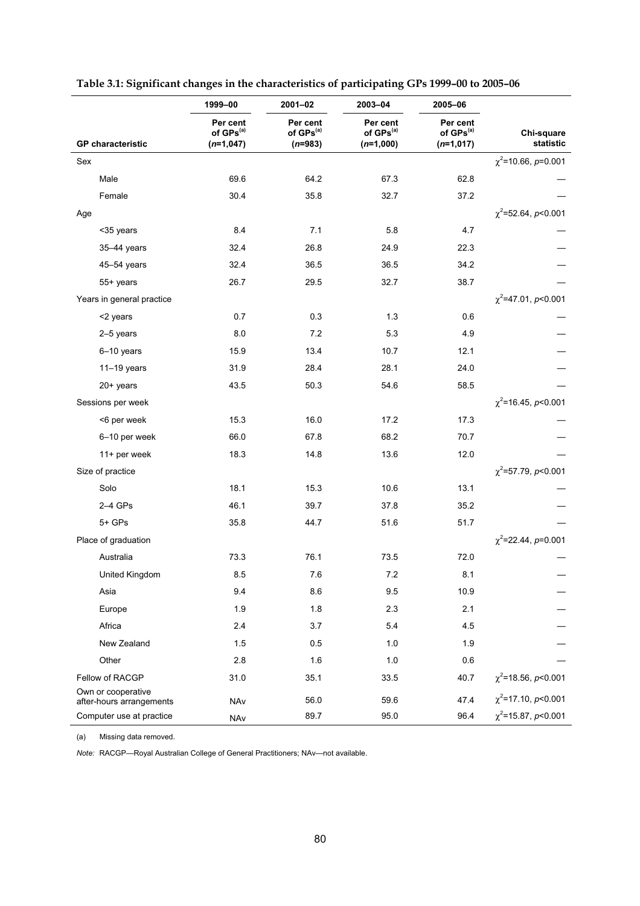**Table 3.1: Significant changes in the characteristics of participating GPs 1999–00 to 2005–06**

| GP characteristic | 1999–00 Per cent of GPs[(a)] ($n$=1,047) | 2001–02 Per cent of GPs[(a)] ($n$=983) | 2003–04 Per cent of GPs[(a)] ($n$=1,000) | 2005–06 Per cent of GPs[(a)] ($n$=1,017) | Chi-square statistic |
|---|---|---|---|---|---|
| Sex | | | | | $\chi^2$=10.66, $p$=0.001 |
| Male | 69.6 | 64.2 | 67.3 | 62.8 | — |
| Female | 30.4 | 35.8 | 32.7 | 37.2 | — |
| Age | | | | | $\chi^2$=52.64, $p$<0.001 |
| <35 years | 8.4 | 7.1 | 5.8 | 4.7 | — |
| 35–44 years | 32.4 | 26.8 | 24.9 | 22.3 | — |
| 45–54 years | 32.4 | 36.5 | 36.5 | 34.2 | — |
| 55+ years | 26.7 | 29.5 | 32.7 | 38.7 | — |
| Years in general practice | | | | | $\chi^2$=47.01, $p$<0.001 |
| <2 years | 0.7 | 0.3 | 1.3 | 0.6 | — |
| 2–5 years | 8.0 | 7.2 | 5.3 | 4.9 | — |
| 6–10 years | 15.9 | 13.4 | 10.7 | 12.1 | — |
| 11–19 years | 31.9 | 28.4 | 28.1 | 24.0 | — |
| 20+ years | 43.5 | 50.3 | 54.6 | 58.5 | — |
| Sessions per week | | | | | $\chi^2$=16.45, $p$<0.001 |
| <6 per week | 15.3 | 16.0 | 17.2 | 17.3 | — |
| 6–10 per week | 66.0 | 67.8 | 68.2 | 70.7 | — |
| 11+ per week | 18.3 | 14.8 | 13.6 | 12.0 | — |
| Size of practice | | | | | $\chi^2$=57.79, $p$<0.001 |
| Solo | 18.1 | 15.3 | 10.6 | 13.1 | — |
| 2–4 GPs | 46.1 | 39.7 | 37.8 | 35.2 | — |
| 5+ GPs | 35.8 | 44.7 | 51.6 | 51.7 | — |
| Place of graduation | | | | | $\chi^2$=22.44, $p$=0.001 |
| Australia | 73.3 | 76.1 | 73.5 | 72.0 | — |
| United Kingdom | 8.5 | 7.6 | 7.2 | 8.1 | — |
| Asia | 9.4 | 8.6 | 9.5 | 10.9 | — |
| Europe | 1.9 | 1.8 | 2.3 | 2.1 | — |
| Africa | 2.4 | 3.7 | 5.4 | 4.5 | — |
| New Zealand | 1.5 | 0.5 | 1.0 | 1.9 | — |
| Other | 2.8 | 1.6 | 1.0 | 0.6 | — |
| Fellow of RACGP | 31.0 | 35.1 | 33.5 | 40.7 | $\chi^2$=18.56, $p$<0.001 |
| Own or cooperative after-hours arrangements | NAv | 56.0 | 59.6 | 47.4 | $\chi^2$=17.10, $p$<0.001 |
| Computer use at practice | NAv | 89.7 | 95.0 | 96.4 | $\chi^2$=15.87, $p$<0.001 |

(a) Missing data removed.

*Note:* RACGP—Royal Australian College of General Practitioners; NAv—not available.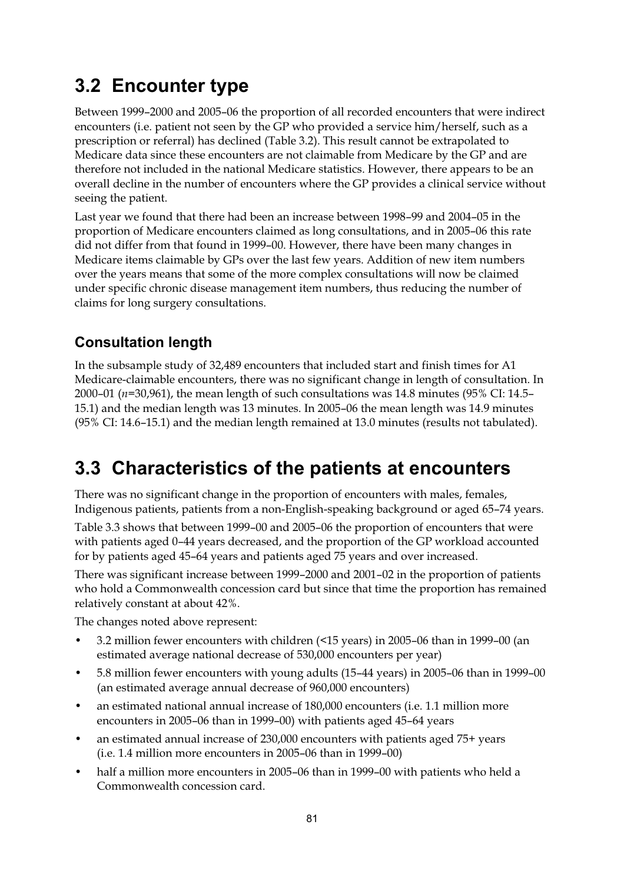## 3.2 Encounter type

Between 1999–2000 and 2005–06 the proportion of all recorded encounters that were indirect encounters (i.e. patient not seen by the GP who provided a service him/herself, such as a prescription or referral) has declined (Table 3.2). This result cannot be extrapolated to Medicare data since these encounters are not claimable from Medicare by the GP and are therefore not included in the national Medicare statistics. However, there appears to be an overall decline in the number of encounters where the GP provides a clinical service without seeing the patient.

Last year we found that there had been an increase between 1998–99 and 2004–05 in the proportion of Medicare encounters claimed as long consultations, and in 2005–06 this rate did not differ from that found in 1999–00. However, there have been many changes in Medicare items claimable by GPs over the last few years. Addition of new item numbers over the years means that some of the more complex consultations will now be claimed under specific chronic disease management item numbers, thus reducing the number of claims for long surgery consultations.

### Consultation length

In the subsample study of 32,489 encounters that included start and finish times for A1 Medicare-claimable encounters, there was no significant change in length of consultation. In 2000–01 (*n*=30,961), the mean length of such consultations was 14.8 minutes (95% CI: 14.5–15.1) and the median length was 13 minutes. In 2005–06 the mean length was 14.9 minutes (95% CI: 14.6–15.1) and the median length remained at 13.0 minutes (results not tabulated).

## 3.3 Characteristics of the patients at encounters

There was no significant change in the proportion of encounters with males, females, Indigenous patients, patients from a non-English-speaking background or aged 65–74 years.

Table 3.3 shows that between 1999–00 and 2005–06 the proportion of encounters that were with patients aged 0–44 years decreased, and the proportion of the GP workload accounted for by patients aged 45–64 years and patients aged 75 years and over increased.

There was significant increase between 1999–2000 and 2001–02 in the proportion of patients who hold a Commonwealth concession card but since that time the proportion has remained relatively constant at about 42%.

The changes noted above represent:

- 3.2 million fewer encounters with children (<15 years) in 2005–06 than in 1999–00 (an estimated average national decrease of 530,000 encounters per year)
- 5.8 million fewer encounters with young adults (15–44 years) in 2005–06 than in 1999–00 (an estimated average annual decrease of 960,000 encounters)
- an estimated national annual increase of 180,000 encounters (i.e. 1.1 million more encounters in 2005–06 than in 1999–00) with patients aged 45–64 years
- an estimated annual increase of 230,000 encounters with patients aged 75+ years (i.e. 1.4 million more encounters in 2005–06 than in 1999–00)
- half a million more encounters in 2005–06 than in 1999–00 with patients who held a Commonwealth concession card.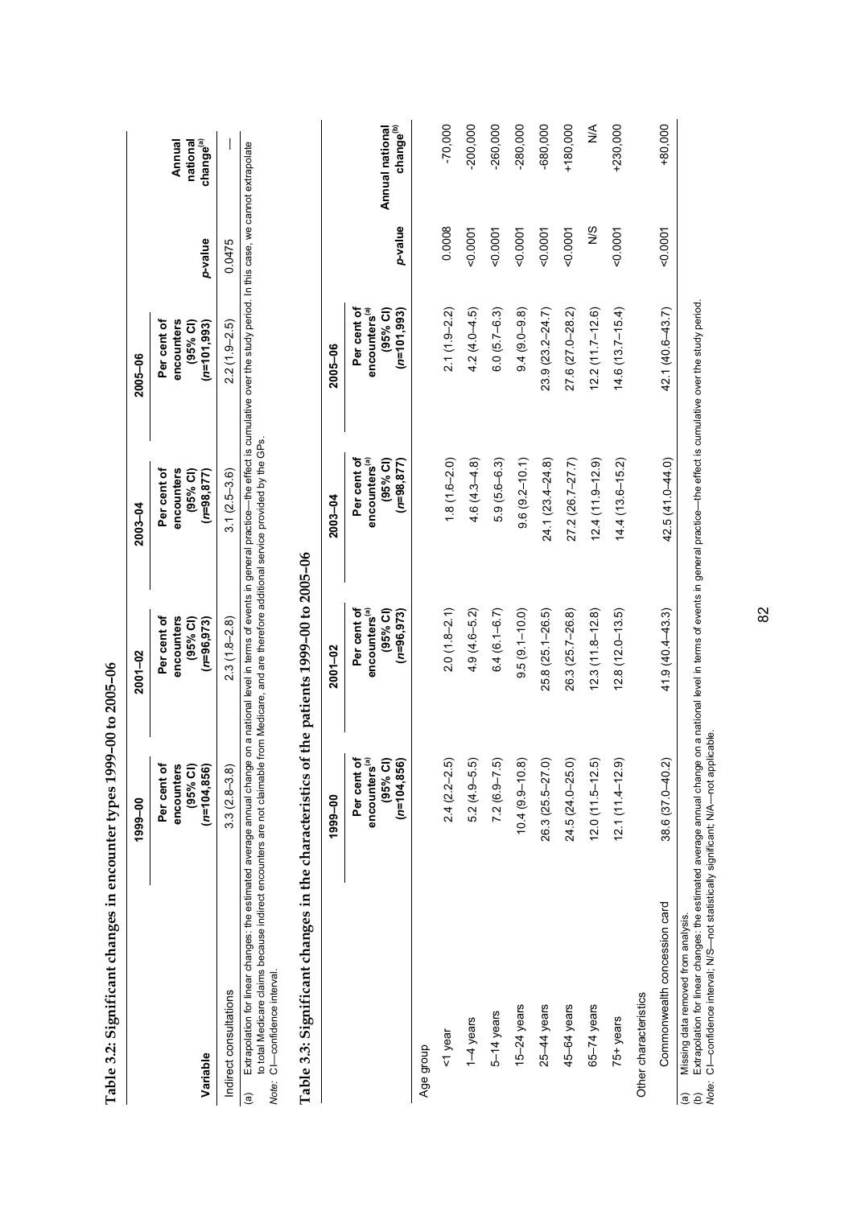**Table 3.2: Significant changes in encounter types 1999–00 to 2005–06**

| Variable | 1999–00 Per cent of encounters (95% CI) (*n*=104,856) | 2001–02 Per cent of encounters (95% CI) (*n*=96,973) | 2003–04 Per cent of encounters (95% CI) (*n*=98,877) | 2005–06 Per cent of encounters (95% CI) (*n*=101,993) | *p*-value | Annual national change[(a)] |
|---|---|---|---|---|---|---|
| Indirect consultations | 3.3 (2.8–3.8) | 2.3 (1.8–2.8) | 3.1 (2.5–3.6) | 2.2 (1.9–2.5) | 0.0475 | — |

(a) Extrapolation for linear changes: the estimated average annual change on a national level in terms of events in general practice—the effect is cumulative over the study period. In this case, we cannot extrapolate to total Medicare claims because indirect encounters are not claimable from Medicare, and are therefore additional service provided by the GPs.

*Note:* CI—confidence interval.

**Table 3.3: Significant changes in the characteristics of the patients 1999–00 to 2005–06**

| | 1999–00 Per cent of encounters[(a)] (95% CI) (*n*=104,856) | 2001–02 Per cent of encounters[(a)] (95% CI) (*n*=96,973) | 2003–04 Per cent of encounters[(a)] (95% CI) (*n*=98,877) | 2005–06 Per cent of encounters[(a)] (95% CI) (*n*=101,993) | *p*-value | Annual national change[(b)] |
|---|---|---|---|---|---|---|
| Age group | | | | | | |
| <1 year | 2.4 (2.2–2.5) | 2.0 (1.8–2.1) | 1.8 (1.6–2.0) | 2.1 (1.9–2.2) | 0.0008 | -70,000 |
| 1–4 years | 5.2 (4.9–5.5) | 4.9 (4.6–5.2) | 4.6 (4.3–4.8) | 4.2 (4.0–4.5) | <0.0001 | -200,000 |
| 5–14 years | 7.2 (6.9–7.5) | 6.4 (6.1–6.7) | 5.9 (5.6–6.3) | 6.0 (5.7–6.3) | <0.0001 | -260,000 |
| 15–24 years | 10.4 (9.9–10.8) | 9.5 (9.1–10.0) | 9.6 (9.2–10.1) | 9.4 (9.0–9.8) | <0.0001 | -280,000 |
| 25–44 years | 26.3 (25.5–27.0) | 25.8 (25.1–26.5) | 24.1 (23.4–24.8) | 23.9 (23.2–24.7) | <0.0001 | -680,000 |
| 45–64 years | 24.5 (24.0–25.0) | 26.3 (25.7–26.8) | 27.2 (26.7–27.7) | 27.6 (27.0–28.2) | <0.0001 | +180,000 |
| 65–74 years | 12.0 (11.5–12.5) | 12.3 (11.8–12.8) | 12.4 (11.9–12.9) | 12.2 (11.7–12.6) | N/S | N/A |
| 75+ years | 12.1 (11.4–12.9) | 12.8 (12.0–13.5) | 14.4 (13.6–15.2) | 14.6 (13.7–15.4) | <0.0001 | +230,000 |
| Other characteristics | | | | | | |
| Commonwealth concession card | 38.6 (37.0–40.2) | 41.9 (40.4–43.3) | 42.5 (41.0–44.0) | 42.1 (40.6–43.7) | <0.0001 | +80,000 |

(a) Missing data removed from analysis.
(b) Extrapolation for linear changes: the estimated average annual change on a national level in terms of events in general practice—the effect is cumulative over the study period.

*Note:* CI—confidence interval; N/S—not statistically significant; N/A—not applicable.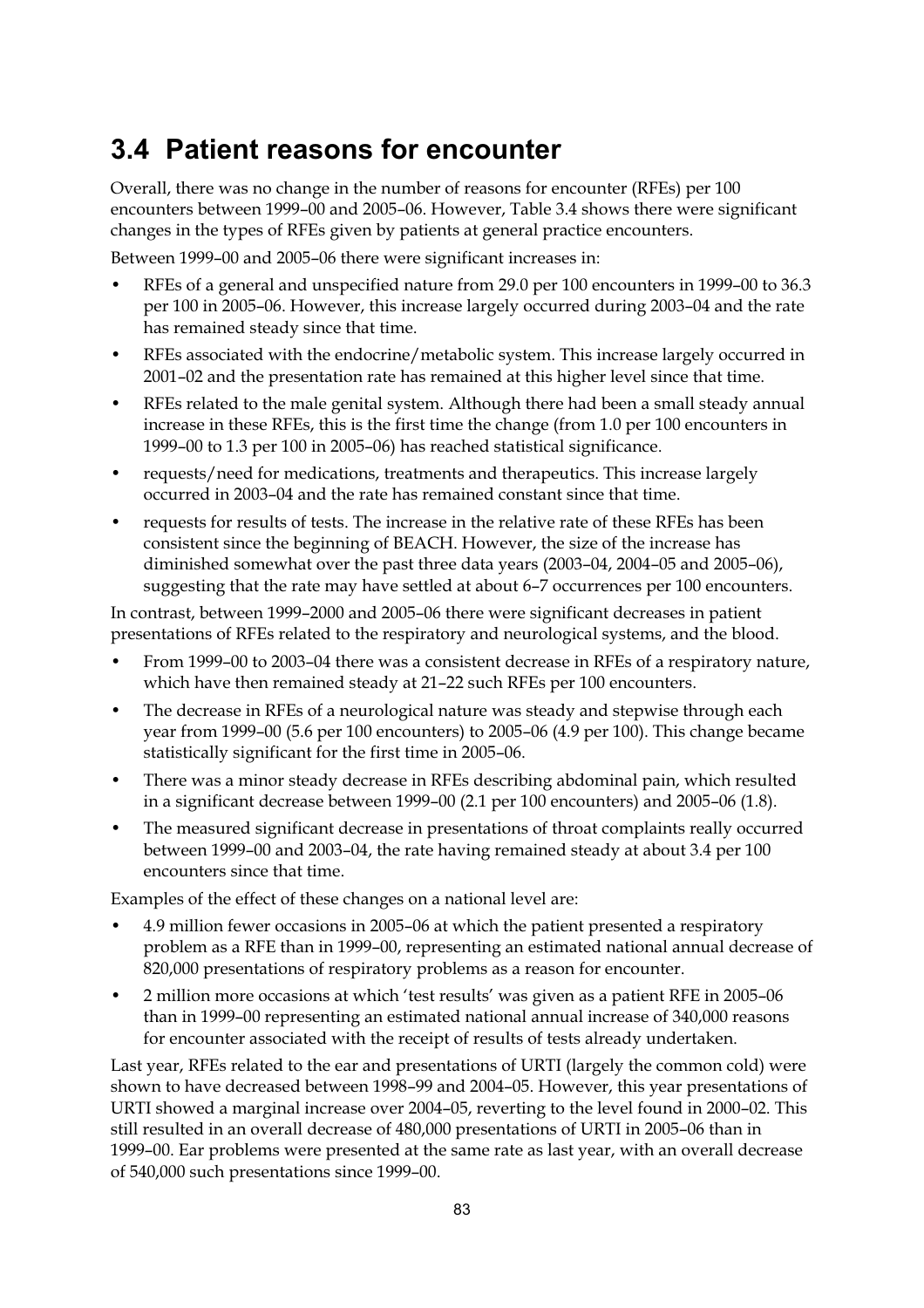## 3.4 Patient reasons for encounter

Overall, there was no change in the number of reasons for encounter (RFEs) per 100 encounters between 1999–00 and 2005–06. However, Table 3.4 shows there were significant changes in the types of RFEs given by patients at general practice encounters.

Between 1999–00 and 2005–06 there were significant increases in:

- RFEs of a general and unspecified nature from 29.0 per 100 encounters in 1999–00 to 36.3 per 100 in 2005–06. However, this increase largely occurred during 2003–04 and the rate has remained steady since that time.
- RFEs associated with the endocrine/metabolic system. This increase largely occurred in 2001–02 and the presentation rate has remained at this higher level since that time.
- RFEs related to the male genital system. Although there had been a small steady annual increase in these RFEs, this is the first time the change (from 1.0 per 100 encounters in 1999–00 to 1.3 per 100 in 2005–06) has reached statistical significance.
- requests/need for medications, treatments and therapeutics. This increase largely occurred in 2003–04 and the rate has remained constant since that time.
- requests for results of tests. The increase in the relative rate of these RFEs has been consistent since the beginning of BEACH. However, the size of the increase has diminished somewhat over the past three data years (2003–04, 2004–05 and 2005–06), suggesting that the rate may have settled at about 6–7 occurrences per 100 encounters.

In contrast, between 1999–2000 and 2005–06 there were significant decreases in patient presentations of RFEs related to the respiratory and neurological systems, and the blood.

- From 1999–00 to 2003–04 there was a consistent decrease in RFEs of a respiratory nature, which have then remained steady at 21–22 such RFEs per 100 encounters.
- The decrease in RFEs of a neurological nature was steady and stepwise through each year from 1999–00 (5.6 per 100 encounters) to 2005–06 (4.9 per 100). This change became statistically significant for the first time in 2005–06.
- There was a minor steady decrease in RFEs describing abdominal pain, which resulted in a significant decrease between 1999–00 (2.1 per 100 encounters) and 2005–06 (1.8).
- The measured significant decrease in presentations of throat complaints really occurred between 1999–00 and 2003–04, the rate having remained steady at about 3.4 per 100 encounters since that time.

Examples of the effect of these changes on a national level are:

- 4.9 million fewer occasions in 2005–06 at which the patient presented a respiratory problem as a RFE than in 1999–00, representing an estimated national annual decrease of 820,000 presentations of respiratory problems as a reason for encounter.
- 2 million more occasions at which 'test results' was given as a patient RFE in 2005–06 than in 1999–00 representing an estimated national annual increase of 340,000 reasons for encounter associated with the receipt of results of tests already undertaken.

Last year, RFEs related to the ear and presentations of URTI (largely the common cold) were shown to have decreased between 1998–99 and 2004–05. However, this year presentations of URTI showed a marginal increase over 2004–05, reverting to the level found in 2000–02. This still resulted in an overall decrease of 480,000 presentations of URTI in 2005–06 than in 1999–00. Ear problems were presented at the same rate as last year, with an overall decrease of 540,000 such presentations since 1999–00.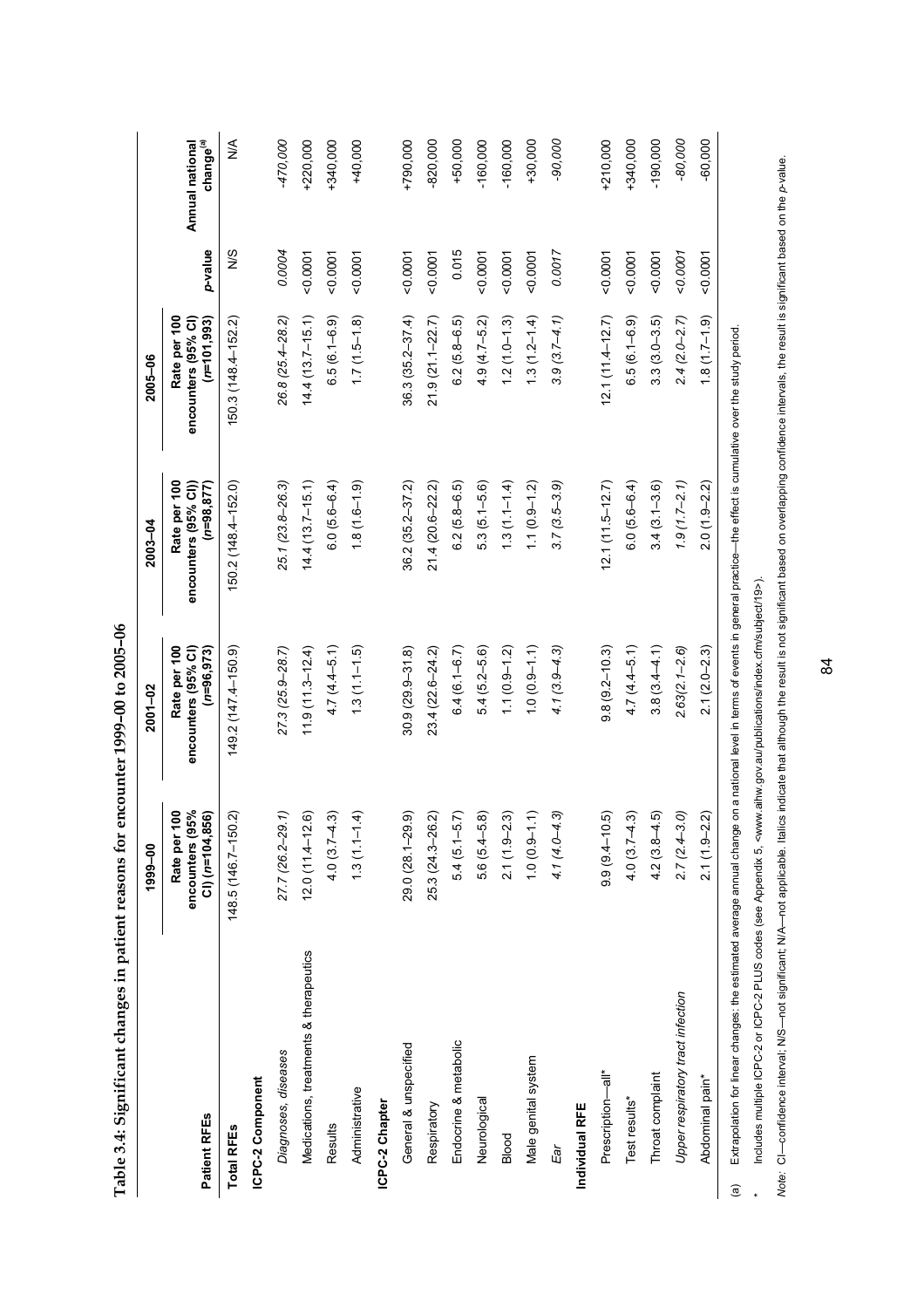**Table 3.4: Significant changes in patient reasons for encounter 1999–00 to 2005–06**

| Patient RFEs | 1999–00 | 2001–02 | 2003–04 | 2005–06 | | |
|---|---|---|---|---|---|---|
| | Rate per 100 encounters (95% CI) (*n*=104,856) | Rate per 100 encounters (95% CI) (*n*=96,973) | Rate per 100 encounters (95% CI)) (*n*=98,877) | Rate per 100 encounters (95% CI) (*n*=101,993) | *p*-value | Annual national change[(a)] |
| **Total RFEs** | 148.5 (146.7–150.2) | 149.2 (147.4–150.9) | 150.2 (148.4–152.0) | 150.3 (148.4–152.2) | N/S | N/A |
| **ICPC-2 Component** | | | | | | |
| *Diagnoses, diseases* | *27.7 (26.2–29.1)* | *27.3 (25.9–28.7)* | *25.1 (23.8–26.3)* | *26.8 (25.4–28.2)* | *0.0004* | *-470,000* |
| Medications, treatments & therapeutics | 12.0 (11.4–12.6) | 11.9 (11.3–12.4) | 14.4 (13.7–15.1) | 14.4 (13.7–15.1) | <0.0001 | +220,000 |
| Results | 4.0 (3.7–4.3) | 4.7 (4.4–5.1) | 6.0 (5.6–6.4) | 6.5 (6.1–6.9) | <0.0001 | +340,000 |
| Administrative | 1.3 (1.1–1.4) | 1.3 (1.1–1.5) | 1.8 (1.6–1.9) | 1.7 (1.5–1.8) | <0.0001 | +40,000 |
| **ICPC-2 Chapter** | | | | | | |
| General & unspecified | 29.0 (28.1–29.9) | 30.9 (29.9–31.8) | 36.2 (35.2–37.2) | 36.3 (35.2–37.4) | <0.0001 | +790,000 |
| Respiratory | 25.3 (24.3–26.2) | 23.4 (22.6–24.2) | 21.4 (20.6–22.2) | 21.9 (21.1–22.7) | <0.0001 | -820,000 |
| Endocrine & metabolic | 5.4 (5.1–5.7) | 6.4 (6.1–6.7) | 6.2 (5.8–6.5) | 6.2 (5.8–6.5) | 0.015 | +50,000 |
| Neurological | 5.6 (5.4–5.8) | 5.4 (5.2–5.6) | 5.3 (5.1–5.6) | 4.9 (4.7–5.2) | <0.0001 | -160,000 |
| Blood | 2.1 (1.9–2.3) | 1.1 (0.9–1.2) | 1.3 (1.1–1.4) | 1.2 (1.0–1.3) | <0.0001 | -160,000 |
| Male genital system | 1.0 (0.9–1.1) | 1.0 (0.9–1.1) | 1.1 (0.9–1.2) | 1.3 (1.2–1.4) | <0.0001 | +30,000 |
| *Ear* | *4.1 (4.0–4.3)* | *4.1 (3.9–4.3)* | *3.7 (3.5–3.9)* | *3.9 (3.7–4.1)* | *0.0017* | *-90,000* |
| **Individual RFE** | | | | | | |
| Prescription—all* | 9.9 (9.4–10.5) | 9.8 (9.2–10.3) | 12.1 (11.5–12.7) | 12.1 (11.4–12.7) | <0.0001 | +210,000 |
| Test results* | 4.0 (3.7–4.3) | 4.7 (4.4–5.1) | 6.0 (5.6–6.4) | 6.5 (6.1–6.9) | <0.0001 | +340,000 |
| Throat complaint | 4.2 (3.8–4.5) | 3.8 (3.4–4.1) | 3.4 (3.1–3.6) | 3.3 (3.0–3.5) | <0.0001 | -190,000 |
| *Upper respiratory tract infection* | *2.7 (2.4–3.0)* | *2.63(2.1–2.6)* | *1.9 (1.7–2.1)* | *2.4 (2.0–2.7)* | *<0.0001* | *-80,000* |
| Abdominal pain* | 2.1 (1.9–2.2) | 2.1 (2.0–2.3) | 2.0 (1.9–2.2) | 1.8 (1.7–1.9) | <0.0001 | -60,000 |

(a) Extrapolation for linear changes: the estimated average annual change on a national level in terms of events in general practice—the effect is cumulative over the study period.

\* Includes multiple ICPC-2 or ICPC-2 PLUS codes (see Appendix 5, <www.aihw.gov.au/publications/index.cfm/subject/19>).

*Note:* CI—confidence interval; N/S—not significant; N/A—not applicable. Italics indicate that although the result is not significant based on overlapping confidence intervals, the result is significant based on the *p*-value.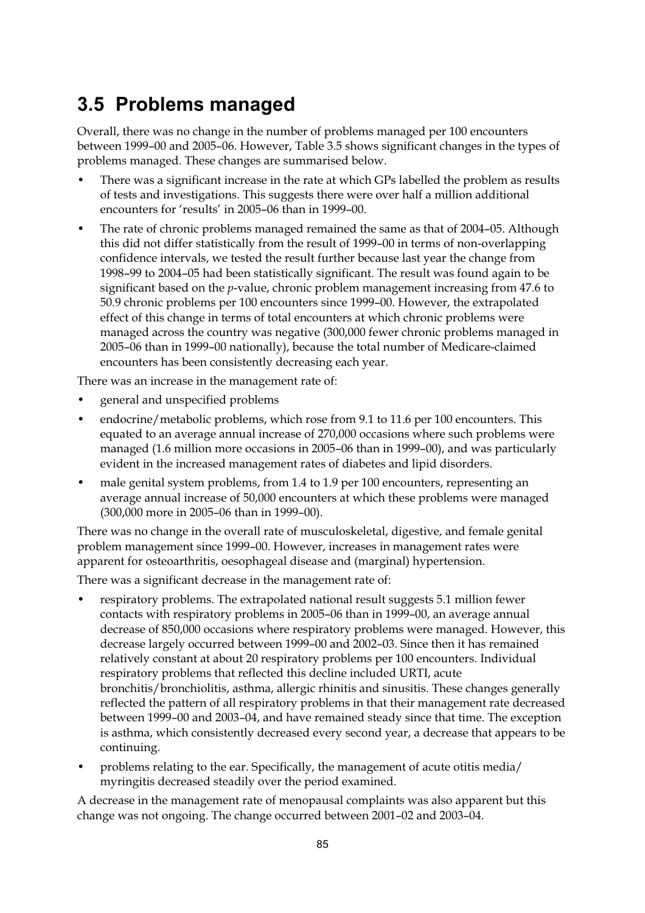# 3.5 Problems managed

Overall, there was no change in the number of problems managed per 100 encounters between 1999–00 and 2005–06. However, Table 3.5 shows significant changes in the types of problems managed. These changes are summarised below.

- There was a significant increase in the rate at which GPs labelled the problem as results of tests and investigations. This suggests there were over half a million additional encounters for 'results' in 2005–06 than in 1999–00.
- The rate of chronic problems managed remained the same as that of 2004–05. Although this did not differ statistically from the result of 1999–00 in terms of non-overlapping confidence intervals, we tested the result further because last year the change from 1998–99 to 2004–05 had been statistically significant. The result was found again to be significant based on the *p*-value, chronic problem management increasing from 47.6 to 50.9 chronic problems per 100 encounters since 1999–00. However, the extrapolated effect of this change in terms of total encounters at which chronic problems were managed across the country was negative (300,000 fewer chronic problems managed in 2005–06 than in 1999–00 nationally), because the total number of Medicare-claimed encounters has been consistently decreasing each year.

There was an increase in the management rate of:

- general and unspecified problems
- endocrine/metabolic problems, which rose from 9.1 to 11.6 per 100 encounters. This equated to an average annual increase of 270,000 occasions where such problems were managed (1.6 million more occasions in 2005–06 than in 1999–00), and was particularly evident in the increased management rates of diabetes and lipid disorders.
- male genital system problems, from 1.4 to 1.9 per 100 encounters, representing an average annual increase of 50,000 encounters at which these problems were managed (300,000 more in 2005–06 than in 1999–00).

There was no change in the overall rate of musculoskeletal, digestive, and female genital problem management since 1999–00. However, increases in management rates were apparent for osteoarthritis, oesophageal disease and (marginal) hypertension.

There was a significant decrease in the management rate of:

- respiratory problems. The extrapolated national result suggests 5.1 million fewer contacts with respiratory problems in 2005–06 than in 1999–00, an average annual decrease of 850,000 occasions where respiratory problems were managed. However, this decrease largely occurred between 1999–00 and 2002–03. Since then it has remained relatively constant at about 20 respiratory problems per 100 encounters. Individual respiratory problems that reflected this decline included URTI, acute bronchitis/bronchiolitis, asthma, allergic rhinitis and sinusitis. These changes generally reflected the pattern of all respiratory problems in that their management rate decreased between 1999–00 and 2003–04, and have remained steady since that time. The exception is asthma, which consistently decreased every second year, a decrease that appears to be continuing.
- problems relating to the ear. Specifically, the management of acute otitis media/ myringitis decreased steadily over the period examined.

A decrease in the management rate of menopausal complaints was also apparent but this change was not ongoing. The change occurred between 2001–02 and 2003–04.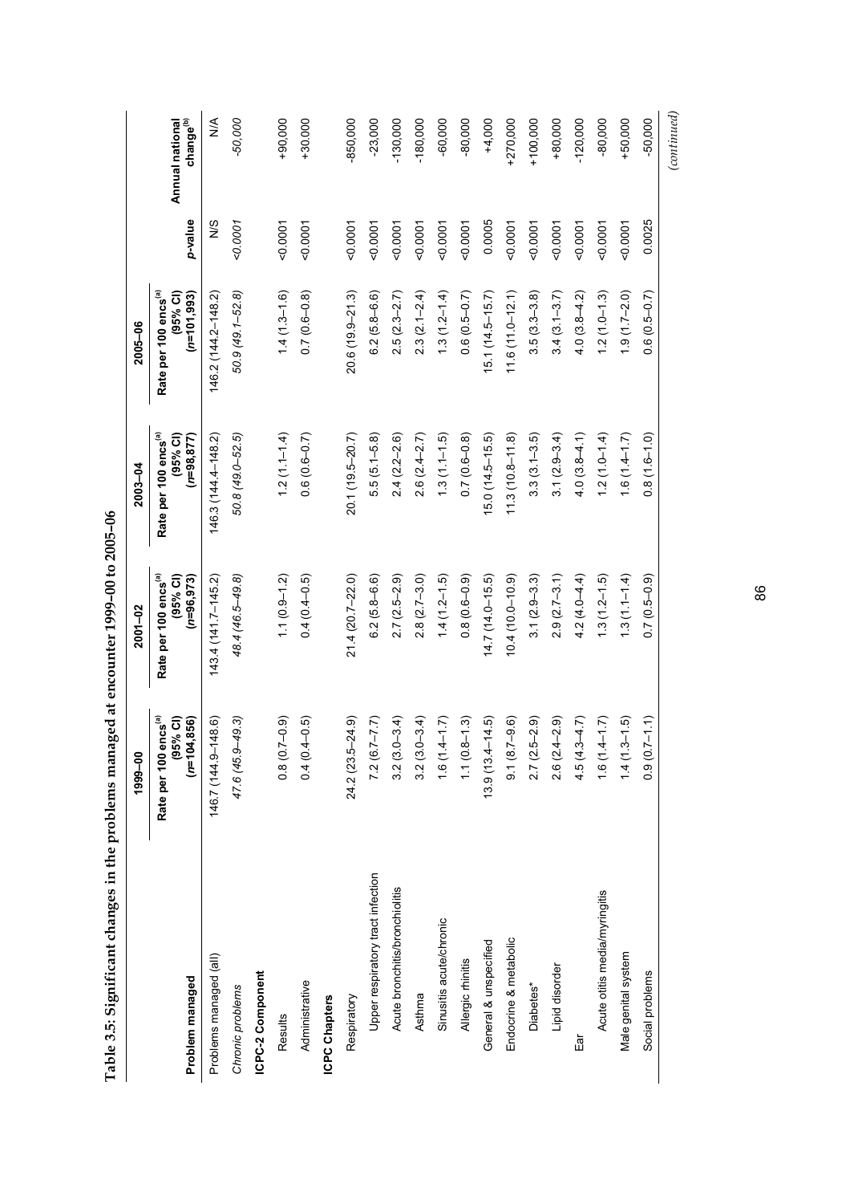**Table 3.5: Significant changes in the problems managed at encounter 1999–00 to 2005–06**

| Problem managed | 1999–00 Rate per 100 encs[(a)] (95% CI) ($n$=104,856) | 2001–02 Rate per 100 encs[(a)] (95% CI) ($n$=96,973) | 2003–04 Rate per 100 encs[(a)] (95% CI) ($n$=98,877) | 2005–06 Rate per 100 encs[(a)] (95% CI) ($n$=101,993) | $p$-value | Annual national change[(b)] |
|---|---|---|---|---|---|---|
| Problems managed (all) | 146.7 (144.9–148.6) | 143.4 (141.7–145.2) | 146.3 (144.4–148.2) | 146.2 (144.2–148.2) | N/S | N/A |
| *Chronic problems* | *47.6 (45.9–49.3)* | *48.4 (46.5–49.8)* | *50.8 (49.0–52.5)* | *50.9 (49.1–52.8)* | *<0.0001* | *-50,000* |
| **ICPC-2 Component** | | | | | | |
| Results | 0.8 (0.7–0.9) | 1.1 (0.9–1.2) | 1.2 (1.1–1.4) | 1.4 (1.3–1.6) | <0.0001 | +90,000 |
| Administrative | 0.4 (0.4–0.5) | 0.4 (0.4–0.5) | 0.6 (0.6–0.7) | 0.7 (0.6–0.8) | <0.0001 | +30,000 |
| **ICPC Chapters** | | | | | | |
| Respiratory | 24.2 (23.5–24.9) | 21.4 (20.7–22.0) | 20.1 (19.5–20.7) | 20.6 (19.9–21.3) | <0.0001 | -850,000 |
| Upper respiratory tract infection | 7.2 (6.7–7.7) | 6.2 (5.8–6.6) | 5.5 (5.1–5.8) | 6.2 (5.8–6.6) | <0.0001 | -23,000 |
| Acute bronchitis/bronchiolitis | 3.2 (3.0–3.4) | 2.7 (2.5–2.9) | 2.4 (2.2–2.6) | 2.5 (2.3–2.7) | <0.0001 | -130,000 |
| Asthma | 3.2 (3.0–3.4) | 2.8 (2.7–3.0) | 2.6 (2.4–2.7) | 2.3 (2.1–2.4) | <0.0001 | -180,000 |
| Sinusitis acute/chronic | 1.6 (1.4–1.7) | 1.4 (1.2–1.5) | 1.3 (1.1–1.5) | 1.3 (1.2–1.4) | <0.0001 | -60,000 |
| Allergic rhinitis | 1.1 (0.8–1.3) | 0.8 (0.6–0.9) | 0.7 (0.6–0.8) | 0.6 (0.5–0.7) | <0.0001 | -80,000 |
| General & unspecified | 13.9 (13.4–14.5) | 14.7 (14.0–15.5) | 15.0 (14.5–15.5) | 15.1 (14.5–15.7) | 0.0005 | +4,000 |
| Endocrine & metabolic | 9.1 (8.7–9.6) | 10.4 (10.0–10.9) | 11.3 (10.8–11.8) | 11.6 (11.0–12.1) | <0.0001 | +270,000 |
| Diabetes* | 2.7 (2.5–2.9) | 3.1 (2.9–3.3) | 3.3 (3.1–3.5) | 3.5 (3.3–3.8) | <0.0001 | +100,000 |
| Lipid disorder | 2.6 (2.4–2.9) | 2.9 (2.7–3.1) | 3.1 (2.9–3.4) | 3.4 (3.1–3.7) | <0.0001 | +80,000 |
| Ear | 4.5 (4.3–4.7) | 4.2 (4.0–4.4) | 4.0 (3.8–4.1) | 4.0 (3.8–4.2) | <0.0001 | -120,000 |
| Acute otitis media/myringitis | 1.6 (1.4–1.7) | 1.3 (1.2–1.5) | 1.2 (1.0–1.4) | 1.2 (1.0–1.3) | <0.0001 | -80,000 |
| Male genital system | 1.4 (1.3–1.5) | 1.3 (1.1–1.4) | 1.6 (1.4–1.7) | 1.9 (1.7–2.0) | <0.0001 | +50,000 |
| Social problems | 0.9 (0.7–1.1) | 0.7 (0.5–0.9) | 0.8 (1.6–1.0) | 0.6 (0.5–0.7) | 0.0025 | -50,000 |

*(continued)*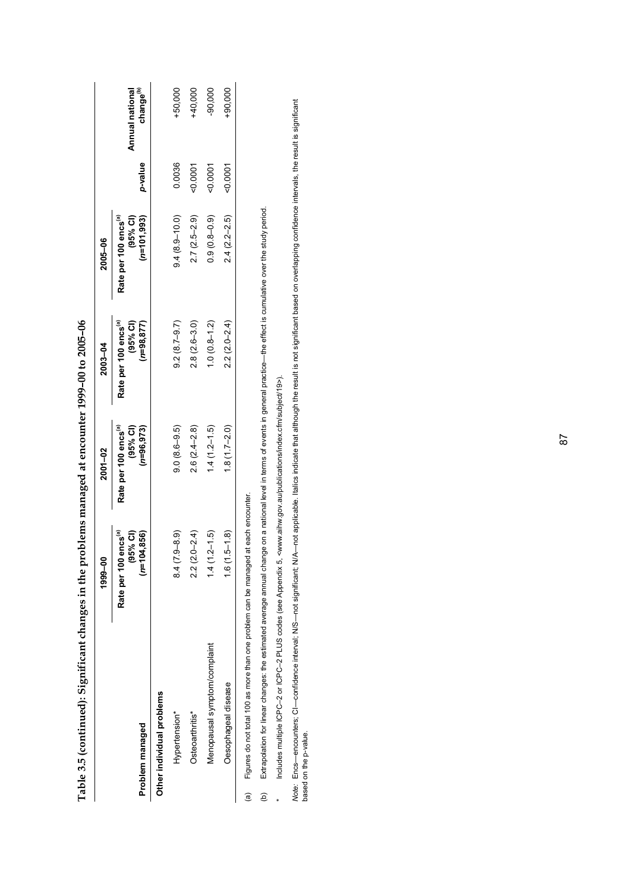**Table 3.5 (continued): Significant changes in the problems managed at encounter 1999–00 to 2005–06**

| Problem managed | 1999–00 Rate per 100 encs[(a)] (95% CI) (*n*=104,856) | 2001–02 Rate per 100 encs[(a)] (95% CI) (*n*=96,973) | 2003–04 Rate per 100 encs[(a)] (95% CI) (*n*=98,877) | 2005–06 Rate per 100 encs[(a)] (95% CI) (*n*=101,993) | *p*-value | Annual national change[(b)] |
|---|---|---|---|---|---|---|
| **Other individual problems** | | | | | | |
| Hypertension* | 8.4 (7.9–8.9) | 9.0 (8.6–9.5) | 9.2 (8.7–9.7) | 9.4 (8.9–10.0) | 0.0036 | +50,000 |
| Osteoarthritis* | 2.2 (2.0–2.4) | 2.6 (2.4–2.8) | 2.8 (2.6–3.0) | 2.7 (2.5–2.9) | <0.0001 | +40,000 |
| Menopausal symptom/complaint | 1.4 (1.2–1.5) | 1.4 (1.2–1.5) | 1.0 (0.8–1.2) | 0.9 (0.8–0.9) | <0.0001 | -90,000 |
| Oesophageal disease | 1.6 (1.5–1.8) | 1.8 (1.7–2.0) | 2.2 (2.0–2.4) | 2.4 (2.2–2.5) | <0.0001 | +90,000 |

(a) Figures do not total 100 as more than one problem can be managed at each encounter.

(b) Extrapolation for linear changes: the estimated average annual change on a national level in terms of events in general practice—the effect is cumulative over the study period.

\* Includes multiple ICPC-2 or ICPC-2 PLUS codes (see Appendix 5, <www.aihw.gov.au/publications/index.cfm/subject/19>).

*Note:* Encs—encounters; CI—confidence interval; N/S—not significant; N/A—not applicable. Italics indicate that although the result is not significant based on overlapping confidence intervals, the result is significant based on the p-value.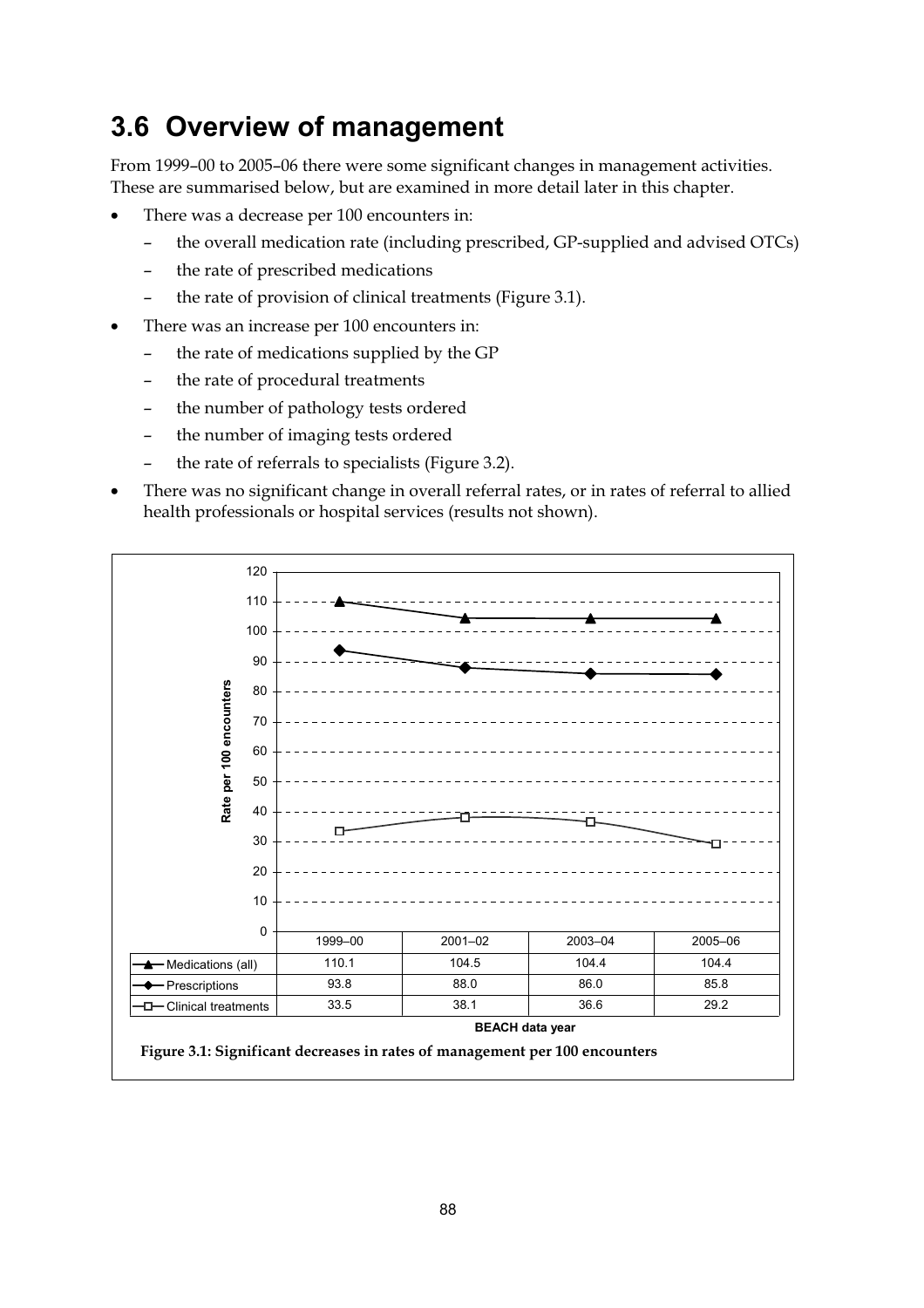## 3.6 Overview of management

From 1999–00 to 2005–06 there were some significant changes in management activities. These are summarised below, but are examined in more detail later in this chapter.

- There was a decrease per 100 encounters in:
  - the overall medication rate (including prescribed, GP-supplied and advised OTCs)
  - the rate of prescribed medications
  - the rate of provision of clinical treatments (Figure 3.1).
- There was an increase per 100 encounters in:
  - the rate of medications supplied by the GP
  - the rate of procedural treatments
  - the number of pathology tests ordered
  - the number of imaging tests ordered
  - the rate of referrals to specialists (Figure 3.2).
- There was no significant change in overall referral rates, or in rates of referral to allied health professionals or hospital services (results not shown).

| BEACH data year | 1999–00 | 2001–02 | 2003–04 | 2005–06 |
|---|---|---|---|---|
| Medications (all) | 110.1 | 104.5 | 104.4 | 104.4 |
| Prescriptions | 93.8 | 88.0 | 86.0 | 85.8 |
| Clinical treatments | 33.5 | 38.1 | 36.6 | 29.2 |

Figure 3.1: Significant decreases in rates of management per 100 encounters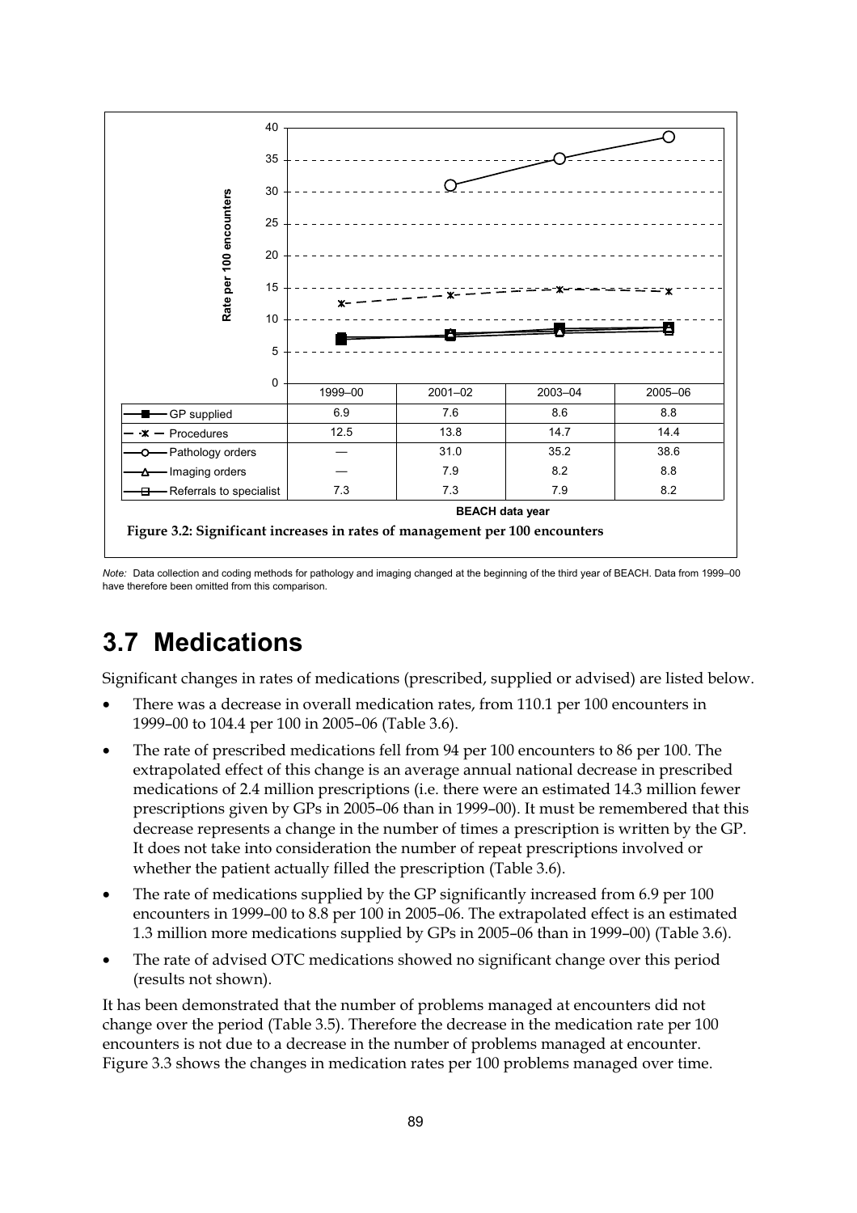| | 1999–00 | 2001–02 | 2003–04 | 2005–06 |
|---|---|---|---|---|
| GP supplied | 6.9 | 7.6 | 8.6 | 8.8 |
| Procedures | 12.5 | 13.8 | 14.7 | 14.4 |
| Pathology orders | — | 31.0 | 35.2 | 38.6 |
| Imaging orders | — | 7.9 | 8.2 | 8.8 |
| Referrals to specialist | 7.3 | 7.3 | 7.9 | 8.2 |

BEACH data year

**Figure 3.2: Significant increases in rates of management per 100 encounters**

*Note:* Data collection and coding methods for pathology and imaging changed at the beginning of the third year of BEACH. Data from 1999–00 have therefore been omitted from this comparison.

## 3.7 Medications

Significant changes in rates of medications (prescribed, supplied or advised) are listed below.

- There was a decrease in overall medication rates, from 110.1 per 100 encounters in 1999–00 to 104.4 per 100 in 2005–06 (Table 3.6).
- The rate of prescribed medications fell from 94 per 100 encounters to 86 per 100. The extrapolated effect of this change is an average annual national decrease in prescribed medications of 2.4 million prescriptions (i.e. there were an estimated 14.3 million fewer prescriptions given by GPs in 2005–06 than in 1999–00). It must be remembered that this decrease represents a change in the number of times a prescription is written by the GP. It does not take into consideration the number of repeat prescriptions involved or whether the patient actually filled the prescription (Table 3.6).
- The rate of medications supplied by the GP significantly increased from 6.9 per 100 encounters in 1999–00 to 8.8 per 100 in 2005–06. The extrapolated effect is an estimated 1.3 million more medications supplied by GPs in 2005–06 than in 1999–00) (Table 3.6).
- The rate of advised OTC medications showed no significant change over this period (results not shown).

It has been demonstrated that the number of problems managed at encounters did not change over the period (Table 3.5). Therefore the decrease in the medication rate per 100 encounters is not due to a decrease in the number of problems managed at encounter. Figure 3.3 shows the changes in medication rates per 100 problems managed over time.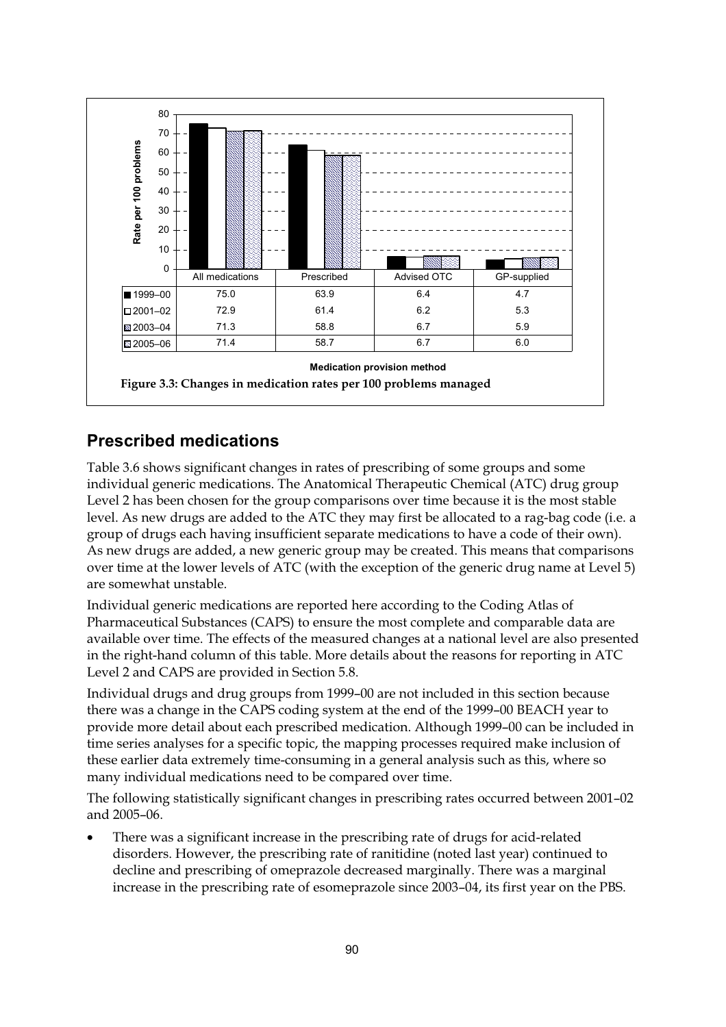| Rate per 100 problems | All medications | Prescribed | Advised OTC | GP-supplied |
|---|---|---|---|---|
| 1999–00 | 75.0 | 63.9 | 6.4 | 4.7 |
| 2001–02 | 72.9 | 61.4 | 6.2 | 5.3 |
| 2003–04 | 71.3 | 58.8 | 6.7 | 5.9 |
| 2005–06 | 71.4 | 58.7 | 6.7 | 6.0 |

**Medication provision method**

**Figure 3.3: Changes in medication rates per 100 problems managed**

## Prescribed medications

Table 3.6 shows significant changes in rates of prescribing of some groups and some individual generic medications. The Anatomical Therapeutic Chemical (ATC) drug group Level 2 has been chosen for the group comparisons over time because it is the most stable level. As new drugs are added to the ATC they may first be allocated to a rag-bag code (i.e. a group of drugs each having insufficient separate medications to have a code of their own). As new drugs are added, a new generic group may be created. This means that comparisons over time at the lower levels of ATC (with the exception of the generic drug name at Level 5) are somewhat unstable.

Individual generic medications are reported here according to the Coding Atlas of Pharmaceutical Substances (CAPS) to ensure the most complete and comparable data are available over time. The effects of the measured changes at a national level are also presented in the right-hand column of this table. More details about the reasons for reporting in ATC Level 2 and CAPS are provided in Section 5.8.

Individual drugs and drug groups from 1999–00 are not included in this section because there was a change in the CAPS coding system at the end of the 1999–00 BEACH year to provide more detail about each prescribed medication. Although 1999–00 can be included in time series analyses for a specific topic, the mapping processes required make inclusion of these earlier data extremely time-consuming in a general analysis such as this, where so many individual medications need to be compared over time.

The following statistically significant changes in prescribing rates occurred between 2001–02 and 2005–06.

- There was a significant increase in the prescribing rate of drugs for acid-related disorders. However, the prescribing rate of ranitidine (noted last year) continued to decline and prescribing of omeprazole decreased marginally. There was a marginal increase in the prescribing rate of esomeprazole since 2003–04, its first year on the PBS.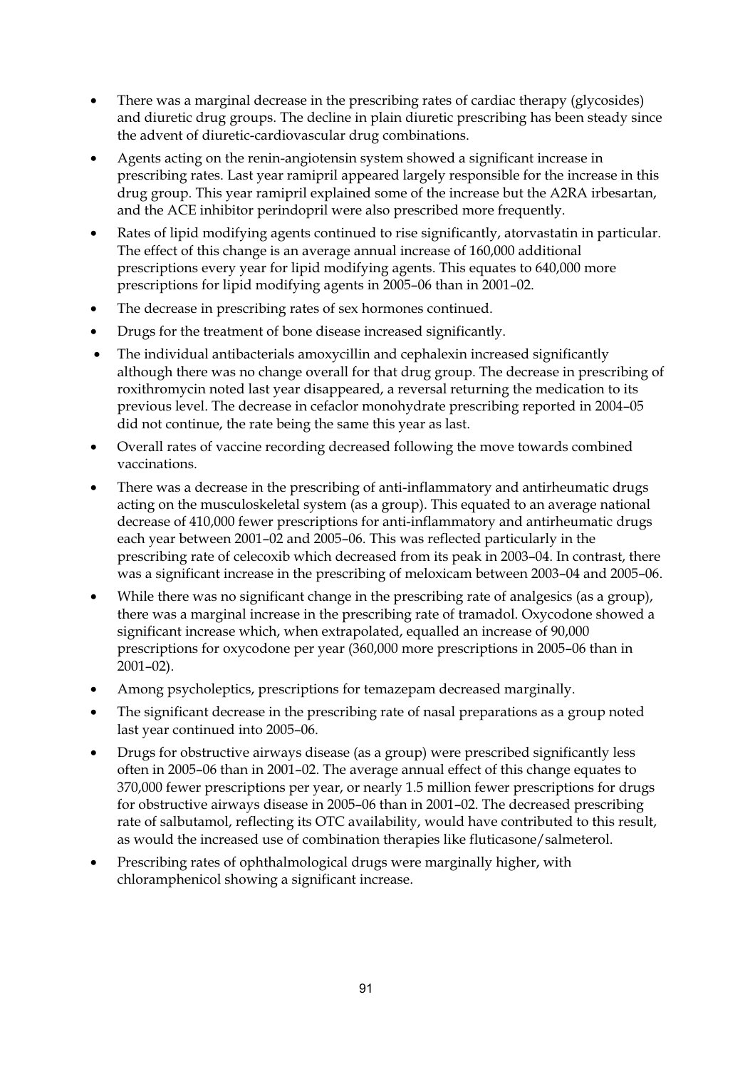- There was a marginal decrease in the prescribing rates of cardiac therapy (glycosides) and diuretic drug groups. The decline in plain diuretic prescribing has been steady since the advent of diuretic-cardiovascular drug combinations.
- Agents acting on the renin-angiotensin system showed a significant increase in prescribing rates. Last year ramipril appeared largely responsible for the increase in this drug group. This year ramipril explained some of the increase but the A2RA irbesartan, and the ACE inhibitor perindopril were also prescribed more frequently.
- Rates of lipid modifying agents continued to rise significantly, atorvastatin in particular. The effect of this change is an average annual increase of 160,000 additional prescriptions every year for lipid modifying agents. This equates to 640,000 more prescriptions for lipid modifying agents in 2005–06 than in 2001–02.
- The decrease in prescribing rates of sex hormones continued.
- Drugs for the treatment of bone disease increased significantly.
- The individual antibacterials amoxycillin and cephalexin increased significantly although there was no change overall for that drug group. The decrease in prescribing of roxithromycin noted last year disappeared, a reversal returning the medication to its previous level. The decrease in cefaclor monohydrate prescribing reported in 2004–05 did not continue, the rate being the same this year as last.
- Overall rates of vaccine recording decreased following the move towards combined vaccinations.
- There was a decrease in the prescribing of anti-inflammatory and antirheumatic drugs acting on the musculoskeletal system (as a group). This equated to an average national decrease of 410,000 fewer prescriptions for anti-inflammatory and antirheumatic drugs each year between 2001–02 and 2005–06. This was reflected particularly in the prescribing rate of celecoxib which decreased from its peak in 2003–04. In contrast, there was a significant increase in the prescribing of meloxicam between 2003–04 and 2005–06.
- While there was no significant change in the prescribing rate of analgesics (as a group), there was a marginal increase in the prescribing rate of tramadol. Oxycodone showed a significant increase which, when extrapolated, equalled an increase of 90,000 prescriptions for oxycodone per year (360,000 more prescriptions in 2005–06 than in 2001–02).
- Among psycholeptics, prescriptions for temazepam decreased marginally.
- The significant decrease in the prescribing rate of nasal preparations as a group noted last year continued into 2005–06.
- Drugs for obstructive airways disease (as a group) were prescribed significantly less often in 2005–06 than in 2001–02. The average annual effect of this change equates to 370,000 fewer prescriptions per year, or nearly 1.5 million fewer prescriptions for drugs for obstructive airways disease in 2005–06 than in 2001–02. The decreased prescribing rate of salbutamol, reflecting its OTC availability, would have contributed to this result, as would the increased use of combination therapies like fluticasone/salmeterol.
- Prescribing rates of ophthalmological drugs were marginally higher, with chloramphenicol showing a significant increase.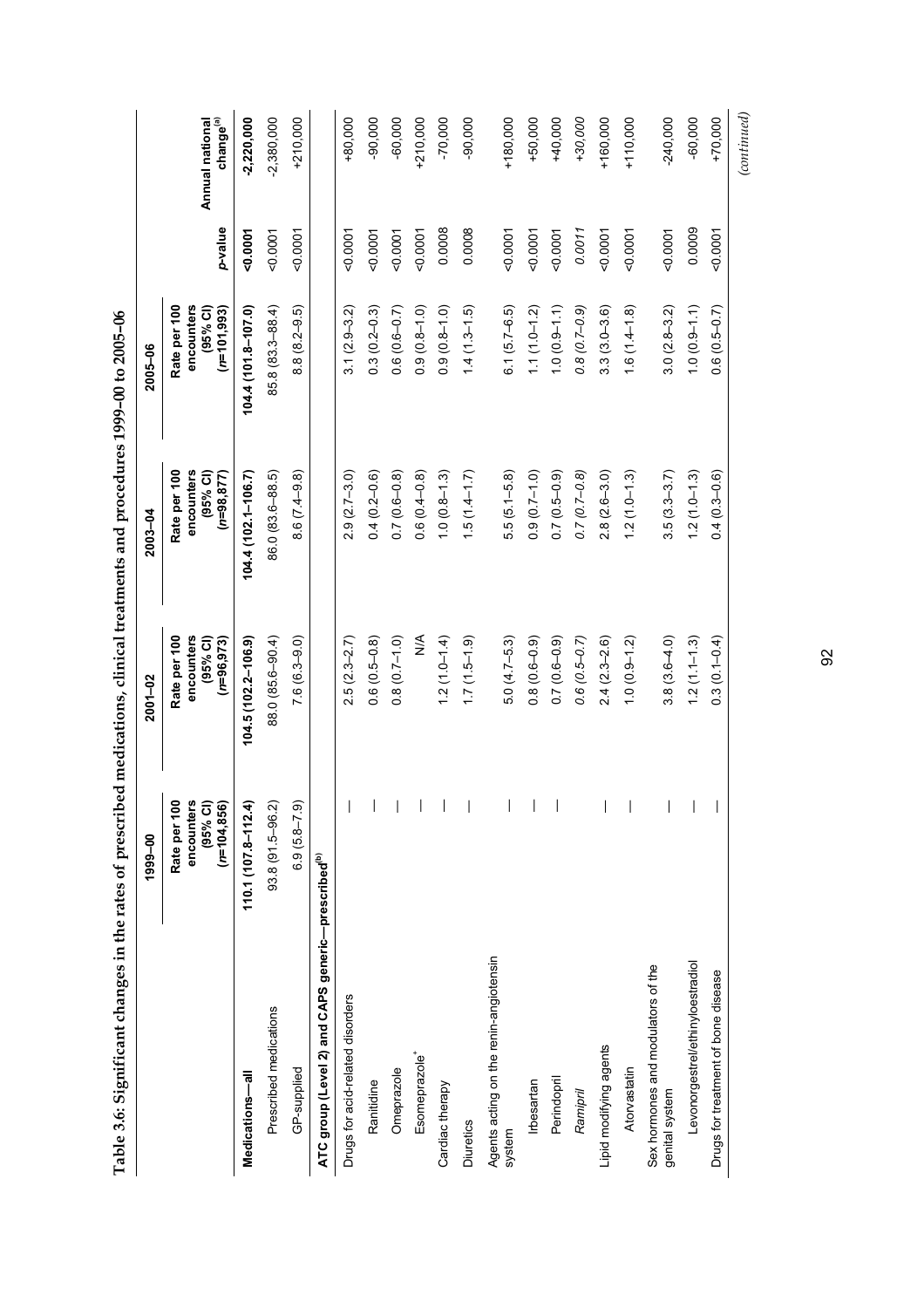**Table 3.6: Significant changes in the rates of prescribed medications, clinical treatments and procedures 1999–00 to 2005–06**

| | 1999–00 | 2001–02 | 2003–04 | 2005–06 | | |
|---|---|---|---|---|---|---|
| | Rate per 100 encounters (95% CI) (n=104,856) | Rate per 100 encounters (95% CI) (n=96,973) | Rate per 100 encounters (95% CI) (n=98,877) | Rate per 100 encounters (95% CI) (n=101,993) | p-value | Annual national change[(a)] |
| **Medications—all** | **110.1 (107.8–112.4)** | **104.5 (102.2–106.9)** | **104.4 (102.1–106.7)** | **104.4 (101.8–107.0)** | **<0.0001** | **-2,220,000** |
| Prescribed medications | 93.8 (91.5–96.2) | 88.0 (85.6–90.4) | 86.0 (83.6–88.5) | 85.8 (83.3–88.4) | <0.0001 | -2,380,000 |
| GP-supplied | 6.9 (5.8–7.9) | 7.6 (6.3–9.0) | 8.6 (7.4–9.8) | 8.8 (8.2–9.5) | <0.0001 | +210,000 |
| **ATC group (Level 2) and CAPS generic—prescribed[(b)]** | | | | | | |
| Drugs for acid-related disorders | — | 2.5 (2.3–2.7) | 2.9 (2.7–3.0) | 3.1 (2.9–3.2) | <0.0001 | +80,000 |
| Ranitidine | — | 0.6 (0.5–0.8) | 0.4 (0.2–0.6) | 0.3 (0.2–0.3) | <0.0001 | -90,000 |
| Omeprazole | — | 0.8 (0.7–1.0) | 0.7 (0.6–0.8) | 0.6 (0.6–0.7) | <0.0001 | -60,000 |
| Esomeprazole[+] | — | N/A | 0.6 (0.4–0.8) | 0.9 (0.8–1.0) | <0.0001 | +210,000 |
| Cardiac therapy | — | 1.2 (1.0–1.4) | 1.0 (0.8–1.3) | 0.9 (0.8–1.0) | 0.0008 | -70,000 |
| Diuretics | — | 1.7 (1.5–1.9) | 1.5 (1.4–1.7) | 1.4 (1.3–1.5) | 0.0008 | -90,000 |
| Agents acting on the renin-angiotensin system | — | 5.0 (4.7–5.3) | 5.5 (5.1–5.8) | 6.1 (5.7–6.5) | <0.0001 | +180,000 |
| Irbesartan | — | 0.8 (0.6–0.9) | 0.9 (0.7–1.0) | 1.1 (1.0–1.2) | <0.0001 | +50,000 |
| Perindopril | — | 0.7 (0.6–0.9) | 0.7 (0.5–0.9) | 1.0 (0.9–1.1) | <0.0001 | +40,000 |
| *Ramipril* | | *0.6 (0.5–0.7)* | *0.7 (0.7–0.8)* | *0.8 (0.7–0.9)* | *0.0011* | *+30,000* |
| Lipid modifying agents | — | 2.4 (2.3–2.6) | 2.8 (2.6–3.0) | 3.3 (3.0–3.6) | <0.0001 | +160,000 |
| Atorvastatin | — | 1.0 (0.9–1.2) | 1.2 (1.0–1.3) | 1.6 (1.4–1.8) | <0.0001 | +110,000 |
| Sex hormones and modulators of the genital system | — | 3.8 (3.6–4.0) | 3.5 (3.3–3.7) | 3.0 (2.8–3.2) | <0.0001 | -240,000 |
| Levonorgestrel/ethinyloestradiol | — | 1.2 (1.1–1.3) | 1.2 (1.0–1.3) | 1.0 (0.9–1.1) | 0.0009 | -60,000 |
| Drugs for treatment of bone disease | — | 0.3 (0.1–0.4) | 0.4 (0.3–0.6) | 0.6 (0.5–0.7) | <0.0001 | +70,000 |

*(continued)*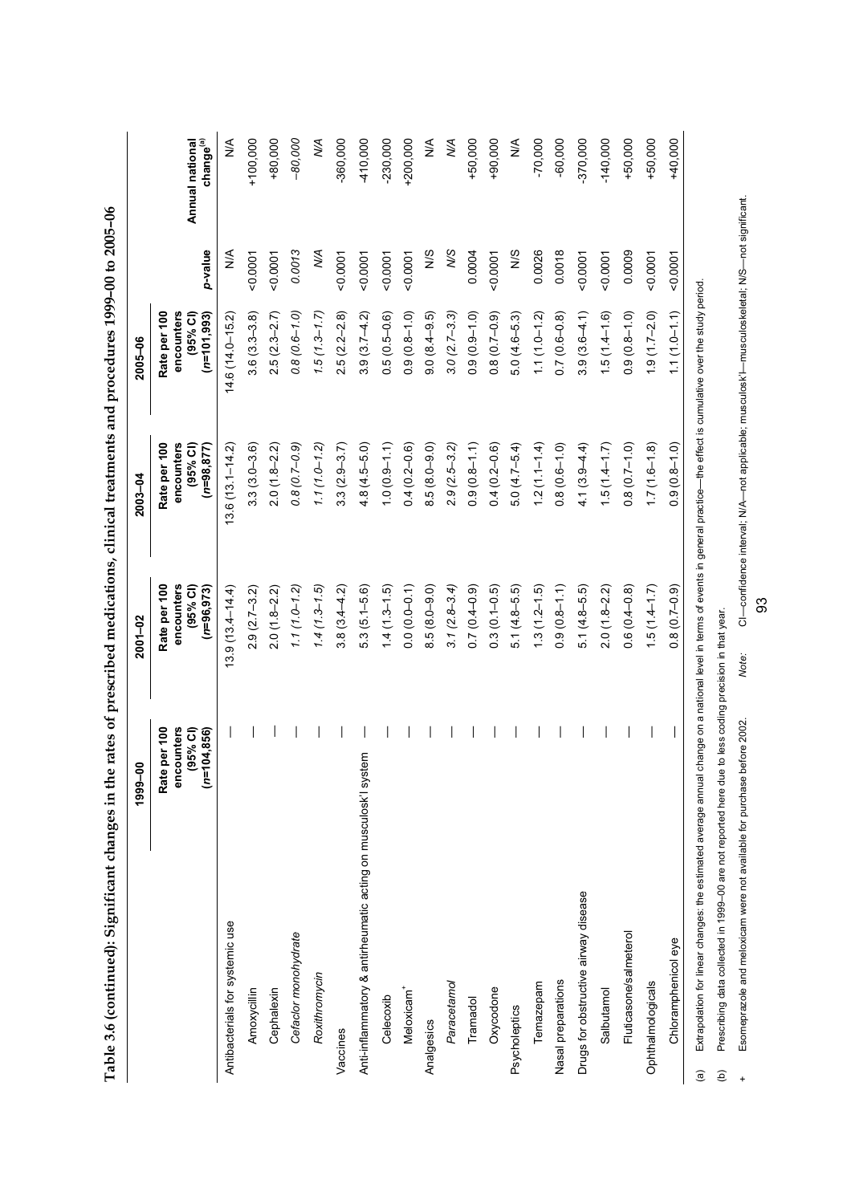**Table 3.6 (continued): Significant changes in the rates of prescribed medications, clinical treatments and procedures 1999–00 to 2005–06**

| | 1999–00 | 2001–02 | 2003–04 | 2005–06 | | |
|---|---|---|---|---|---|---|
| | Rate per 100 encounters (95% CI) (*n*=104,856) | Rate per 100 encounters (95% CI) (*n*=96,973) | Rate per 100 encounters (95% CI) (*n*=98,877) | Rate per 100 encounters (95% CI) (*n*=101,993) | *p*-value | Annual national change[(a)] |
| Antibacterials for systemic use | — | 13.9 (13.4–14.4) | 13.6 (13.1–14.2) | 14.6 (14.0–15.2) | N/A | N/A |
| Amoxycillin | — | 2.9 (2.7–3.2) | 3.3 (3.0–3.6) | 3.6 (3.3–3.8) | <0.0001 | +100,000 |
| Cephalexin | — | 2.0 (1.8–2.2) | 2.0 (1.8–2.2) | 2.5 (2.3–2.7) | <0.0001 | +80,000 |
| *Cefaclor monohydrate* | — | *1.1 (1.0–1.2)* | *0.8 (0.7–0.9)* | *0.8 (0.6–1.0)* | *0.0013* | *–80,000* |
| *Roxithromycin* | — | *1.4 (1.3–1.5)* | *1.1 (1.0–1.2)* | *1.5 (1.3–1.7)* | *N/A* | *N/A* |
| Vaccines | — | 3.8 (3.4–4.2) | 3.3 (2.9–3.7) | 2.5 (2.2–2.8) | <0.0001 | -360,000 |
| Anti-inflammatory & antirheumatic acting on musculosk'l system | — | 5.3 (5.1–5.6) | 4.8 (4.5–5.0) | 3.9 (3.7–4.2) | <0.0001 | -410,000 |
| Celecoxib | — | 1.4 (1.3–1.5) | 1.0 (0.9–1.1) | 0.5 (0.5–0.6) | <0.0001 | -230,000 |
| Meloxicam[+] | — | 0.0 (0.0–0.1) | 0.4 (0.2–0.6) | 0.9 (0.8–1.0) | <0.0001 | +200,000 |
| Analgesics | — | 8.5 (8.0–9.0) | 8.5 (8.0–9.0) | 9.0 (8.4–9.5) | N/S | N/A |
| *Paracetamol* | — | *3.1 (2.8–3.4)* | *2.9 (2.5–3.2)* | *3.0 (2.7–3.3)* | *N/S* | *N/A* |
| Tramadol | — | 0.7 (0.4–0.9) | 0.9 (0.8–1.1) | 0.9 (0.9–1.0) | 0.0004 | +50,000 |
| Oxycodone | — | 0.3 (0.1–0.5) | 0.4 (0.2–0.6) | 0.8 (0.7–0.9) | <0.0001 | +90,000 |
| Psycholeptics | — | 5.1 (4.8–5.5) | 5.0 (4.7–5.4) | 5.0 (4.6–5.3) | N/S | N/A |
| Temazepam | — | 1.3 (1.2–1.5) | 1.2 (1.1–1.4) | 1.1 (1.0–1.2) | 0.0026 | -70,000 |
| Nasal preparations | — | 0.9 (0.8–1.1) | 0.8 (0.6–1.0) | 0.7 (0.6–0.8) | 0.0018 | -60,000 |
| Drugs for obstructive airway disease | — | 5.1 (4.8–5.5) | 4.1 (3.9–4.4) | 3.9 (3.6–4.1) | <0.0001 | -370,000 |
| Salbutamol | — | 2.0 (1.8–2.2) | 1.5 (1.4–1.7) | 1.5 (1.4–1.6) | <0.0001 | -140,000 |
| Fluticasone/salmeterol | — | 0.6 (0.4–0.8) | 0.8 (0.7–1.0) | 0.9 (0.8–1.0) | 0.0009 | +50,000 |
| Ophthalmologicals | — | 1.5 (1.4–1.7) | 1.7 (1.6–1.8) | 1.9 (1.7–2.0) | <0.0001 | +50,000 |
| Chloramphenicol eye | — | 0.8 (0.7–0.9) | 0.9 (0.8–1.0) | 1.1 (1.0–1.1) | <0.0001 | +40,000 |

(a) Extrapolation for linear changes: the estimated average annual change on a national level in terms of events in general practice—the effect is cumulative over the study period.

(b) Prescribing data collected in 1999–00 are not reported here due to less coding precision in that year.

\+ Esomeprazole and meloxicam were not available for purchase before 2002.

*Note:* CI—confidence interval; N/A—not applicable; musculosk'l—musculoskeletal; N/S—not significant.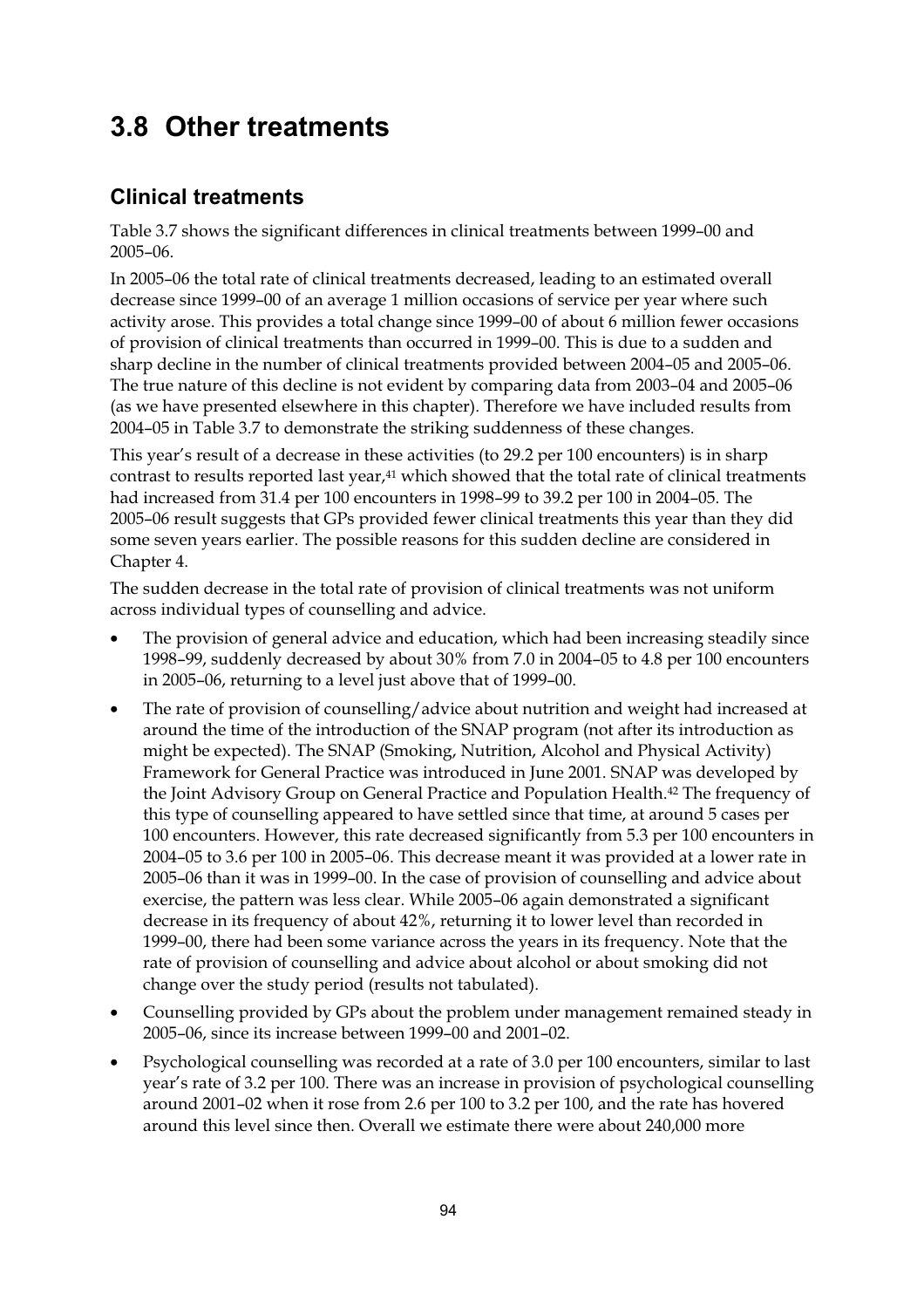# 3.8 Other treatments

## Clinical treatments

Table 3.7 shows the significant differences in clinical treatments between 1999–00 and 2005–06.

In 2005–06 the total rate of clinical treatments decreased, leading to an estimated overall decrease since 1999–00 of an average 1 million occasions of service per year where such activity arose. This provides a total change since 1999–00 of about 6 million fewer occasions of provision of clinical treatments than occurred in 1999–00. This is due to a sudden and sharp decline in the number of clinical treatments provided between 2004–05 and 2005–06. The true nature of this decline is not evident by comparing data from 2003–04 and 2005–06 (as we have presented elsewhere in this chapter). Therefore we have included results from 2004–05 in Table 3.7 to demonstrate the striking suddenness of these changes.

This year's result of a decrease in these activities (to 29.2 per 100 encounters) is in sharp contrast to results reported last year,[41] which showed that the total rate of clinical treatments had increased from 31.4 per 100 encounters in 1998–99 to 39.2 per 100 in 2004–05. The 2005–06 result suggests that GPs provided fewer clinical treatments this year than they did some seven years earlier. The possible reasons for this sudden decline are considered in Chapter 4.

The sudden decrease in the total rate of provision of clinical treatments was not uniform across individual types of counselling and advice.

- The provision of general advice and education, which had been increasing steadily since 1998–99, suddenly decreased by about 30% from 7.0 in 2004–05 to 4.8 per 100 encounters in 2005–06, returning to a level just above that of 1999–00.
- The rate of provision of counselling/advice about nutrition and weight had increased at around the time of the introduction of the SNAP program (not after its introduction as might be expected). The SNAP (Smoking, Nutrition, Alcohol and Physical Activity) Framework for General Practice was introduced in June 2001. SNAP was developed by the Joint Advisory Group on General Practice and Population Health.[42] The frequency of this type of counselling appeared to have settled since that time, at around 5 cases per 100 encounters. However, this rate decreased significantly from 5.3 per 100 encounters in 2004–05 to 3.6 per 100 in 2005–06. This decrease meant it was provided at a lower rate in 2005–06 than it was in 1999–00. In the case of provision of counselling and advice about exercise, the pattern was less clear. While 2005–06 again demonstrated a significant decrease in its frequency of about 42%, returning it to lower level than recorded in 1999–00, there had been some variance across the years in its frequency. Note that the rate of provision of counselling and advice about alcohol or about smoking did not change over the study period (results not tabulated).
- Counselling provided by GPs about the problem under management remained steady in 2005–06, since its increase between 1999–00 and 2001–02.
- Psychological counselling was recorded at a rate of 3.0 per 100 encounters, similar to last year's rate of 3.2 per 100. There was an increase in provision of psychological counselling around 2001–02 when it rose from 2.6 per 100 to 3.2 per 100, and the rate has hovered around this level since then. Overall we estimate there were about 240,000 more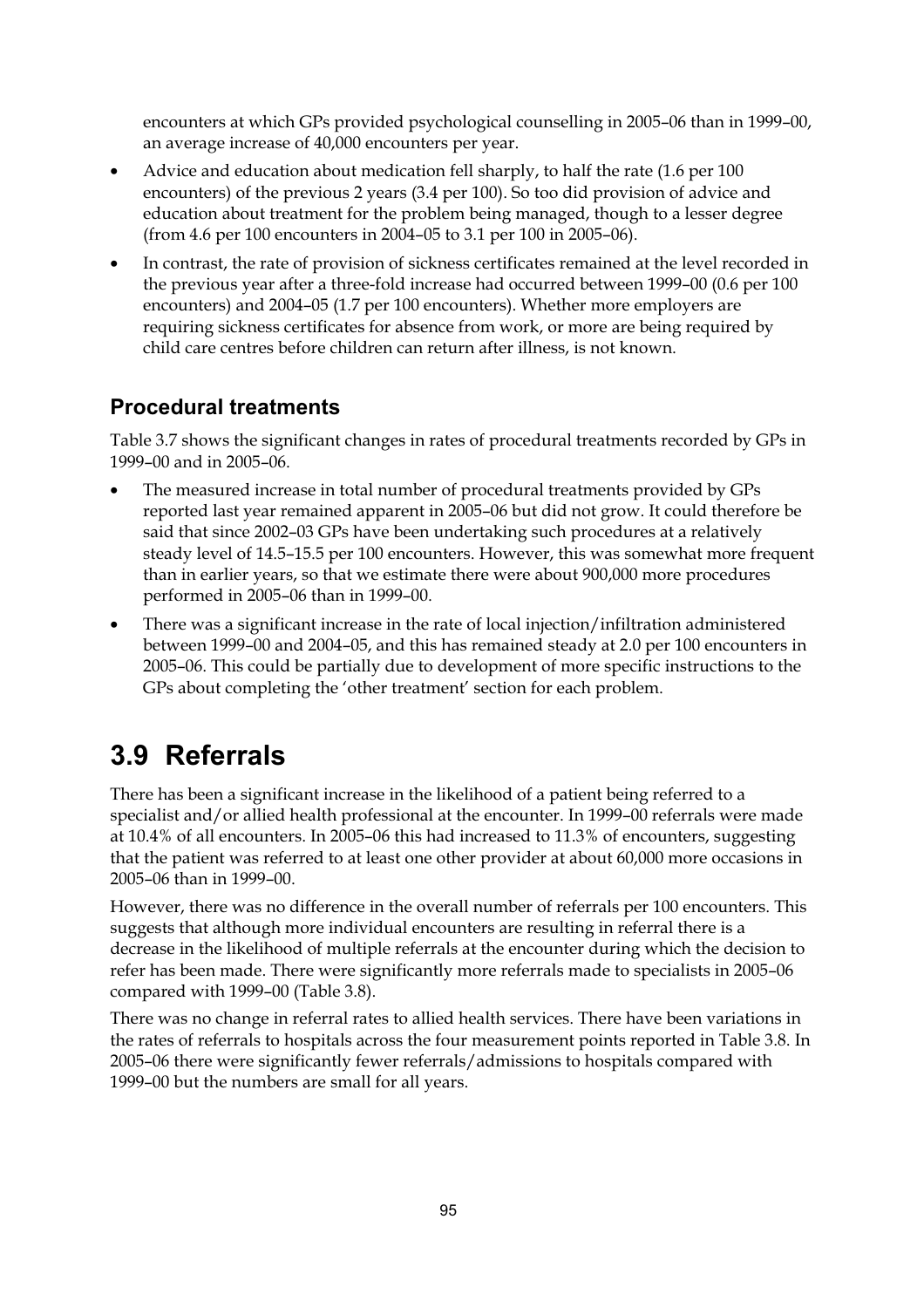encounters at which GPs provided psychological counselling in 2005–06 than in 1999–00, an average increase of 40,000 encounters per year.

- Advice and education about medication fell sharply, to half the rate (1.6 per 100 encounters) of the previous 2 years (3.4 per 100). So too did provision of advice and education about treatment for the problem being managed, though to a lesser degree (from 4.6 per 100 encounters in 2004–05 to 3.1 per 100 in 2005–06).
- In contrast, the rate of provision of sickness certificates remained at the level recorded in the previous year after a three-fold increase had occurred between 1999–00 (0.6 per 100 encounters) and 2004–05 (1.7 per 100 encounters). Whether more employers are requiring sickness certificates for absence from work, or more are being required by child care centres before children can return after illness, is not known.

### Procedural treatments

Table 3.7 shows the significant changes in rates of procedural treatments recorded by GPs in 1999–00 and in 2005–06.

- The measured increase in total number of procedural treatments provided by GPs reported last year remained apparent in 2005–06 but did not grow. It could therefore be said that since 2002–03 GPs have been undertaking such procedures at a relatively steady level of 14.5–15.5 per 100 encounters. However, this was somewhat more frequent than in earlier years, so that we estimate there were about 900,000 more procedures performed in 2005–06 than in 1999–00.
- There was a significant increase in the rate of local injection/infiltration administered between 1999–00 and 2004–05, and this has remained steady at 2.0 per 100 encounters in 2005–06. This could be partially due to development of more specific instructions to the GPs about completing the 'other treatment' section for each problem.

## 3.9 Referrals

There has been a significant increase in the likelihood of a patient being referred to a specialist and/or allied health professional at the encounter. In 1999–00 referrals were made at 10.4% of all encounters. In 2005–06 this had increased to 11.3% of encounters, suggesting that the patient was referred to at least one other provider at about 60,000 more occasions in 2005–06 than in 1999–00.

However, there was no difference in the overall number of referrals per 100 encounters. This suggests that although more individual encounters are resulting in referral there is a decrease in the likelihood of multiple referrals at the encounter during which the decision to refer has been made. There were significantly more referrals made to specialists in 2005–06 compared with 1999–00 (Table 3.8).

There was no change in referral rates to allied health services. There have been variations in the rates of referrals to hospitals across the four measurement points reported in Table 3.8. In 2005–06 there were significantly fewer referrals/admissions to hospitals compared with 1999–00 but the numbers are small for all years.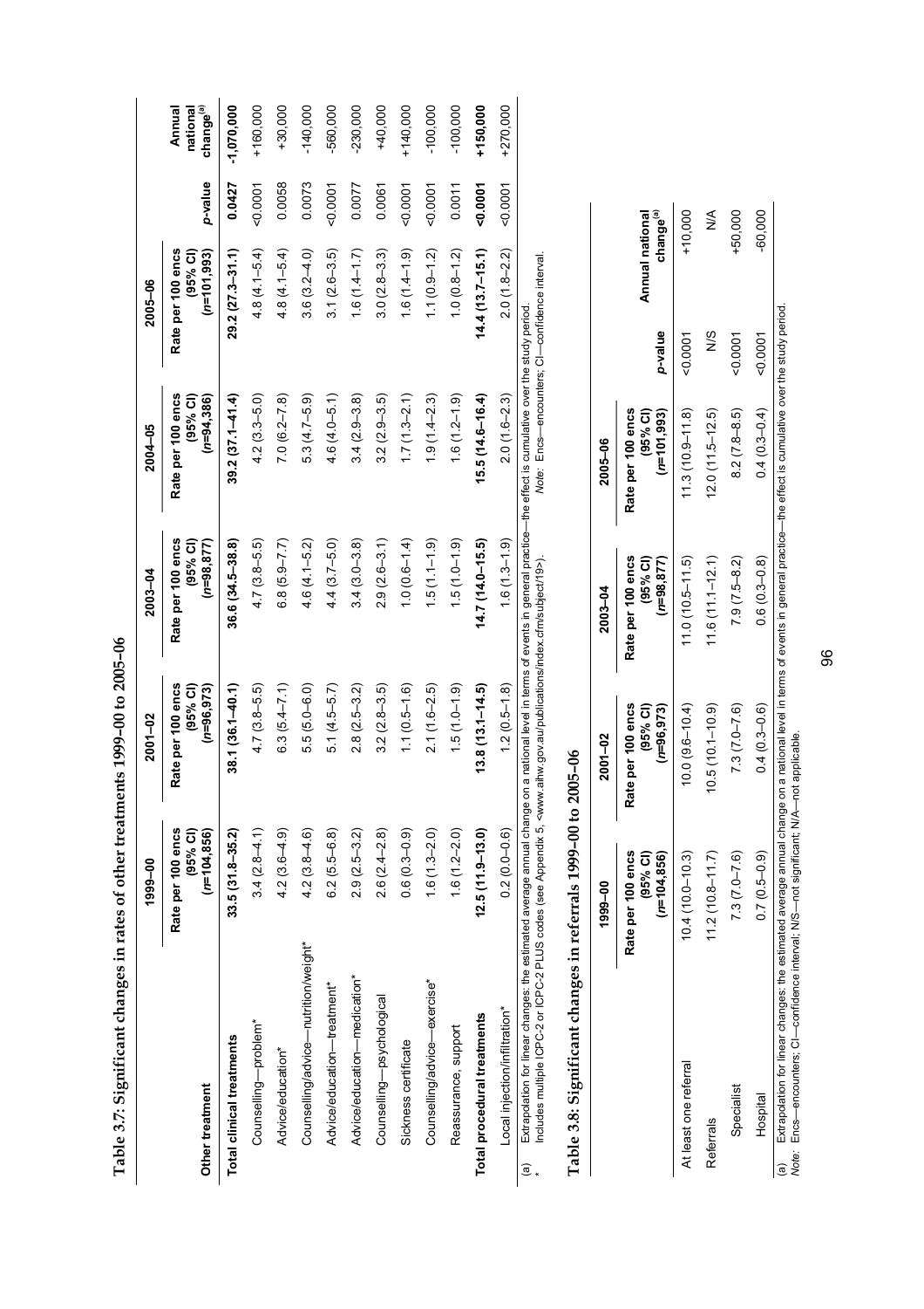**Table 3.7: Significant changes in rates of other treatments 1999–00 to 2005–06**

| Other treatment | 1999–00 Rate per 100 encs (95% CI) (*n*=104,856) | 2001–02 Rate per 100 encs (95% CI) (*n*=96,973) | 2003–04 Rate per 100 encs (95% CI) (*n*=98,877) | 2004–05 Rate per 100 encs (95% CI) (*n*=94,386) | 2005–06 Rate per 100 encs (95% CI) (*n*=101,993) | *p*-value | Annual national change[(a)] |
|---|---|---|---|---|---|---|---|
| **Total clinical treatments** | **33.5 (31.8–35.2)** | **38.1 (36.1–40.1)** | **36.6 (34.5–38.8)** | **39.2 (37.1–41.4)** | **29.2 (27.3–31.1)** | **0.0427** | **-1,070,000** |
| Counselling—problem* | 3.4 (2.8–4.1) | 4.7 (3.8–5.5) | 4.7 (3.8–5.5) | 4.2 (3.3–5.0) | 4.8 (4.1–5.4) | <0.0001 | +160,000 |
| Advice/education* | 4.2 (3.6–4.9) | 6.3 (5.4–7.1) | 6.8 (5.9–7.7) | 7.0 (6.2–7.8) | 4.8 (4.1–5.4) | 0.0058 | +30,000 |
| Counselling/advice—nutrition/weight* | 4.2 (3.8–4.6) | 5.5 (5.0–6.0) | 4.6 (4.1–5.2) | 5.3 (4.7–5.9) | 3.6 (3.2–4.0) | 0.0073 | -140,000 |
| Advice/education—treatment* | 6.2 (5.5–6.8) | 5.1 (4.5–5.7) | 4.4 (3.7–5.0) | 4.6 (4.0–5.1) | 3.1 (2.6–3.5) | <0.0001 | -560,000 |
| Advice/education—medication* | 2.9 (2.5–3.2) | 2.8 (2.5–3.2) | 3.4 (3.0–3.8) | 3.4 (2.9–3.8) | 1.6 (1.4–1.7) | 0.0077 | -230,000 |
| Counselling—psychological | 2.6 (2.4–2.8) | 3.2 (2.8–3.5) | 2.9 (2.6–3.1) | 3.2 (2.9–3.5) | 3.0 (2.8–3.3) | 0.0061 | +40,000 |
| Sickness certificate | 0.6 (0.3–0.9) | 1.1 (0.5–1.6) | 1.0 (0.6–1.4) | 1.7 (1.3–2.1) | 1.6 (1.4–1.9) | <0.0001 | +140,000 |
| Counselling/advice—exercise* | 1.6 (1.3–2.0) | 2.1 (1.6–2.5) | 1.5 (1.1–1.9) | 1.9 (1.4–2.3) | 1.1 (0.9–1.2) | <0.0001 | -100,000 |
| Reassurance, support | 1.6 (1.2–2.0) | 1.5 (1.0–1.9) | 1.5 (1.0–1.9) | 1.6 (1.2–1.9) | 1.0 (0.8–1.2) | 0.0011 | -100,000 |
| **Total procedural treatments** | **12.5 (11.9–13.0)** | **13.8 (13.1–14.5)** | **14.7 (14.0–15.5)** | **15.5 (14.6–16.4)** | **14.4 (13.7–15.1)** | **<0.0001** | **+150,000** |
| Local injection/infiltration* | 0.2 (0.0–0.6) | 1.2 (0.5–1.8) | 1.6 (1.3–1.9) | 2.0 (1.6–2.3) | 2.0 (1.8–2.2) | <0.0001 | +270,000 |

(a) Extrapolation for linear changes: the estimated average annual change on a national level in terms of events in general practice—the effect is cumulative over the study period.
\* Includes multiple ICPC-2 or ICPC-2 PLUS codes (see Appendix 5, <www.aihw.gov.au/publications/index.cfm/subject/19>).

*Note:* Encs—encounters; CI—confidence interval.

**Table 3.8: Significant changes in referrals 1999–00 to 2005–06**

| | 1999–00 Rate per 100 encs (95% CI) (*n*=104,856) | 2001–02 Rate per 100 encs (95% CI) (*n*=96,973) | 2003–04 Rate per 100 encs (95% CI) (*n*=98,877) | 2005–06 Rate per 100 encs (95% CI) (*n*=101,993) | *p*-value | Annual national change[(a)] |
|---|---|---|---|---|---|---|
| At least one referral | 10.4 (10.0–10.3) | 10.0 (9.6–10.4) | 11.0 (10.5–11.5) | 11.3 (10.9–11.8) | <0.0001 | +10,000 |
| Referrals | 11.2 (10.8–11.7) | 10.5 (10.1–10.9) | 11.6 (11.1–12.1) | 12.0 (11.5–12.5) | N/S | N/A |
| Specialist | 7.3 (7.0–7.6) | 7.3 (7.0–7.6) | 7.9 (7.5–8.2) | 8.2 (7.8–8.5) | <0.0001 | +50,000 |
| Hospital | 0.7 (0.5–0.9) | 0.4 (0.3–0.6) | 0.6 (0.3–0.8) | 0.4 (0.3–0.4) | <0.0001 | -60,000 |

(a) Extrapolation for linear changes: the estimated average annual change on a national level in terms of events in general practice—the effect is cumulative over the study period.

*Note:* Encs—encounters; CI—confidence interval; N/S—not significant; N/A—not applicable.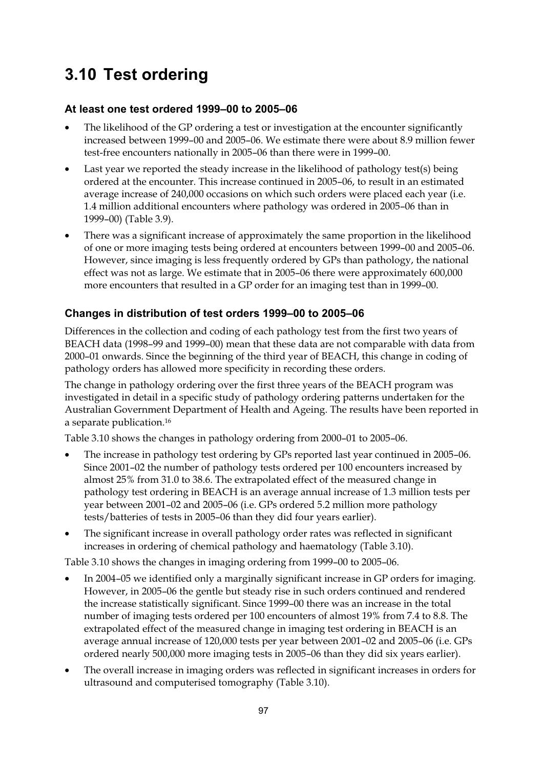# 3.10 Test ordering

### At least one test ordered 1999–00 to 2005–06

- The likelihood of the GP ordering a test or investigation at the encounter significantly increased between 1999–00 and 2005–06. We estimate there were about 8.9 million fewer test-free encounters nationally in 2005–06 than there were in 1999–00.
- Last year we reported the steady increase in the likelihood of pathology test(s) being ordered at the encounter. This increase continued in 2005–06, to result in an estimated average increase of 240,000 occasions on which such orders were placed each year (i.e. 1.4 million additional encounters where pathology was ordered in 2005–06 than in 1999–00) (Table 3.9).
- There was a significant increase of approximately the same proportion in the likelihood of one or more imaging tests being ordered at encounters between 1999–00 and 2005–06. However, since imaging is less frequently ordered by GPs than pathology, the national effect was not as large. We estimate that in 2005–06 there were approximately 600,000 more encounters that resulted in a GP order for an imaging test than in 1999–00.

### Changes in distribution of test orders 1999–00 to 2005–06

Differences in the collection and coding of each pathology test from the first two years of BEACH data (1998–99 and 1999–00) mean that these data are not comparable with data from 2000–01 onwards. Since the beginning of the third year of BEACH, this change in coding of pathology orders has allowed more specificity in recording these orders.

The change in pathology ordering over the first three years of the BEACH program was investigated in detail in a specific study of pathology ordering patterns undertaken for the Australian Government Department of Health and Ageing. The results have been reported in a separate publication.[16]

Table 3.10 shows the changes in pathology ordering from 2000–01 to 2005–06.

- The increase in pathology test ordering by GPs reported last year continued in 2005–06. Since 2001–02 the number of pathology tests ordered per 100 encounters increased by almost 25% from 31.0 to 38.6. The extrapolated effect of the measured change in pathology test ordering in BEACH is an average annual increase of 1.3 million tests per year between 2001–02 and 2005–06 (i.e. GPs ordered 5.2 million more pathology tests/batteries of tests in 2005–06 than they did four years earlier).
- The significant increase in overall pathology order rates was reflected in significant increases in ordering of chemical pathology and haematology (Table 3.10).

Table 3.10 shows the changes in imaging ordering from 1999–00 to 2005–06.

- In 2004–05 we identified only a marginally significant increase in GP orders for imaging. However, in 2005–06 the gentle but steady rise in such orders continued and rendered the increase statistically significant. Since 1999–00 there was an increase in the total number of imaging tests ordered per 100 encounters of almost 19% from 7.4 to 8.8. The extrapolated effect of the measured change in imaging test ordering in BEACH is an average annual increase of 120,000 tests per year between 2001–02 and 2005–06 (i.e. GPs ordered nearly 500,000 more imaging tests in 2005–06 than they did six years earlier).
- The overall increase in imaging orders was reflected in significant increases in orders for ultrasound and computerised tomography (Table 3.10).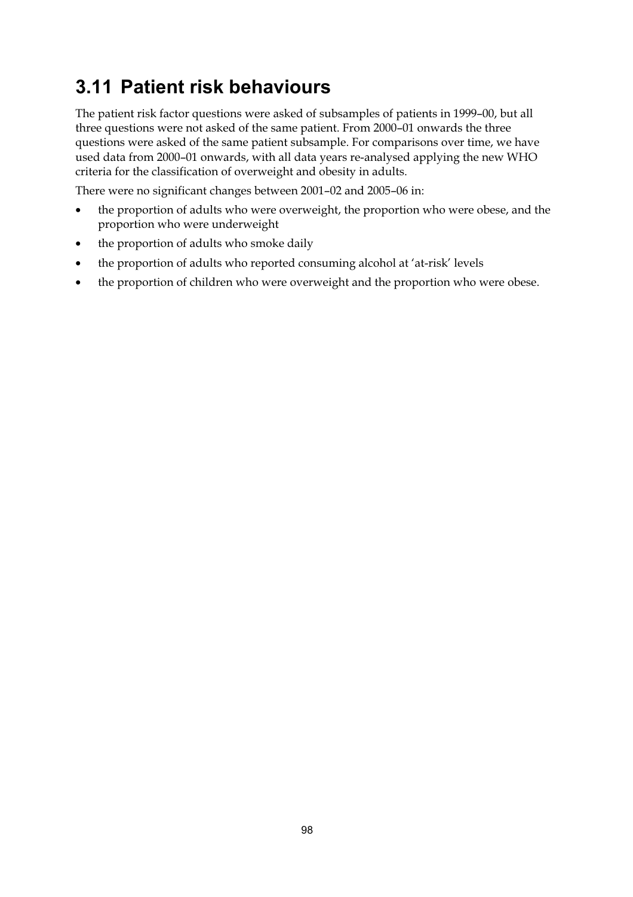## 3.11 Patient risk behaviours

The patient risk factor questions were asked of subsamples of patients in 1999–00, but all three questions were not asked of the same patient. From 2000–01 onwards the three questions were asked of the same patient subsample. For comparisons over time, we have used data from 2000–01 onwards, with all data years re-analysed applying the new WHO criteria for the classification of overweight and obesity in adults.

There were no significant changes between 2001–02 and 2005–06 in:

- the proportion of adults who were overweight, the proportion who were obese, and the proportion who were underweight
- the proportion of adults who smoke daily
- the proportion of adults who reported consuming alcohol at 'at-risk' levels
- the proportion of children who were overweight and the proportion who were obese.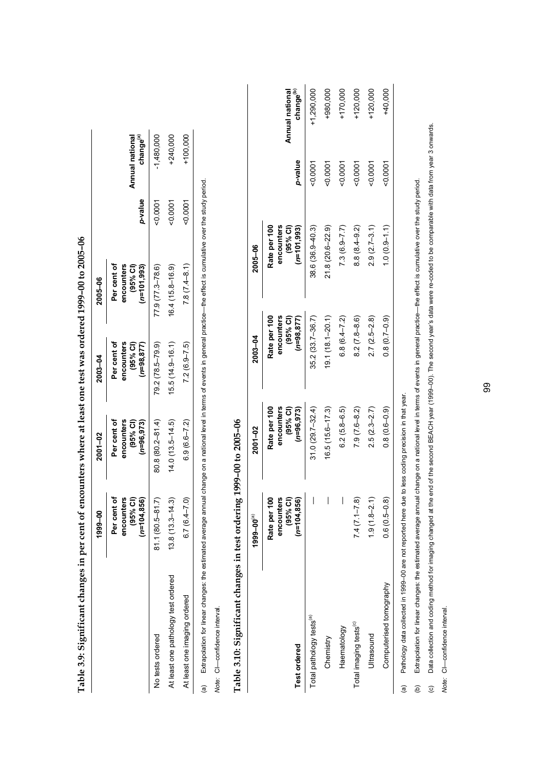## Table 3.9: Significant changes in per cent of encounters where at least one test was ordered 1999–00 to 2005–06

| | 1999–00 | 2001–02 | 2003–04 | 2005–06 | | |
|---|---|---|---|---|---|---|
| | Per cent of encounters (95% CI) (*n*=104,856) | Per cent of encounters (95% CI) (*n*=96,973) | Per cent of encounters (95% CI) (*n*=98,877) | Per cent of encounters (95% CI) (*n*=101,993) | *p*-value | Annual national change[(a)] |
| No tests ordered | 81.1 (80.5–81.7) | 80.8 (80.2–81.4) | 79.2 (78.5–79.9) | 77.9 (77.3–78.6) | <0.0001 | -1,480,000 |
| At least one pathology test ordered | 13.8 (13.3–14.3) | 14.0 (13.5–14.5) | 15.5 (14.9–16.1) | 16.4 (15.8–16.9) | <0.0001 | +240,000 |
| At least one imaging ordered | 6.7 (6.4–7.0) | 6.9 (6.6–7.2) | 7.2 (6.9–7.5) | 7.8 (7.4–8.1) | <0.0001 | +100,000 |

(a) Extrapolation for linear changes: the estimated average annual change on a national level in terms of events in general practice—the effect is cumulative over the study period.

*Note:* CI—confidence interval.

## Table 3.10: Significant changes in test ordering 1999–00 to 2005–06

| | 1999–00[(a)] | 2001–02 | 2003–04 | 2005–06 | | |
|---|---|---|---|---|---|---|
| **Test ordered** | Rate per 100 encounters (95% CI) (*n*=104,856) | Rate per 100 encounters (95% CI) (*n*=96,973) | Rate per 100 encounters (95% CI) (*n*=98,877) | Rate per 100 encounters (95% CI) (*n*=101,993) | *p*-value | Annual national change[(b)] |
| Total pathology tests[(a)] | — | 31.0 (29.7–32.4) | 35.2 (33.7–36.7) | 38.6 (36.9–40.3) | <0.0001 | +1,290,000 |
| Chemistry | — | 16.5 (15.6–17.3) | 19.1 (18.1–20.1) | 21.8 (20.6–22.9) | <0.0001 | +980,000 |
| Haematology | — | 6.2 (5.8–6.5) | 6.8 (6.4–7.2) | 7.3 (6.9–7.7) | <0.0001 | +170,000 |
| Total imaging tests[(c)] | 7.4 (7.1–7.8) | 7.9 (7.6–8.2) | 8.2 (7.8–8.6) | 8.8 (8.4–9.2) | <0.0001 | +120,000 |
| Ultrasound | 1.9 (1.8–2.1) | 2.5 (2.3–2.7) | 2.7 (2.5–2.8) | 2.9 (2.7–3.1) | <0.0001 | +120,000 |
| Computerised tomography | 0.6 (0.5–0.8) | 0.8 (0.6–0.9) | 0.8 (0.7–0.9) | 1.0 (0.9–1.1) | <0.0001 | +40,000 |

(a) Pathology data collected in 1999–00 are not reported here due to less coding precision in that year.

(b) Extrapolation for linear changes: the estimated average annual change on a national level in terms of events in general practice—the effect is cumulative over the study period.

(c) Data collection and coding method for imaging changed at the end of the second BEACH year (1999–00). The second year's data were re-coded to be comparable with data from year 3 onwards.

*Note:* CI—confidence interval.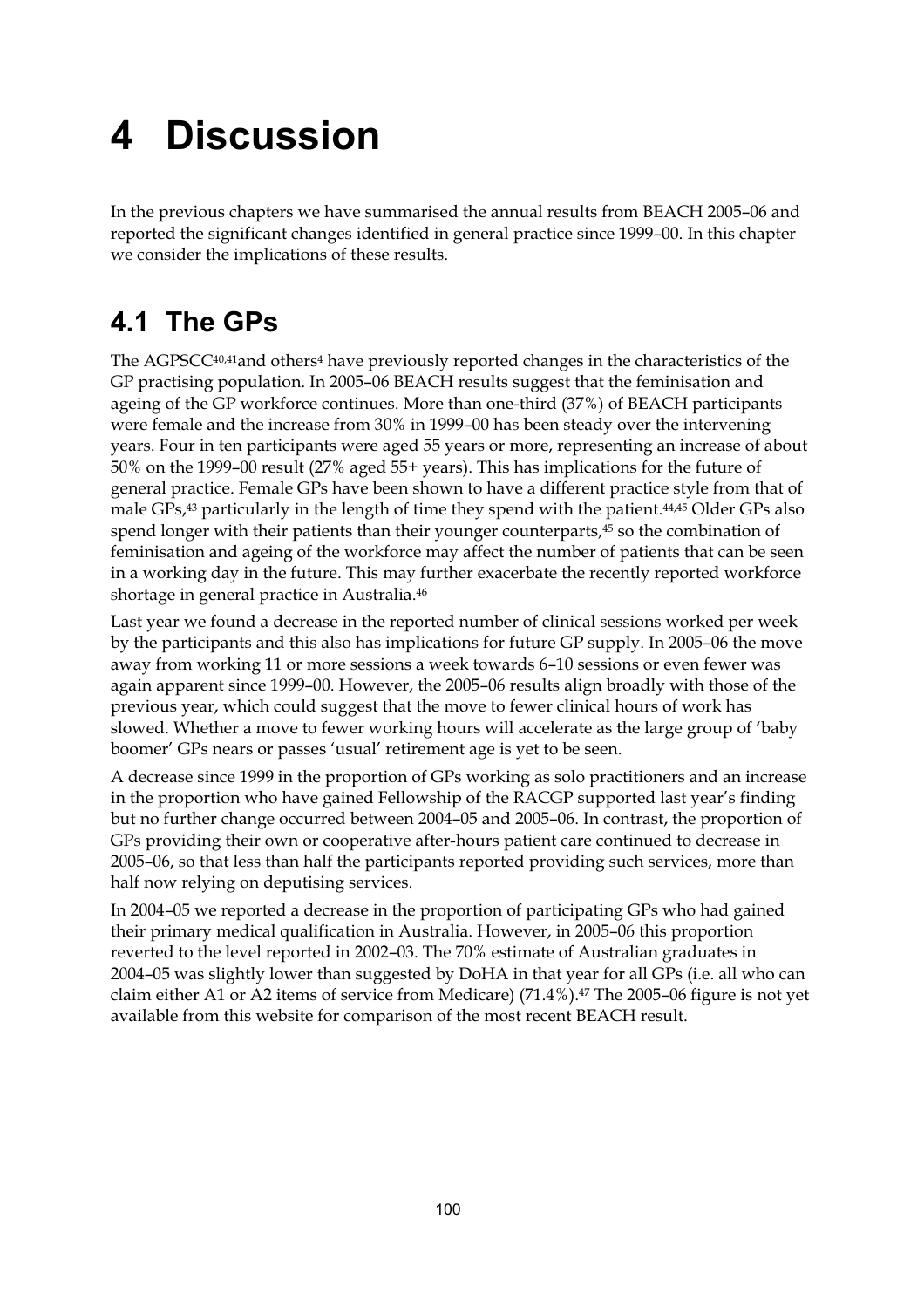# 4 Discussion

In the previous chapters we have summarised the annual results from BEACH 2005–06 and reported the significant changes identified in general practice since 1999–00. In this chapter we consider the implications of these results.

## 4.1 The GPs

The AGPSCC[40,41]and others[4] have previously reported changes in the characteristics of the GP practising population. In 2005–06 BEACH results suggest that the feminisation and ageing of the GP workforce continues. More than one-third (37%) of BEACH participants were female and the increase from 30% in 1999–00 has been steady over the intervening years. Four in ten participants were aged 55 years or more, representing an increase of about 50% on the 1999–00 result (27% aged 55+ years). This has implications for the future of general practice. Female GPs have been shown to have a different practice style from that of male GPs,[43] particularly in the length of time they spend with the patient.[44,45] Older GPs also spend longer with their patients than their younger counterparts,[45] so the combination of feminisation and ageing of the workforce may affect the number of patients that can be seen in a working day in the future. This may further exacerbate the recently reported workforce shortage in general practice in Australia.[46]

Last year we found a decrease in the reported number of clinical sessions worked per week by the participants and this also has implications for future GP supply. In 2005–06 the move away from working 11 or more sessions a week towards 6–10 sessions or even fewer was again apparent since 1999–00. However, the 2005–06 results align broadly with those of the previous year, which could suggest that the move to fewer clinical hours of work has slowed. Whether a move to fewer working hours will accelerate as the large group of 'baby boomer' GPs nears or passes 'usual' retirement age is yet to be seen.

A decrease since 1999 in the proportion of GPs working as solo practitioners and an increase in the proportion who have gained Fellowship of the RACGP supported last year's finding but no further change occurred between 2004–05 and 2005–06. In contrast, the proportion of GPs providing their own or cooperative after-hours patient care continued to decrease in 2005–06, so that less than half the participants reported providing such services, more than half now relying on deputising services.

In 2004–05 we reported a decrease in the proportion of participating GPs who had gained their primary medical qualification in Australia. However, in 2005–06 this proportion reverted to the level reported in 2002–03. The 70% estimate of Australian graduates in 2004–05 was slightly lower than suggested by DoHA in that year for all GPs (i.e. all who can claim either A1 or A2 items of service from Medicare) (71.4%).[47] The 2005–06 figure is not yet available from this website for comparison of the most recent BEACH result.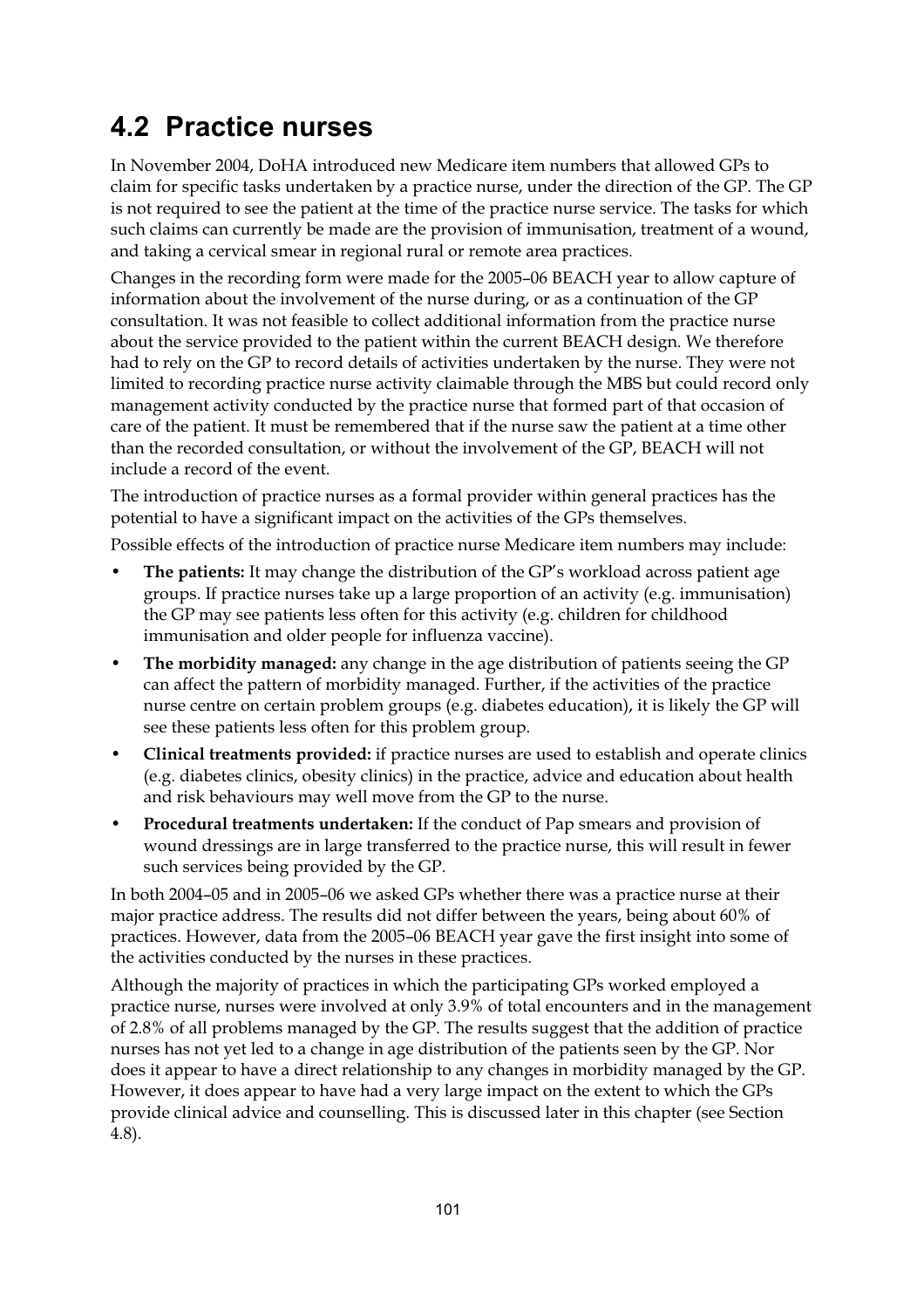## 4.2 Practice nurses

In November 2004, DoHA introduced new Medicare item numbers that allowed GPs to claim for specific tasks undertaken by a practice nurse, under the direction of the GP. The GP is not required to see the patient at the time of the practice nurse service. The tasks for which such claims can currently be made are the provision of immunisation, treatment of a wound, and taking a cervical smear in regional rural or remote area practices.

Changes in the recording form were made for the 2005–06 BEACH year to allow capture of information about the involvement of the nurse during, or as a continuation of the GP consultation. It was not feasible to collect additional information from the practice nurse about the service provided to the patient within the current BEACH design. We therefore had to rely on the GP to record details of activities undertaken by the nurse. They were not limited to recording practice nurse activity claimable through the MBS but could record only management activity conducted by the practice nurse that formed part of that occasion of care of the patient. It must be remembered that if the nurse saw the patient at a time other than the recorded consultation, or without the involvement of the GP, BEACH will not include a record of the event.

The introduction of practice nurses as a formal provider within general practices has the potential to have a significant impact on the activities of the GPs themselves.

Possible effects of the introduction of practice nurse Medicare item numbers may include:

- **The patients:** It may change the distribution of the GP's workload across patient age groups. If practice nurses take up a large proportion of an activity (e.g. immunisation) the GP may see patients less often for this activity (e.g. children for childhood immunisation and older people for influenza vaccine).
- **The morbidity managed:** any change in the age distribution of patients seeing the GP can affect the pattern of morbidity managed. Further, if the activities of the practice nurse centre on certain problem groups (e.g. diabetes education), it is likely the GP will see these patients less often for this problem group.
- **Clinical treatments provided:** if practice nurses are used to establish and operate clinics (e.g. diabetes clinics, obesity clinics) in the practice, advice and education about health and risk behaviours may well move from the GP to the nurse.
- **Procedural treatments undertaken:** If the conduct of Pap smears and provision of wound dressings are in large transferred to the practice nurse, this will result in fewer such services being provided by the GP.

In both 2004–05 and in 2005–06 we asked GPs whether there was a practice nurse at their major practice address. The results did not differ between the years, being about 60% of practices. However, data from the 2005–06 BEACH year gave the first insight into some of the activities conducted by the nurses in these practices.

Although the majority of practices in which the participating GPs worked employed a practice nurse, nurses were involved at only 3.9% of total encounters and in the management of 2.8% of all problems managed by the GP. The results suggest that the addition of practice nurses has not yet led to a change in age distribution of the patients seen by the GP. Nor does it appear to have a direct relationship to any changes in morbidity managed by the GP. However, it does appear to have had a very large impact on the extent to which the GPs provide clinical advice and counselling. This is discussed later in this chapter (see Section 4.8).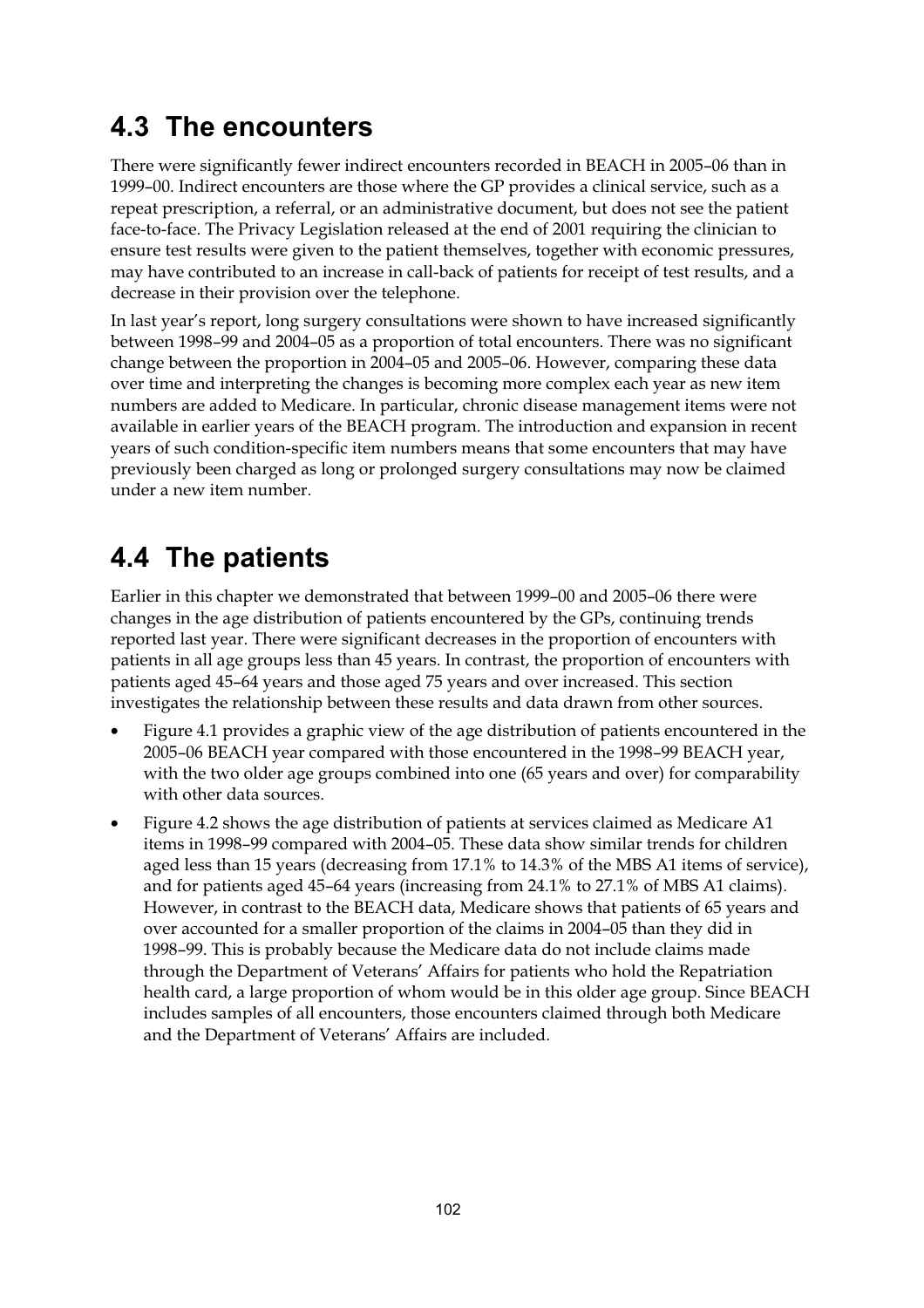## 4.3 The encounters

There were significantly fewer indirect encounters recorded in BEACH in 2005–06 than in 1999–00. Indirect encounters are those where the GP provides a clinical service, such as a repeat prescription, a referral, or an administrative document, but does not see the patient face-to-face. The Privacy Legislation released at the end of 2001 requiring the clinician to ensure test results were given to the patient themselves, together with economic pressures, may have contributed to an increase in call-back of patients for receipt of test results, and a decrease in their provision over the telephone.

In last year's report, long surgery consultations were shown to have increased significantly between 1998–99 and 2004–05 as a proportion of total encounters. There was no significant change between the proportion in 2004–05 and 2005–06. However, comparing these data over time and interpreting the changes is becoming more complex each year as new item numbers are added to Medicare. In particular, chronic disease management items were not available in earlier years of the BEACH program. The introduction and expansion in recent years of such condition-specific item numbers means that some encounters that may have previously been charged as long or prolonged surgery consultations may now be claimed under a new item number.

## 4.4 The patients

Earlier in this chapter we demonstrated that between 1999–00 and 2005–06 there were changes in the age distribution of patients encountered by the GPs, continuing trends reported last year. There were significant decreases in the proportion of encounters with patients in all age groups less than 45 years. In contrast, the proportion of encounters with patients aged 45–64 years and those aged 75 years and over increased. This section investigates the relationship between these results and data drawn from other sources.

- Figure 4.1 provides a graphic view of the age distribution of patients encountered in the 2005–06 BEACH year compared with those encountered in the 1998–99 BEACH year, with the two older age groups combined into one (65 years and over) for comparability with other data sources.
- Figure 4.2 shows the age distribution of patients at services claimed as Medicare A1 items in 1998–99 compared with 2004–05. These data show similar trends for children aged less than 15 years (decreasing from 17.1% to 14.3% of the MBS A1 items of service), and for patients aged 45–64 years (increasing from 24.1% to 27.1% of MBS A1 claims). However, in contrast to the BEACH data, Medicare shows that patients of 65 years and over accounted for a smaller proportion of the claims in 2004–05 than they did in 1998–99. This is probably because the Medicare data do not include claims made through the Department of Veterans' Affairs for patients who hold the Repatriation health card, a large proportion of whom would be in this older age group. Since BEACH includes samples of all encounters, those encounters claimed through both Medicare and the Department of Veterans' Affairs are included.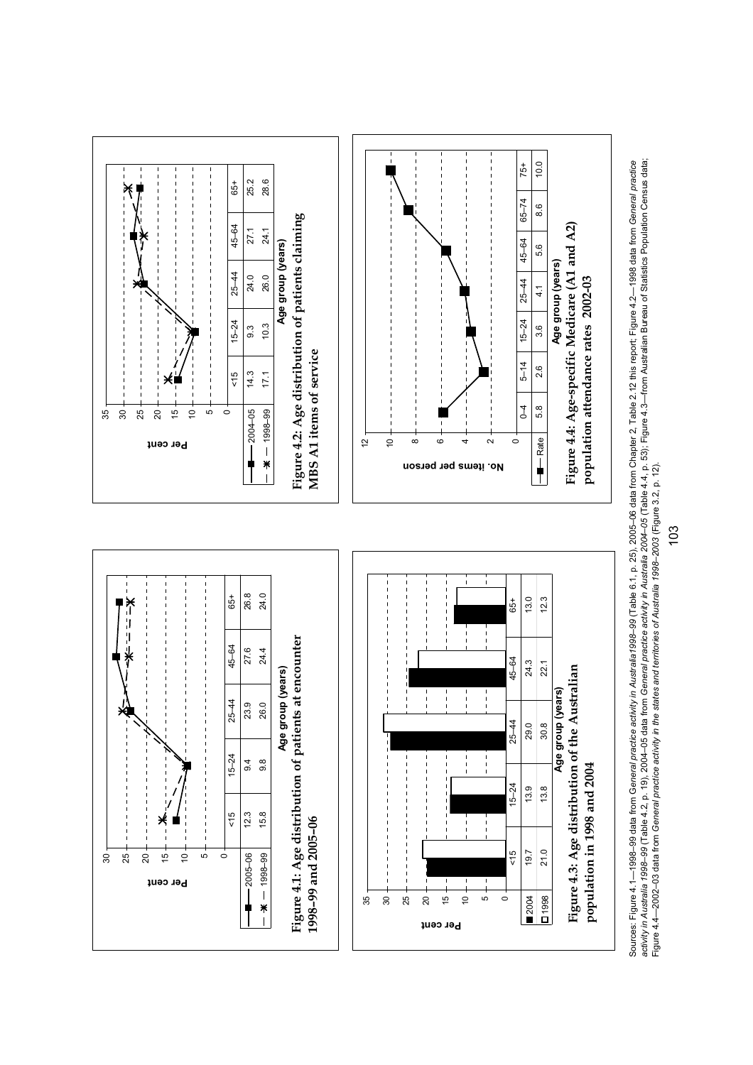| | <15 | 15–24 | 25–44 | 45–64 | 65+ |
|---|---|---|---|---|---|
| 2005–06 | 12.3 | 9.4 | 23.9 | 27.6 | 26.8 |
| 1998–99 | 15.8 | 9.8 | 26.0 | 24.4 | 24.0 |

**Figure 4.1: Age distribution of patients at encounter 1998–99 and 2005–06**

| | <15 | 15–24 | 25–44 | 45–64 | 65+ |
|---|---|---|---|---|---|
| 2004–05 | 14.3 | 9.3 | 24.0 | 27.1 | 25.2 |
| 1998–99 | 17.1 | 10.3 | 26.0 | 24.1 | 28.6 |

**Figure 4.2: Age distribution of patients claiming MBS A1 items of service**

| | <15 | 15–24 | 25–44 | 45–64 | 65+ |
|---|---|---|---|---|---|
| 2004 | 19.7 | 13.9 | 29.0 | 24.3 | 13.0 |
| 1998 | 21.0 | 13.8 | 30.8 | 22.1 | 12.3 |

**Figure 4.3: Age distribution of the Australian population in 1998 and 2004**

| | 0–4 | 5–14 | 15–24 | 25–44 | 45–64 | 65–74 | 75+ |
|---|---|---|---|---|---|---|---|
| Rate | 5.8 | 2.6 | 3.6 | 4.1 | 5.6 | 8.6 | 10.0 |

**Figure 4.4: Age-specific Medicare (A1 and A2) population attendance rates 2002-03**

Sources: Figure 4.1—1998–99 data from *General practice activity in Australia1998–99* (Table 6.1, p. 25), 2005–06 data from Chapter 2, Table 2.12 this report; Figure 4.2—1998 data from *General practice activity in Australia 1998–99* (Table 4.2, p. 19), 2004–05 data from *General practice activity in Australia 2004–05* (Table 4.4, p. 53); Figure 4.3—from Australian Bureau of Statistics Population Census data; Figure 4.4—2002–03 data from *General practice activity in the states and territories of Australia 1998–2003* (Figure 3.2, p. 12).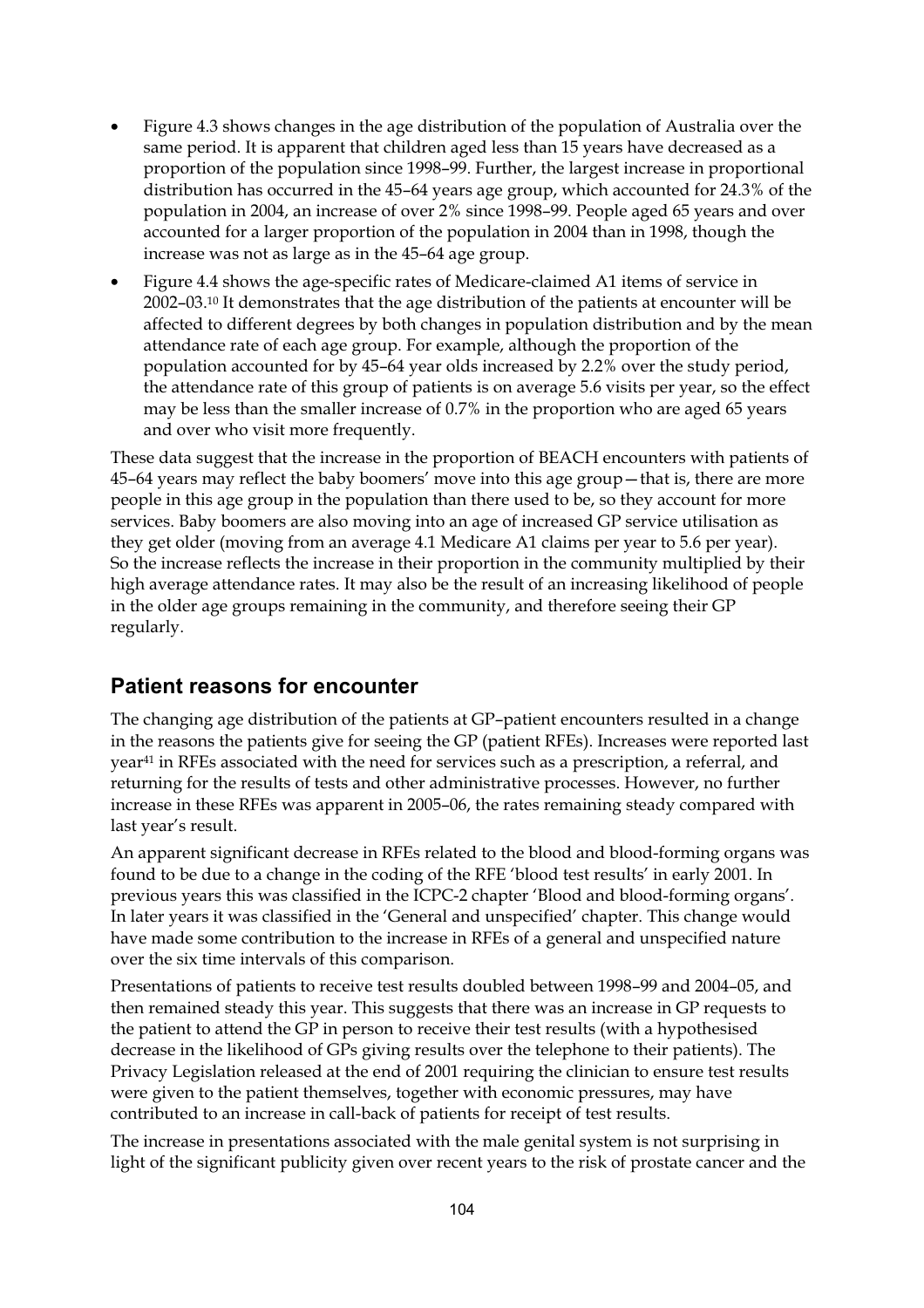- Figure 4.3 shows changes in the age distribution of the population of Australia over the same period. It is apparent that children aged less than 15 years have decreased as a proportion of the population since 1998–99. Further, the largest increase in proportional distribution has occurred in the 45–64 years age group, which accounted for 24.3% of the population in 2004, an increase of over 2% since 1998–99. People aged 65 years and over accounted for a larger proportion of the population in 2004 than in 1998, though the increase was not as large as in the 45–64 age group.
- Figure 4.4 shows the age-specific rates of Medicare-claimed A1 items of service in 2002–03.[10] It demonstrates that the age distribution of the patients at encounter will be affected to different degrees by both changes in population distribution and by the mean attendance rate of each age group. For example, although the proportion of the population accounted for by 45–64 year olds increased by 2.2% over the study period, the attendance rate of this group of patients is on average 5.6 visits per year, so the effect may be less than the smaller increase of 0.7% in the proportion who are aged 65 years and over who visit more frequently.

These data suggest that the increase in the proportion of BEACH encounters with patients of 45–64 years may reflect the baby boomers' move into this age group—that is, there are more people in this age group in the population than there used to be, so they account for more services. Baby boomers are also moving into an age of increased GP service utilisation as they get older (moving from an average 4.1 Medicare A1 claims per year to 5.6 per year). So the increase reflects the increase in their proportion in the community multiplied by their high average attendance rates. It may also be the result of an increasing likelihood of people in the older age groups remaining in the community, and therefore seeing their GP regularly.

## Patient reasons for encounter

The changing age distribution of the patients at GP–patient encounters resulted in a change in the reasons the patients give for seeing the GP (patient RFEs). Increases were reported last year[41] in RFEs associated with the need for services such as a prescription, a referral, and returning for the results of tests and other administrative processes. However, no further increase in these RFEs was apparent in 2005–06, the rates remaining steady compared with last year's result.

An apparent significant decrease in RFEs related to the blood and blood-forming organs was found to be due to a change in the coding of the RFE 'blood test results' in early 2001. In previous years this was classified in the ICPC-2 chapter 'Blood and blood-forming organs'. In later years it was classified in the 'General and unspecified' chapter. This change would have made some contribution to the increase in RFEs of a general and unspecified nature over the six time intervals of this comparison.

Presentations of patients to receive test results doubled between 1998–99 and 2004–05, and then remained steady this year. This suggests that there was an increase in GP requests to the patient to attend the GP in person to receive their test results (with a hypothesised decrease in the likelihood of GPs giving results over the telephone to their patients). The Privacy Legislation released at the end of 2001 requiring the clinician to ensure test results were given to the patient themselves, together with economic pressures, may have contributed to an increase in call-back of patients for receipt of test results.

The increase in presentations associated with the male genital system is not surprising in light of the significant publicity given over recent years to the risk of prostate cancer and the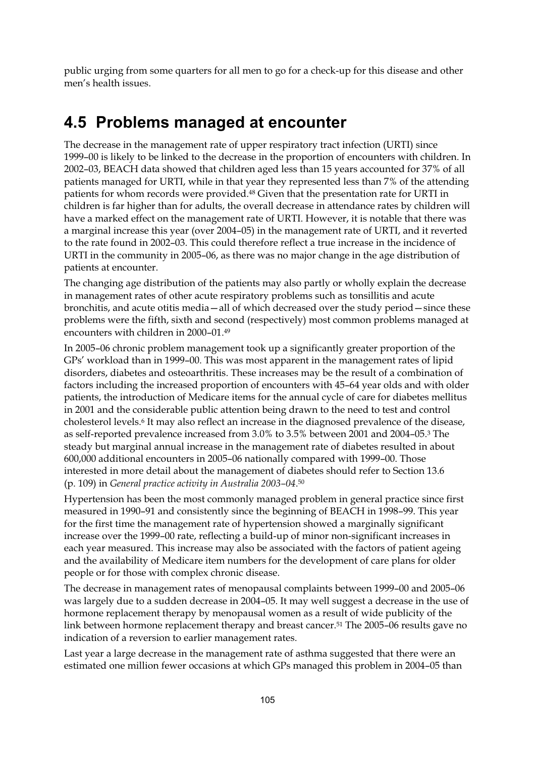public urging from some quarters for all men to go for a check-up for this disease and other men's health issues.

## 4.5 Problems managed at encounter

The decrease in the management rate of upper respiratory tract infection (URTI) since 1999–00 is likely to be linked to the decrease in the proportion of encounters with children. In 2002–03, BEACH data showed that children aged less than 15 years accounted for 37% of all patients managed for URTI, while in that year they represented less than 7% of the attending patients for whom records were provided.[48] Given that the presentation rate for URTI in children is far higher than for adults, the overall decrease in attendance rates by children will have a marked effect on the management rate of URTI. However, it is notable that there was a marginal increase this year (over 2004–05) in the management rate of URTI, and it reverted to the rate found in 2002–03. This could therefore reflect a true increase in the incidence of URTI in the community in 2005–06, as there was no major change in the age distribution of patients at encounter.

The changing age distribution of the patients may also partly or wholly explain the decrease in management rates of other acute respiratory problems such as tonsillitis and acute bronchitis, and acute otitis media—all of which decreased over the study period—since these problems were the fifth, sixth and second (respectively) most common problems managed at encounters with children in 2000–01.[49]

In 2005–06 chronic problem management took up a significantly greater proportion of the GPs' workload than in 1999–00. This was most apparent in the management rates of lipid disorders, diabetes and osteoarthritis. These increases may be the result of a combination of factors including the increased proportion of encounters with 45–64 year olds and with older patients, the introduction of Medicare items for the annual cycle of care for diabetes mellitus in 2001 and the considerable public attention being drawn to the need to test and control cholesterol levels.[6] It may also reflect an increase in the diagnosed prevalence of the disease, as self-reported prevalence increased from 3.0% to 3.5% between 2001 and 2004–05.[3] The steady but marginal annual increase in the management rate of diabetes resulted in about 600,000 additional encounters in 2005–06 nationally compared with 1999–00. Those interested in more detail about the management of diabetes should refer to Section 13.6 (p. 109) in *General practice activity in Australia 2003–04*.[50]

Hypertension has been the most commonly managed problem in general practice since first measured in 1990–91 and consistently since the beginning of BEACH in 1998–99. This year for the first time the management rate of hypertension showed a marginally significant increase over the 1999–00 rate, reflecting a build-up of minor non-significant increases in each year measured. This increase may also be associated with the factors of patient ageing and the availability of Medicare item numbers for the development of care plans for older people or for those with complex chronic disease.

The decrease in management rates of menopausal complaints between 1999–00 and 2005–06 was largely due to a sudden decrease in 2004–05. It may well suggest a decrease in the use of hormone replacement therapy by menopausal women as a result of wide publicity of the link between hormone replacement therapy and breast cancer.[51] The 2005–06 results gave no indication of a reversion to earlier management rates.

Last year a large decrease in the management rate of asthma suggested that there were an estimated one million fewer occasions at which GPs managed this problem in 2004–05 than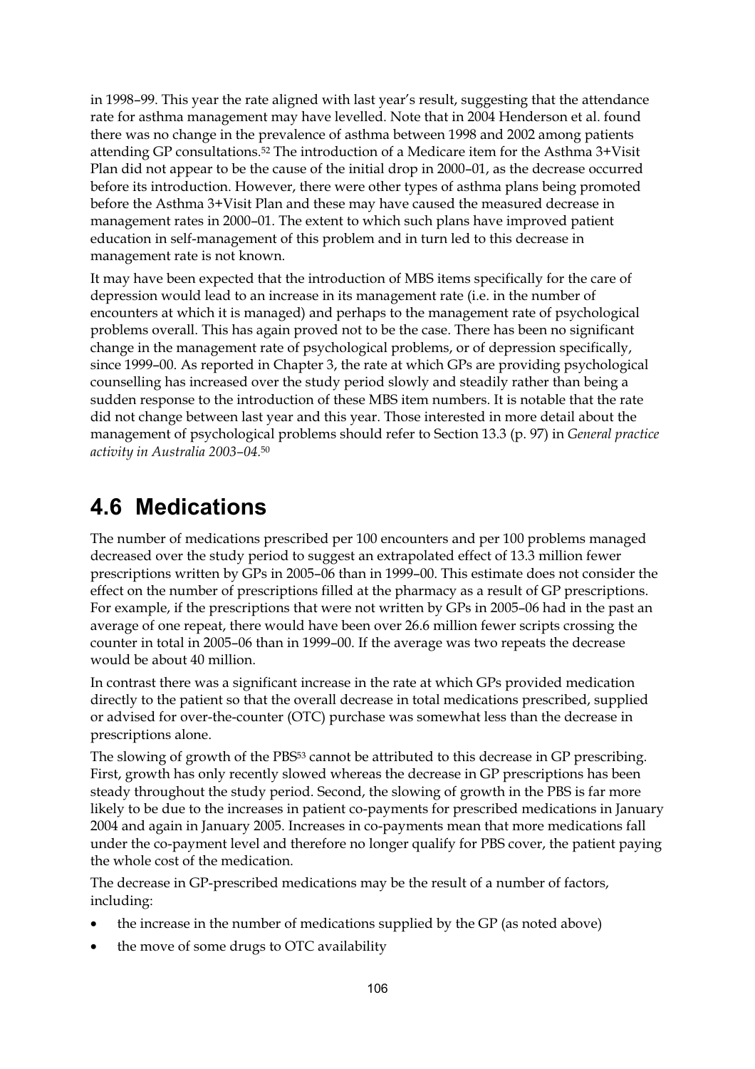in 1998–99. This year the rate aligned with last year's result, suggesting that the attendance rate for asthma management may have levelled. Note that in 2004 Henderson et al. found there was no change in the prevalence of asthma between 1998 and 2002 among patients attending GP consultations.[52] The introduction of a Medicare item for the Asthma 3+Visit Plan did not appear to be the cause of the initial drop in 2000–01, as the decrease occurred before its introduction. However, there were other types of asthma plans being promoted before the Asthma 3+Visit Plan and these may have caused the measured decrease in management rates in 2000–01. The extent to which such plans have improved patient education in self-management of this problem and in turn led to this decrease in management rate is not known.

It may have been expected that the introduction of MBS items specifically for the care of depression would lead to an increase in its management rate (i.e. in the number of encounters at which it is managed) and perhaps to the management rate of psychological problems overall. This has again proved not to be the case. There has been no significant change in the management rate of psychological problems, or of depression specifically, since 1999–00. As reported in Chapter 3, the rate at which GPs are providing psychological counselling has increased over the study period slowly and steadily rather than being a sudden response to the introduction of these MBS item numbers. It is notable that the rate did not change between last year and this year. Those interested in more detail about the management of psychological problems should refer to Section 13.3 (p. 97) in *General practice activity in Australia 2003–04*.[50]

## 4.6 Medications

The number of medications prescribed per 100 encounters and per 100 problems managed decreased over the study period to suggest an extrapolated effect of 13.3 million fewer prescriptions written by GPs in 2005–06 than in 1999–00. This estimate does not consider the effect on the number of prescriptions filled at the pharmacy as a result of GP prescriptions. For example, if the prescriptions that were not written by GPs in 2005–06 had in the past an average of one repeat, there would have been over 26.6 million fewer scripts crossing the counter in total in 2005–06 than in 1999–00. If the average was two repeats the decrease would be about 40 million.

In contrast there was a significant increase in the rate at which GPs provided medication directly to the patient so that the overall decrease in total medications prescribed, supplied or advised for over-the-counter (OTC) purchase was somewhat less than the decrease in prescriptions alone.

The slowing of growth of the PBS[53] cannot be attributed to this decrease in GP prescribing. First, growth has only recently slowed whereas the decrease in GP prescriptions has been steady throughout the study period. Second, the slowing of growth in the PBS is far more likely to be due to the increases in patient co-payments for prescribed medications in January 2004 and again in January 2005. Increases in co-payments mean that more medications fall under the co-payment level and therefore no longer qualify for PBS cover, the patient paying the whole cost of the medication.

The decrease in GP-prescribed medications may be the result of a number of factors, including:

- the increase in the number of medications supplied by the GP (as noted above)
- the move of some drugs to OTC availability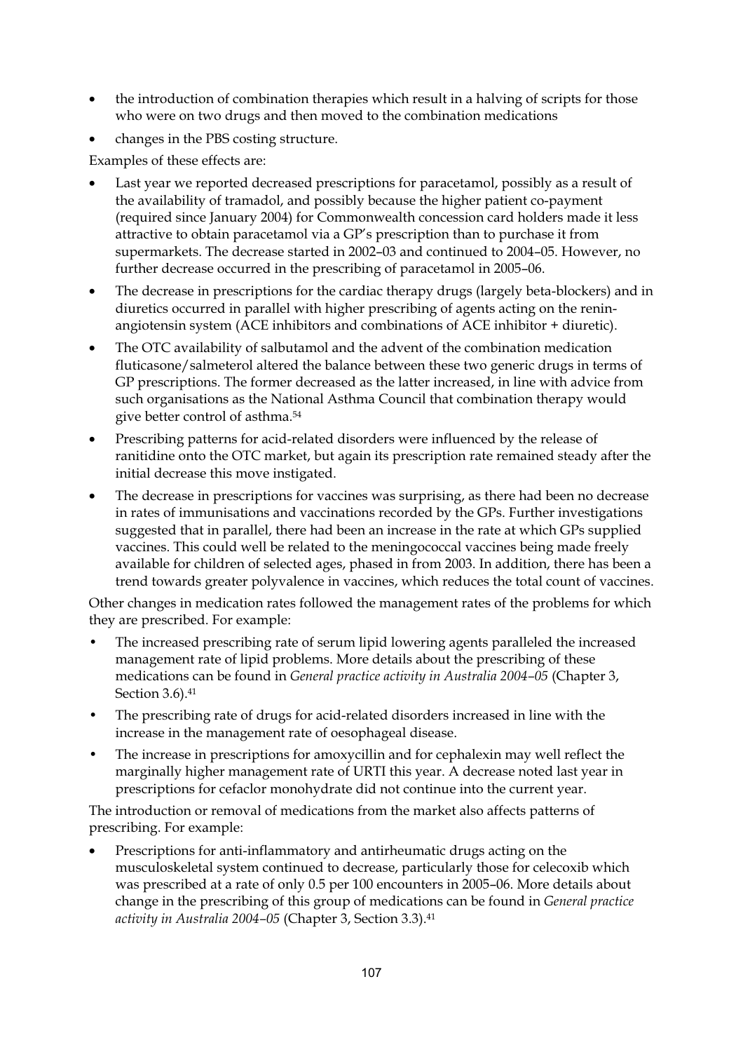- the introduction of combination therapies which result in a halving of scripts for those who were on two drugs and then moved to the combination medications
- changes in the PBS costing structure.

Examples of these effects are:

- Last year we reported decreased prescriptions for paracetamol, possibly as a result of the availability of tramadol, and possibly because the higher patient co-payment (required since January 2004) for Commonwealth concession card holders made it less attractive to obtain paracetamol via a GP's prescription than to purchase it from supermarkets. The decrease started in 2002–03 and continued to 2004–05. However, no further decrease occurred in the prescribing of paracetamol in 2005–06.
- The decrease in prescriptions for the cardiac therapy drugs (largely beta-blockers) and in diuretics occurred in parallel with higher prescribing of agents acting on the renin-angiotensin system (ACE inhibitors and combinations of ACE inhibitor + diuretic).
- The OTC availability of salbutamol and the advent of the combination medication fluticasone/salmeterol altered the balance between these two generic drugs in terms of GP prescriptions. The former decreased as the latter increased, in line with advice from such organisations as the National Asthma Council that combination therapy would give better control of asthma.[54]
- Prescribing patterns for acid-related disorders were influenced by the release of ranitidine onto the OTC market, but again its prescription rate remained steady after the initial decrease this move instigated.
- The decrease in prescriptions for vaccines was surprising, as there had been no decrease in rates of immunisations and vaccinations recorded by the GPs. Further investigations suggested that in parallel, there had been an increase in the rate at which GPs supplied vaccines. This could well be related to the meningococcal vaccines being made freely available for children of selected ages, phased in from 2003. In addition, there has been a trend towards greater polyvalence in vaccines, which reduces the total count of vaccines.

Other changes in medication rates followed the management rates of the problems for which they are prescribed. For example:

- The increased prescribing rate of serum lipid lowering agents paralleled the increased management rate of lipid problems. More details about the prescribing of these medications can be found in *General practice activity in Australia 2004–05* (Chapter 3, Section 3.6).[41]
- The prescribing rate of drugs for acid-related disorders increased in line with the increase in the management rate of oesophageal disease.
- The increase in prescriptions for amoxycillin and for cephalexin may well reflect the marginally higher management rate of URTI this year. A decrease noted last year in prescriptions for cefaclor monohydrate did not continue into the current year.

The introduction or removal of medications from the market also affects patterns of prescribing. For example:

- Prescriptions for anti-inflammatory and antirheumatic drugs acting on the musculoskeletal system continued to decrease, particularly those for celecoxib which was prescribed at a rate of only 0.5 per 100 encounters in 2005–06. More details about change in the prescribing of this group of medications can be found in *General practice activity in Australia 2004–05* (Chapter 3, Section 3.3).[41]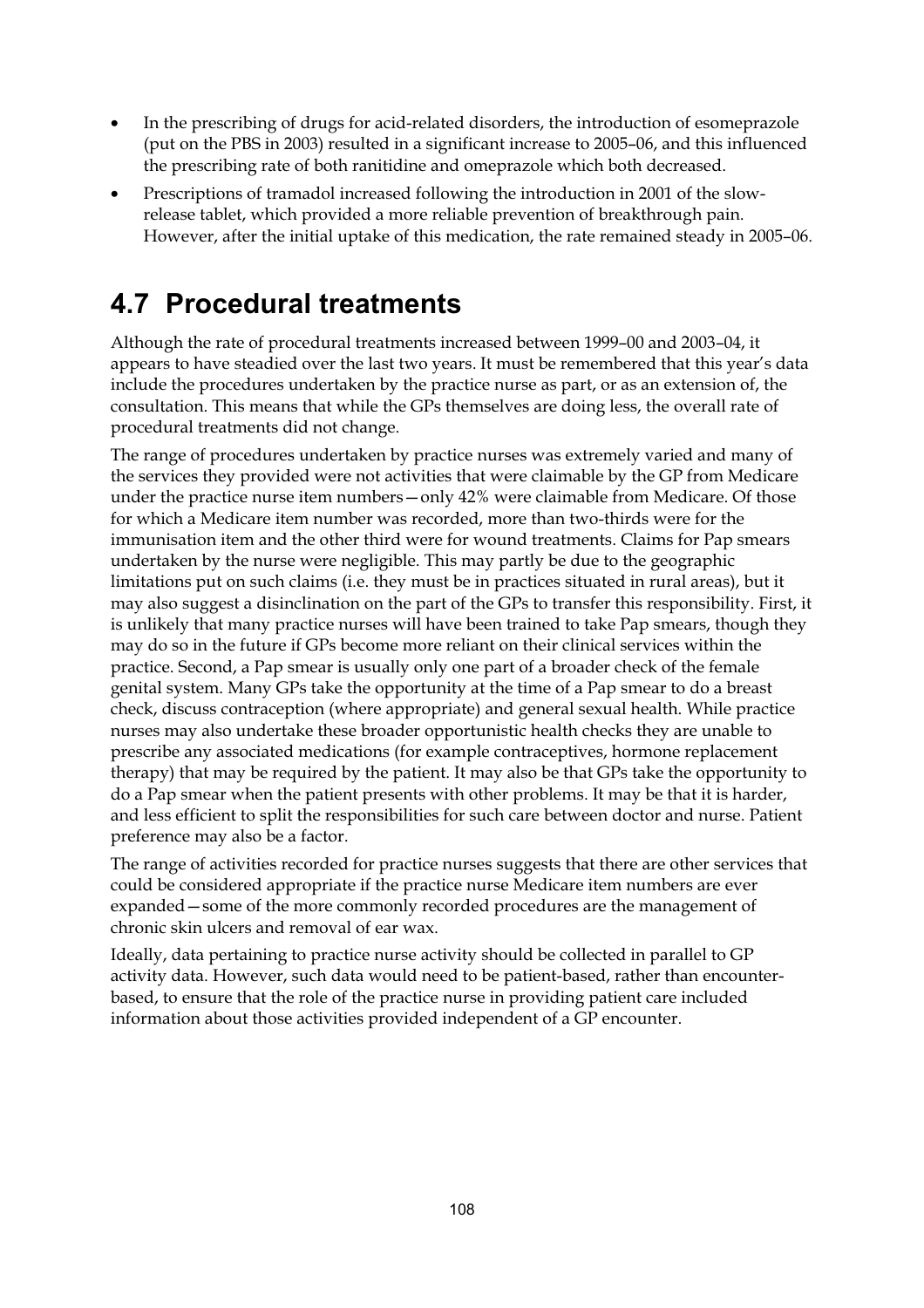- In the prescribing of drugs for acid-related disorders, the introduction of esomeprazole (put on the PBS in 2003) resulted in a significant increase to 2005–06, and this influenced the prescribing rate of both ranitidine and omeprazole which both decreased.
- Prescriptions of tramadol increased following the introduction in 2001 of the slow-release tablet, which provided a more reliable prevention of breakthrough pain. However, after the initial uptake of this medication, the rate remained steady in 2005–06.

## 4.7 Procedural treatments

Although the rate of procedural treatments increased between 1999–00 and 2003–04, it appears to have steadied over the last two years. It must be remembered that this year's data include the procedures undertaken by the practice nurse as part, or as an extension of, the consultation. This means that while the GPs themselves are doing less, the overall rate of procedural treatments did not change.

The range of procedures undertaken by practice nurses was extremely varied and many of the services they provided were not activities that were claimable by the GP from Medicare under the practice nurse item numbers—only 42% were claimable from Medicare. Of those for which a Medicare item number was recorded, more than two-thirds were for the immunisation item and the other third were for wound treatments. Claims for Pap smears undertaken by the nurse were negligible. This may partly be due to the geographic limitations put on such claims (i.e. they must be in practices situated in rural areas), but it may also suggest a disinclination on the part of the GPs to transfer this responsibility. First, it is unlikely that many practice nurses will have been trained to take Pap smears, though they may do so in the future if GPs become more reliant on their clinical services within the practice. Second, a Pap smear is usually only one part of a broader check of the female genital system. Many GPs take the opportunity at the time of a Pap smear to do a breast check, discuss contraception (where appropriate) and general sexual health. While practice nurses may also undertake these broader opportunistic health checks they are unable to prescribe any associated medications (for example contraceptives, hormone replacement therapy) that may be required by the patient. It may also be that GPs take the opportunity to do a Pap smear when the patient presents with other problems. It may be that it is harder, and less efficient to split the responsibilities for such care between doctor and nurse. Patient preference may also be a factor.

The range of activities recorded for practice nurses suggests that there are other services that could be considered appropriate if the practice nurse Medicare item numbers are ever expanded—some of the more commonly recorded procedures are the management of chronic skin ulcers and removal of ear wax.

Ideally, data pertaining to practice nurse activity should be collected in parallel to GP activity data. However, such data would need to be patient-based, rather than encounter-based, to ensure that the role of the practice nurse in providing patient care included information about those activities provided independent of a GP encounter.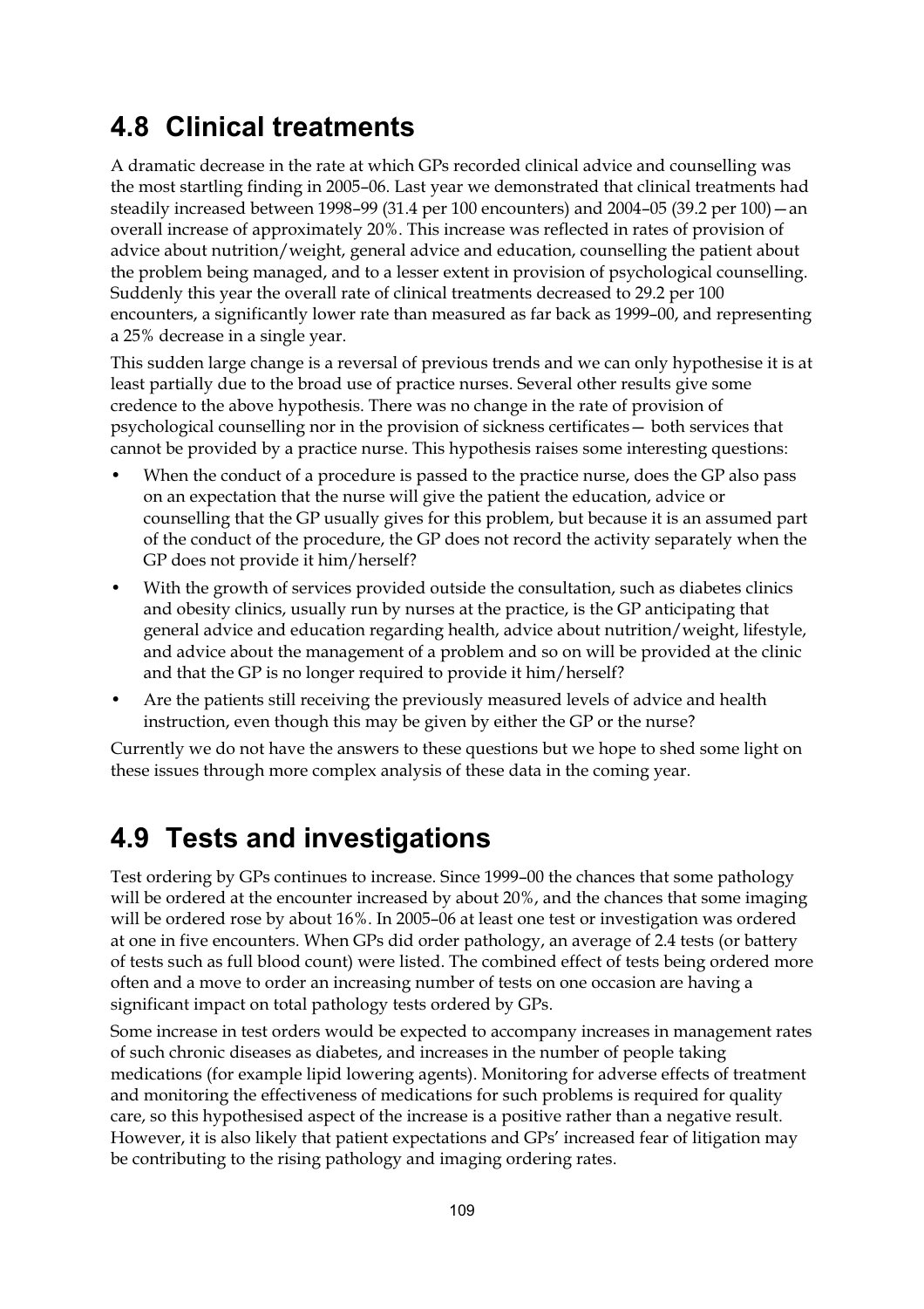## 4.8 Clinical treatments

A dramatic decrease in the rate at which GPs recorded clinical advice and counselling was the most startling finding in 2005–06. Last year we demonstrated that clinical treatments had steadily increased between 1998–99 (31.4 per 100 encounters) and 2004–05 (39.2 per 100)—an overall increase of approximately 20%. This increase was reflected in rates of provision of advice about nutrition/weight, general advice and education, counselling the patient about the problem being managed, and to a lesser extent in provision of psychological counselling. Suddenly this year the overall rate of clinical treatments decreased to 29.2 per 100 encounters, a significantly lower rate than measured as far back as 1999–00, and representing a 25% decrease in a single year.

This sudden large change is a reversal of previous trends and we can only hypothesise it is at least partially due to the broad use of practice nurses. Several other results give some credence to the above hypothesis. There was no change in the rate of provision of psychological counselling nor in the provision of sickness certificates— both services that cannot be provided by a practice nurse. This hypothesis raises some interesting questions:

- When the conduct of a procedure is passed to the practice nurse, does the GP also pass on an expectation that the nurse will give the patient the education, advice or counselling that the GP usually gives for this problem, but because it is an assumed part of the conduct of the procedure, the GP does not record the activity separately when the GP does not provide it him/herself?
- With the growth of services provided outside the consultation, such as diabetes clinics and obesity clinics, usually run by nurses at the practice, is the GP anticipating that general advice and education regarding health, advice about nutrition/weight, lifestyle, and advice about the management of a problem and so on will be provided at the clinic and that the GP is no longer required to provide it him/herself?
- Are the patients still receiving the previously measured levels of advice and health instruction, even though this may be given by either the GP or the nurse?

Currently we do not have the answers to these questions but we hope to shed some light on these issues through more complex analysis of these data in the coming year.

## 4.9 Tests and investigations

Test ordering by GPs continues to increase. Since 1999–00 the chances that some pathology will be ordered at the encounter increased by about 20%, and the chances that some imaging will be ordered rose by about 16%. In 2005–06 at least one test or investigation was ordered at one in five encounters. When GPs did order pathology, an average of 2.4 tests (or battery of tests such as full blood count) were listed. The combined effect of tests being ordered more often and a move to order an increasing number of tests on one occasion are having a significant impact on total pathology tests ordered by GPs.

Some increase in test orders would be expected to accompany increases in management rates of such chronic diseases as diabetes, and increases in the number of people taking medications (for example lipid lowering agents). Monitoring for adverse effects of treatment and monitoring the effectiveness of medications for such problems is required for quality care, so this hypothesised aspect of the increase is a positive rather than a negative result. However, it is also likely that patient expectations and GPs' increased fear of litigation may be contributing to the rising pathology and imaging ordering rates.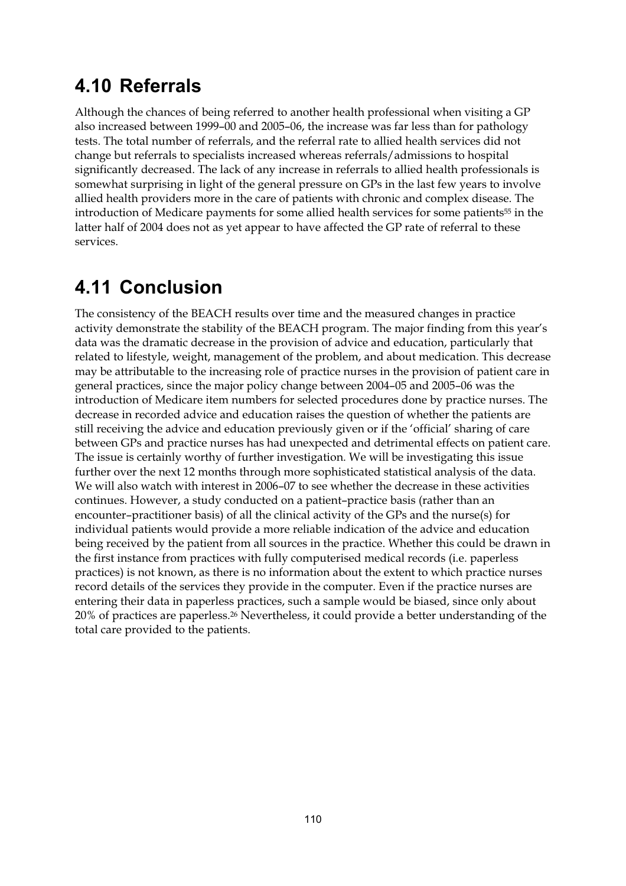## 4.10 Referrals

Although the chances of being referred to another health professional when visiting a GP also increased between 1999–00 and 2005–06, the increase was far less than for pathology tests. The total number of referrals, and the referral rate to allied health services did not change but referrals to specialists increased whereas referrals/admissions to hospital significantly decreased. The lack of any increase in referrals to allied health professionals is somewhat surprising in light of the general pressure on GPs in the last few years to involve allied health providers more in the care of patients with chronic and complex disease. The introduction of Medicare payments for some allied health services for some patients[55] in the latter half of 2004 does not as yet appear to have affected the GP rate of referral to these services.

## 4.11 Conclusion

The consistency of the BEACH results over time and the measured changes in practice activity demonstrate the stability of the BEACH program. The major finding from this year's data was the dramatic decrease in the provision of advice and education, particularly that related to lifestyle, weight, management of the problem, and about medication. This decrease may be attributable to the increasing role of practice nurses in the provision of patient care in general practices, since the major policy change between 2004–05 and 2005–06 was the introduction of Medicare item numbers for selected procedures done by practice nurses. The decrease in recorded advice and education raises the question of whether the patients are still receiving the advice and education previously given or if the 'official' sharing of care between GPs and practice nurses has had unexpected and detrimental effects on patient care. The issue is certainly worthy of further investigation. We will be investigating this issue further over the next 12 months through more sophisticated statistical analysis of the data. We will also watch with interest in 2006–07 to see whether the decrease in these activities continues. However, a study conducted on a patient–practice basis (rather than an encounter–practitioner basis) of all the clinical activity of the GPs and the nurse(s) for individual patients would provide a more reliable indication of the advice and education being received by the patient from all sources in the practice. Whether this could be drawn in the first instance from practices with fully computerised medical records (i.e. paperless practices) is not known, as there is no information about the extent to which practice nurses record details of the services they provide in the computer. Even if the practice nurses are entering their data in paperless practices, such a sample would be biased, since only about 20% of practices are paperless.[26] Nevertheless, it could provide a better understanding of the total care provided to the patients.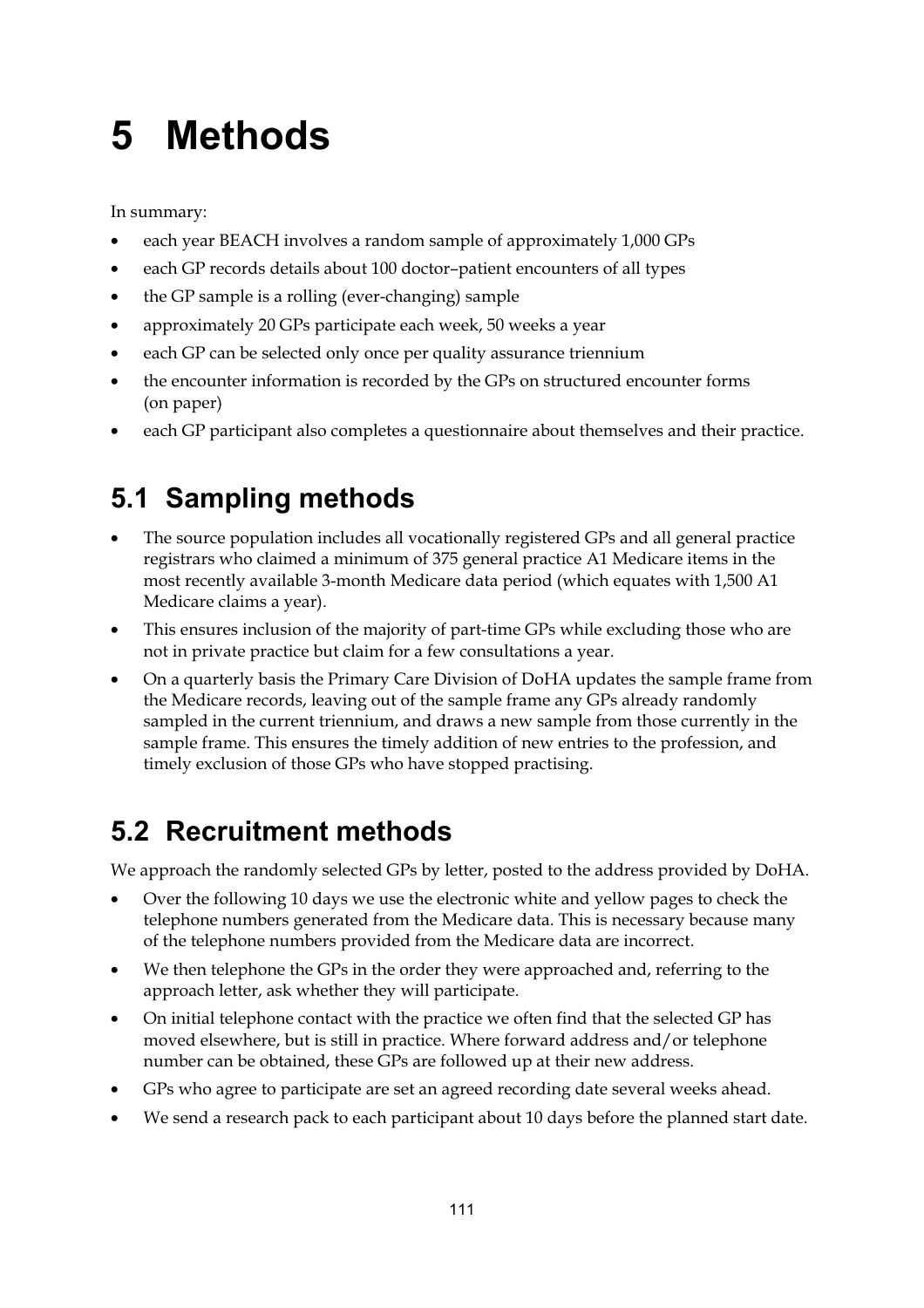# 5 Methods

In summary:

- each year BEACH involves a random sample of approximately 1,000 GPs
- each GP records details about 100 doctor–patient encounters of all types
- the GP sample is a rolling (ever-changing) sample
- approximately 20 GPs participate each week, 50 weeks a year
- each GP can be selected only once per quality assurance triennium
- the encounter information is recorded by the GPs on structured encounter forms (on paper)
- each GP participant also completes a questionnaire about themselves and their practice.

## 5.1 Sampling methods

- The source population includes all vocationally registered GPs and all general practice registrars who claimed a minimum of 375 general practice A1 Medicare items in the most recently available 3-month Medicare data period (which equates with 1,500 A1 Medicare claims a year).
- This ensures inclusion of the majority of part-time GPs while excluding those who are not in private practice but claim for a few consultations a year.
- On a quarterly basis the Primary Care Division of DoHA updates the sample frame from the Medicare records, leaving out of the sample frame any GPs already randomly sampled in the current triennium, and draws a new sample from those currently in the sample frame. This ensures the timely addition of new entries to the profession, and timely exclusion of those GPs who have stopped practising.

## 5.2 Recruitment methods

We approach the randomly selected GPs by letter, posted to the address provided by DoHA.

- Over the following 10 days we use the electronic white and yellow pages to check the telephone numbers generated from the Medicare data. This is necessary because many of the telephone numbers provided from the Medicare data are incorrect.
- We then telephone the GPs in the order they were approached and, referring to the approach letter, ask whether they will participate.
- On initial telephone contact with the practice we often find that the selected GP has moved elsewhere, but is still in practice. Where forward address and/or telephone number can be obtained, these GPs are followed up at their new address.
- GPs who agree to participate are set an agreed recording date several weeks ahead.
- We send a research pack to each participant about 10 days before the planned start date.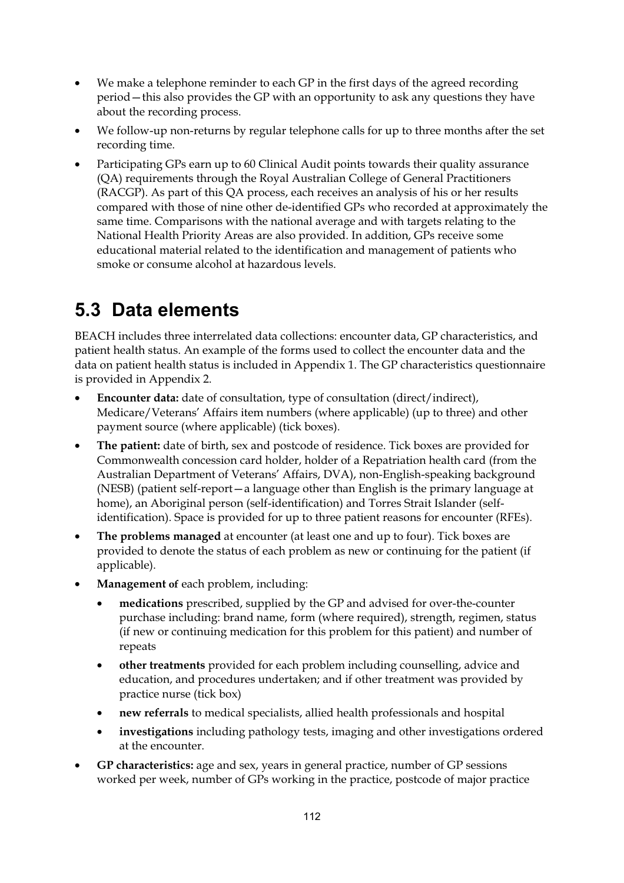- We make a telephone reminder to each GP in the first days of the agreed recording period—this also provides the GP with an opportunity to ask any questions they have about the recording process.
- We follow-up non-returns by regular telephone calls for up to three months after the set recording time.
- Participating GPs earn up to 60 Clinical Audit points towards their quality assurance (QA) requirements through the Royal Australian College of General Practitioners (RACGP). As part of this QA process, each receives an analysis of his or her results compared with those of nine other de-identified GPs who recorded at approximately the same time. Comparisons with the national average and with targets relating to the National Health Priority Areas are also provided. In addition, GPs receive some educational material related to the identification and management of patients who smoke or consume alcohol at hazardous levels.

## 5.3 Data elements

BEACH includes three interrelated data collections: encounter data, GP characteristics, and patient health status. An example of the forms used to collect the encounter data and the data on patient health status is included in Appendix 1. The GP characteristics questionnaire is provided in Appendix 2.

- **Encounter data:** date of consultation, type of consultation (direct/indirect), Medicare/Veterans' Affairs item numbers (where applicable) (up to three) and other payment source (where applicable) (tick boxes).
- **The patient:** date of birth, sex and postcode of residence. Tick boxes are provided for Commonwealth concession card holder, holder of a Repatriation health card (from the Australian Department of Veterans' Affairs, DVA), non-English-speaking background (NESB) (patient self-report—a language other than English is the primary language at home), an Aboriginal person (self-identification) and Torres Strait Islander (self-identification). Space is provided for up to three patient reasons for encounter (RFEs).
- **The problems managed** at encounter (at least one and up to four). Tick boxes are provided to denote the status of each problem as new or continuing for the patient (if applicable).
- **Management of** each problem, including:
  - **medications** prescribed, supplied by the GP and advised for over-the-counter purchase including: brand name, form (where required), strength, regimen, status (if new or continuing medication for this problem for this patient) and number of repeats
  - **other treatments** provided for each problem including counselling, advice and education, and procedures undertaken; and if other treatment was provided by practice nurse (tick box)
  - **new referrals** to medical specialists, allied health professionals and hospital
  - **investigations** including pathology tests, imaging and other investigations ordered at the encounter.
- **GP characteristics:** age and sex, years in general practice, number of GP sessions worked per week, number of GPs working in the practice, postcode of major practice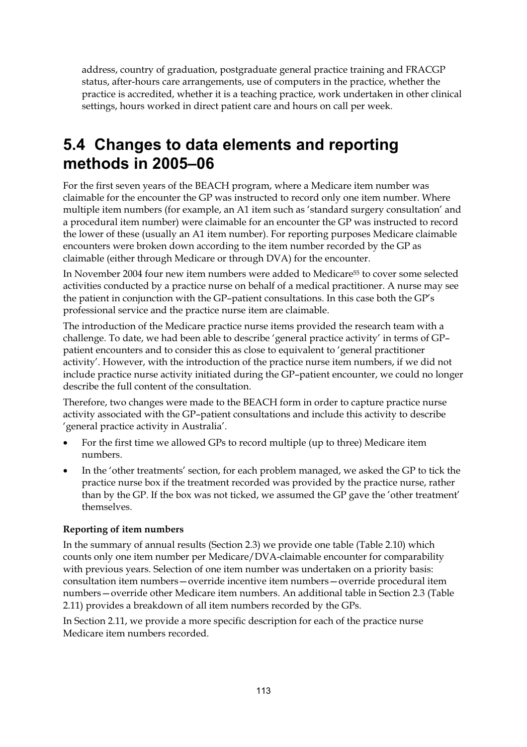address, country of graduation, postgraduate general practice training and FRACGP status, after-hours care arrangements, use of computers in the practice, whether the practice is accredited, whether it is a teaching practice, work undertaken in other clinical settings, hours worked in direct patient care and hours on call per week.

## 5.4 Changes to data elements and reporting methods in 2005–06

For the first seven years of the BEACH program, where a Medicare item number was claimable for the encounter the GP was instructed to record only one item number. Where multiple item numbers (for example, an A1 item such as 'standard surgery consultation' and a procedural item number) were claimable for an encounter the GP was instructed to record the lower of these (usually an A1 item number). For reporting purposes Medicare claimable encounters were broken down according to the item number recorded by the GP as claimable (either through Medicare or through DVA) for the encounter.

In November 2004 four new item numbers were added to Medicare[55] to cover some selected activities conducted by a practice nurse on behalf of a medical practitioner. A nurse may see the patient in conjunction with the GP–patient consultations. In this case both the GP's professional service and the practice nurse item are claimable.

The introduction of the Medicare practice nurse items provided the research team with a challenge. To date, we had been able to describe 'general practice activity' in terms of GP–patient encounters and to consider this as close to equivalent to 'general practitioner activity'. However, with the introduction of the practice nurse item numbers, if we did not include practice nurse activity initiated during the GP–patient encounter, we could no longer describe the full content of the consultation.

Therefore, two changes were made to the BEACH form in order to capture practice nurse activity associated with the GP–patient consultations and include this activity to describe 'general practice activity in Australia'.

- For the first time we allowed GPs to record multiple (up to three) Medicare item numbers.
- In the 'other treatments' section, for each problem managed, we asked the GP to tick the practice nurse box if the treatment recorded was provided by the practice nurse, rather than by the GP. If the box was not ticked, we assumed the GP gave the 'other treatment' themselves.

**Reporting of item numbers**

In the summary of annual results (Section 2.3) we provide one table (Table 2.10) which counts only one item number per Medicare/DVA-claimable encounter for comparability with previous years. Selection of one item number was undertaken on a priority basis: consultation item numbers—override incentive item numbers—override procedural item numbers—override other Medicare item numbers. An additional table in Section 2.3 (Table 2.11) provides a breakdown of all item numbers recorded by the GPs.

In Section 2.11, we provide a more specific description for each of the practice nurse Medicare item numbers recorded.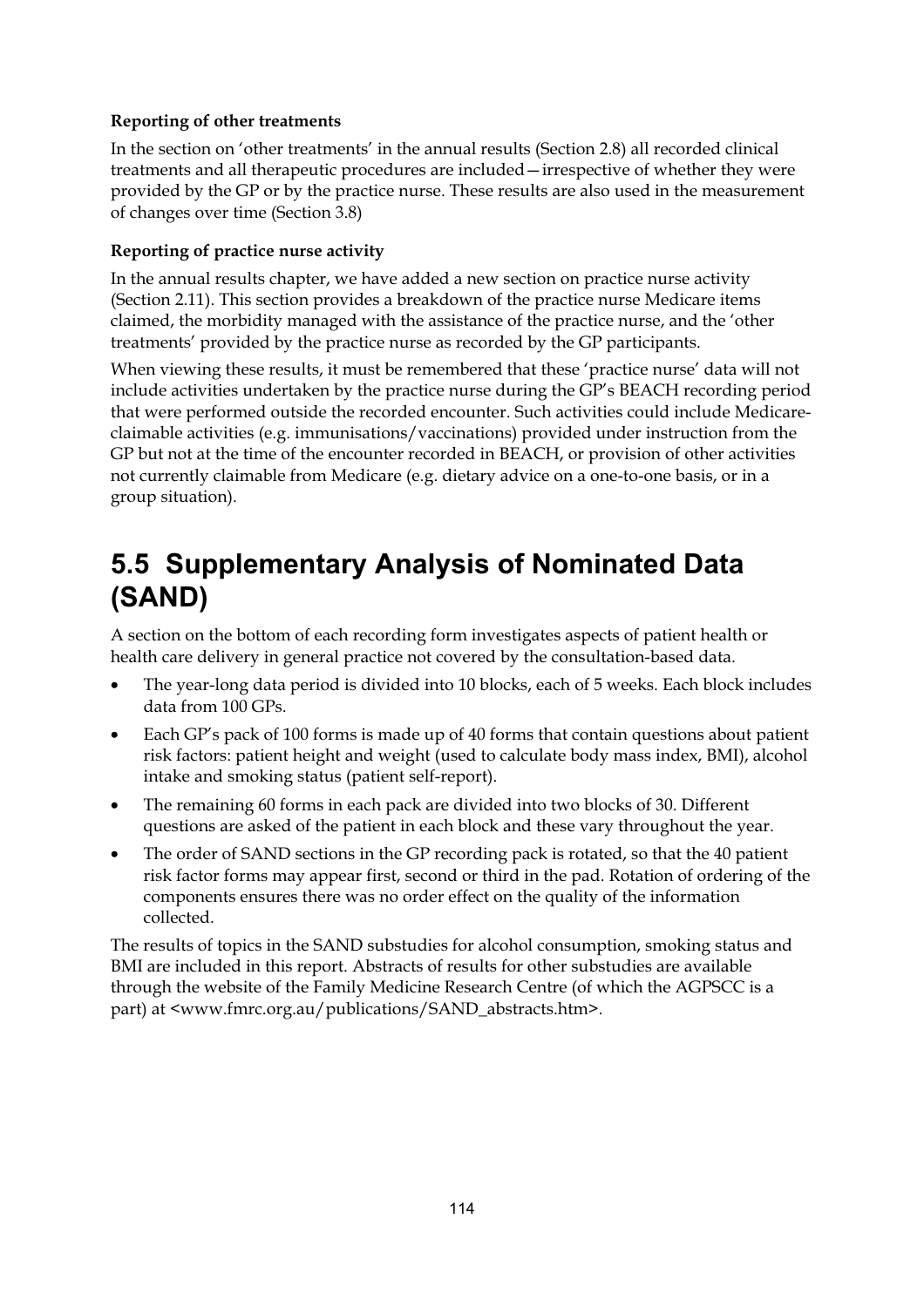**Reporting of other treatments**

In the section on 'other treatments' in the annual results (Section 2.8) all recorded clinical treatments and all therapeutic procedures are included—irrespective of whether they were provided by the GP or by the practice nurse. These results are also used in the measurement of changes over time (Section 3.8)

**Reporting of practice nurse activity**

In the annual results chapter, we have added a new section on practice nurse activity (Section 2.11). This section provides a breakdown of the practice nurse Medicare items claimed, the morbidity managed with the assistance of the practice nurse, and the 'other treatments' provided by the practice nurse as recorded by the GP participants.

When viewing these results, it must be remembered that these 'practice nurse' data will not include activities undertaken by the practice nurse during the GP's BEACH recording period that were performed outside the recorded encounter. Such activities could include Medicare-claimable activities (e.g. immunisations/vaccinations) provided under instruction from the GP but not at the time of the encounter recorded in BEACH, or provision of other activities not currently claimable from Medicare (e.g. dietary advice on a one-to-one basis, or in a group situation).

# 5.5 Supplementary Analysis of Nominated Data (SAND)

A section on the bottom of each recording form investigates aspects of patient health or health care delivery in general practice not covered by the consultation-based data.

- The year-long data period is divided into 10 blocks, each of 5 weeks. Each block includes data from 100 GPs.
- Each GP's pack of 100 forms is made up of 40 forms that contain questions about patient risk factors: patient height and weight (used to calculate body mass index, BMI), alcohol intake and smoking status (patient self-report).
- The remaining 60 forms in each pack are divided into two blocks of 30. Different questions are asked of the patient in each block and these vary throughout the year.
- The order of SAND sections in the GP recording pack is rotated, so that the 40 patient risk factor forms may appear first, second or third in the pad. Rotation of ordering of the components ensures there was no order effect on the quality of the information collected.

The results of topics in the SAND substudies for alcohol consumption, smoking status and BMI are included in this report. Abstracts of results for other substudies are available through the website of the Family Medicine Research Centre (of which the AGPSCC is a part) at <www.fmrc.org.au/publications/SAND_abstracts.htm>.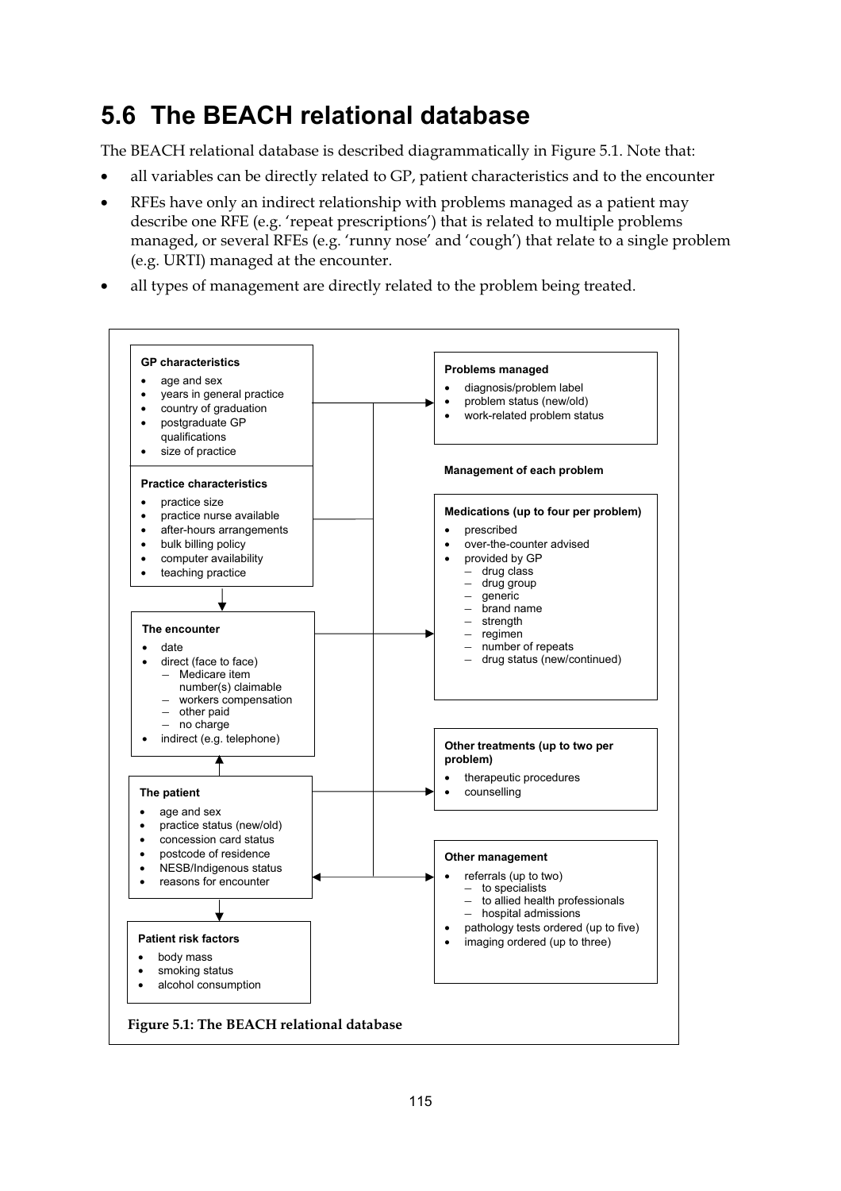## 5.6 The BEACH relational database

The BEACH relational database is described diagrammatically in Figure 5.1. Note that:

- all variables can be directly related to GP, patient characteristics and to the encounter
- RFEs have only an indirect relationship with problems managed as a patient may describe one RFE (e.g. 'repeat prescriptions') that is related to multiple problems managed, or several RFEs (e.g. 'runny nose' and 'cough') that relate to a single problem (e.g. URTI) managed at the encounter.
- all types of management are directly related to the problem being treated.

**GP characteristics**

- age and sex
- years in general practice
- country of graduation
- postgraduate GP qualifications
- size of practice

**Practice characteristics**

- practice size
- practice nurse available
- after-hours arrangements
- bulk billing policy
- computer availability
- teaching practice

**The encounter**

- date
- direct (face to face)
  - Medicare item number(s) claimable
  - workers compensation
  - other paid
  - no charge
- indirect (e.g. telephone)

**The patient**

- age and sex
- practice status (new/old)
- concession card status
- postcode of residence
- NESB/Indigenous status
- reasons for encounter

**Patient risk factors**

- body mass
- smoking status
- alcohol consumption

**Problems managed**

- diagnosis/problem label
- problem status (new/old)
- work-related problem status

**Management of each problem**

**Medications (up to four per problem)**

- prescribed
- over-the-counter advised
- provided by GP
  - drug class
  - drug group
  - generic
  - brand name
  - strength
  - regimen
  - number of repeats
  - drug status (new/continued)

**Other treatments (up to two per problem)**

- therapeutic procedures
- counselling

**Other management**

- referrals (up to two)
  - to specialists
  - to allied health professionals
  - hospital admissions
- pathology tests ordered (up to five)
- imaging ordered (up to three)

**Figure 5.1: The BEACH relational database**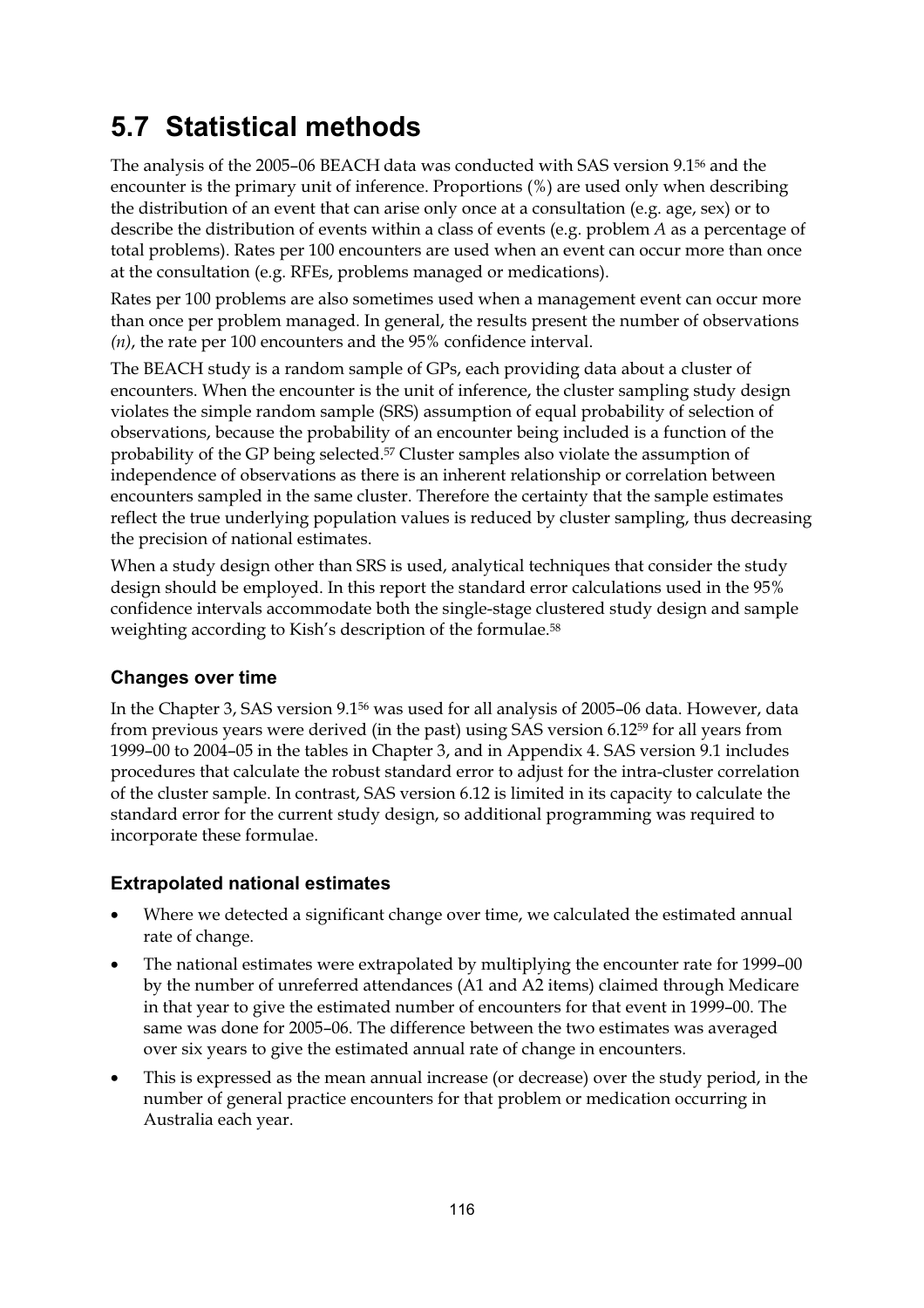## 5.7 Statistical methods

The analysis of the 2005–06 BEACH data was conducted with SAS version 9.1[56] and the encounter is the primary unit of inference. Proportions (%) are used only when describing the distribution of an event that can arise only once at a consultation (e.g. age, sex) or to describe the distribution of events within a class of events (e.g. problem *A* as a percentage of total problems). Rates per 100 encounters are used when an event can occur more than once at the consultation (e.g. RFEs, problems managed or medications).

Rates per 100 problems are also sometimes used when a management event can occur more than once per problem managed. In general, the results present the number of observations *(n)*, the rate per 100 encounters and the 95% confidence interval.

The BEACH study is a random sample of GPs, each providing data about a cluster of encounters. When the encounter is the unit of inference, the cluster sampling study design violates the simple random sample (SRS) assumption of equal probability of selection of observations, because the probability of an encounter being included is a function of the probability of the GP being selected.[57] Cluster samples also violate the assumption of independence of observations as there is an inherent relationship or correlation between encounters sampled in the same cluster. Therefore the certainty that the sample estimates reflect the true underlying population values is reduced by cluster sampling, thus decreasing the precision of national estimates.

When a study design other than SRS is used, analytical techniques that consider the study design should be employed. In this report the standard error calculations used in the 95% confidence intervals accommodate both the single-stage clustered study design and sample weighting according to Kish's description of the formulae.[58]

### Changes over time

In the Chapter 3, SAS version 9.1[56] was used for all analysis of 2005–06 data. However, data from previous years were derived (in the past) using SAS version 6.12[59] for all years from 1999–00 to 2004–05 in the tables in Chapter 3, and in Appendix 4. SAS version 9.1 includes procedures that calculate the robust standard error to adjust for the intra-cluster correlation of the cluster sample. In contrast, SAS version 6.12 is limited in its capacity to calculate the standard error for the current study design, so additional programming was required to incorporate these formulae.

### Extrapolated national estimates

- Where we detected a significant change over time, we calculated the estimated annual rate of change.
- The national estimates were extrapolated by multiplying the encounter rate for 1999–00 by the number of unreferred attendances (A1 and A2 items) claimed through Medicare in that year to give the estimated number of encounters for that event in 1999–00. The same was done for 2005–06. The difference between the two estimates was averaged over six years to give the estimated annual rate of change in encounters.
- This is expressed as the mean annual increase (or decrease) over the study period, in the number of general practice encounters for that problem or medication occurring in Australia each year.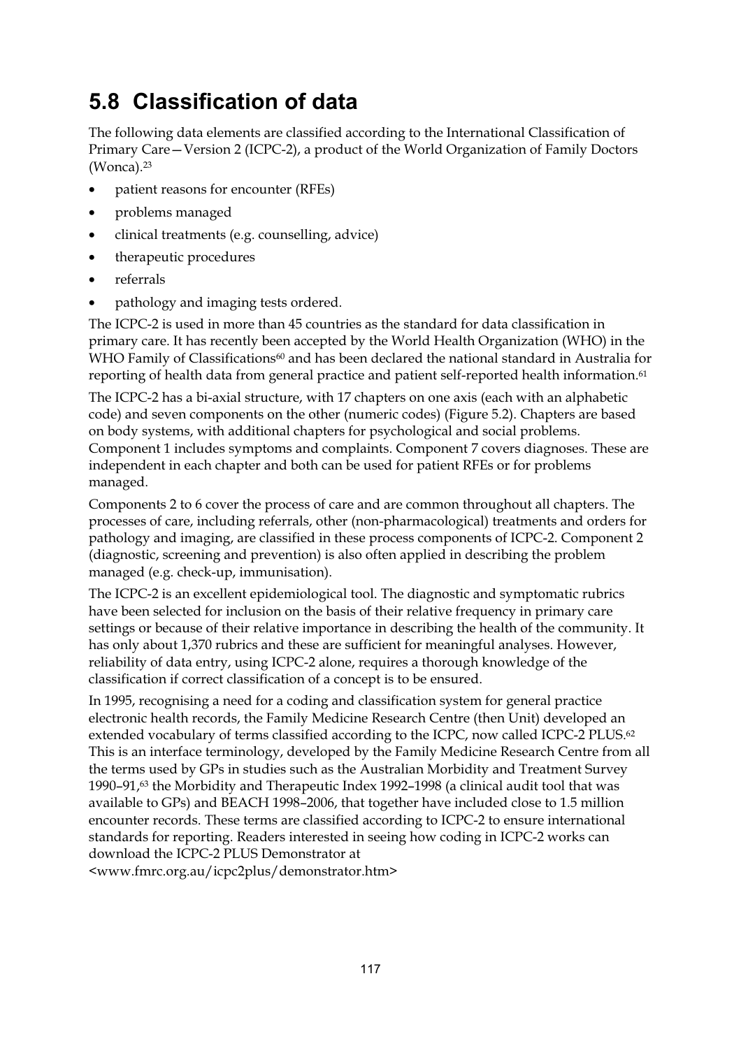## 5.8 Classification of data

The following data elements are classified according to the International Classification of Primary Care—Version 2 (ICPC-2), a product of the World Organization of Family Doctors (Wonca).[23]

- patient reasons for encounter (RFEs)
- problems managed
- clinical treatments (e.g. counselling, advice)
- therapeutic procedures
- referrals
- pathology and imaging tests ordered.

The ICPC-2 is used in more than 45 countries as the standard for data classification in primary care. It has recently been accepted by the World Health Organization (WHO) in the WHO Family of Classifications[60] and has been declared the national standard in Australia for reporting of health data from general practice and patient self-reported health information.[61]

The ICPC-2 has a bi-axial structure, with 17 chapters on one axis (each with an alphabetic code) and seven components on the other (numeric codes) (Figure 5.2). Chapters are based on body systems, with additional chapters for psychological and social problems. Component 1 includes symptoms and complaints. Component 7 covers diagnoses. These are independent in each chapter and both can be used for patient RFEs or for problems managed.

Components 2 to 6 cover the process of care and are common throughout all chapters. The processes of care, including referrals, other (non-pharmacological) treatments and orders for pathology and imaging, are classified in these process components of ICPC-2. Component 2 (diagnostic, screening and prevention) is also often applied in describing the problem managed (e.g. check-up, immunisation).

The ICPC-2 is an excellent epidemiological tool. The diagnostic and symptomatic rubrics have been selected for inclusion on the basis of their relative frequency in primary care settings or because of their relative importance in describing the health of the community. It has only about 1,370 rubrics and these are sufficient for meaningful analyses. However, reliability of data entry, using ICPC-2 alone, requires a thorough knowledge of the classification if correct classification of a concept is to be ensured.

In 1995, recognising a need for a coding and classification system for general practice electronic health records, the Family Medicine Research Centre (then Unit) developed an extended vocabulary of terms classified according to the ICPC, now called ICPC-2 PLUS.[62] This is an interface terminology, developed by the Family Medicine Research Centre from all the terms used by GPs in studies such as the Australian Morbidity and Treatment Survey 1990–91,[63] the Morbidity and Therapeutic Index 1992–1998 (a clinical audit tool that was available to GPs) and BEACH 1998–2006, that together have included close to 1.5 million encounter records. These terms are classified according to ICPC-2 to ensure international standards for reporting. Readers interested in seeing how coding in ICPC-2 works can download the ICPC-2 PLUS Demonstrator at <www.fmrc.org.au/icpc2plus/demonstrator.htm>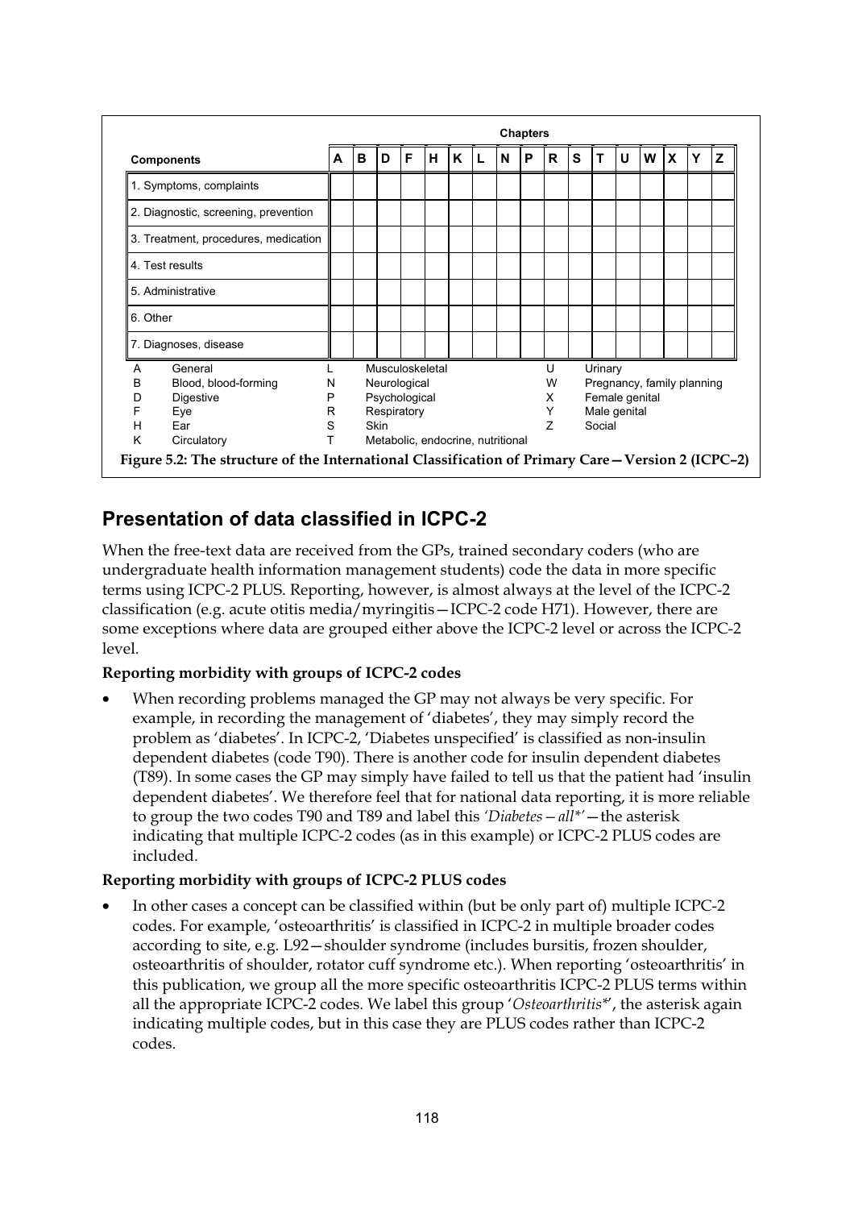|  | Chapters | | | | | | | | | | | | | | | | |
|---|---|---|---|---|---|---|---|---|---|---|---|---|---|---|---|---|---|
| **Components** | **A** | **B** | **D** | **F** | **H** | **K** | **L** | **N** | **P** | **R** | **S** | **T** | **U** | **W** | **X** | **Y** | **Z** |
| 1. Symptoms, complaints | | | | | | | | | | | | | | | | | |
| 2. Diagnostic, screening, prevention | | | | | | | | | | | | | | | | | |
| 3. Treatment, procedures, medication | | | | | | | | | | | | | | | | | |
| 4. Test results | | | | | | | | | | | | | | | | | |
| 5. Administrative | | | | | | | | | | | | | | | | | |
| 6. Other | | | | | | | | | | | | | | | | | |
| 7. Diagnoses, disease | | | | | | | | | | | | | | | | | |

| | | | | | |
|---|---|---|---|---|---|
| A | General | L | Musculoskeletal | U | Urinary |
| B | Blood, blood-forming | N | Neurological | W | Pregnancy, family planning |
| D | Digestive | P | Psychological | X | Female genital |
| F | Eye | R | Respiratory | Y | Male genital |
| H | Ear | S | Skin | Z | Social |
| K | Circulatory | T | Metabolic, endocrine, nutritional | | |

**Figure 5.2: The structure of the International Classification of Primary Care—Version 2 (ICPC–2)**

## Presentation of data classified in ICPC-2

When the free-text data are received from the GPs, trained secondary coders (who are undergraduate health information management students) code the data in more specific terms using ICPC-2 PLUS. Reporting, however, is almost always at the level of the ICPC-2 classification (e.g. acute otitis media/myringitis—ICPC-2 code H71). However, there are some exceptions where data are grouped either above the ICPC-2 level or across the ICPC-2 level.

**Reporting morbidity with groups of ICPC-2 codes**

- When recording problems managed the GP may not always be very specific. For example, in recording the management of 'diabetes', they may simply record the problem as 'diabetes'. In ICPC-2, 'Diabetes unspecified' is classified as non-insulin dependent diabetes (code T90). There is another code for insulin dependent diabetes (T89). In some cases the GP may simply have failed to tell us that the patient had 'insulin dependent diabetes'. We therefore feel that for national data reporting, it is more reliable to group the two codes T90 and T89 and label this *'Diabetes—all*'*—the asterisk indicating that multiple ICPC-2 codes (as in this example) or ICPC-2 PLUS codes are included.

**Reporting morbidity with groups of ICPC-2 PLUS codes**

- In other cases a concept can be classified within (but be only part of) multiple ICPC-2 codes. For example, 'osteoarthritis' is classified in ICPC-2 in multiple broader codes according to site, e.g. L92—shoulder syndrome (includes bursitis, frozen shoulder, osteoarthritis of shoulder, rotator cuff syndrome etc.). When reporting 'osteoarthritis' in this publication, we group all the more specific osteoarthritis ICPC-2 PLUS terms within all the appropriate ICPC-2 codes. We label this group '*Osteoarthritis**', the asterisk again indicating multiple codes, but in this case they are PLUS codes rather than ICPC-2 codes.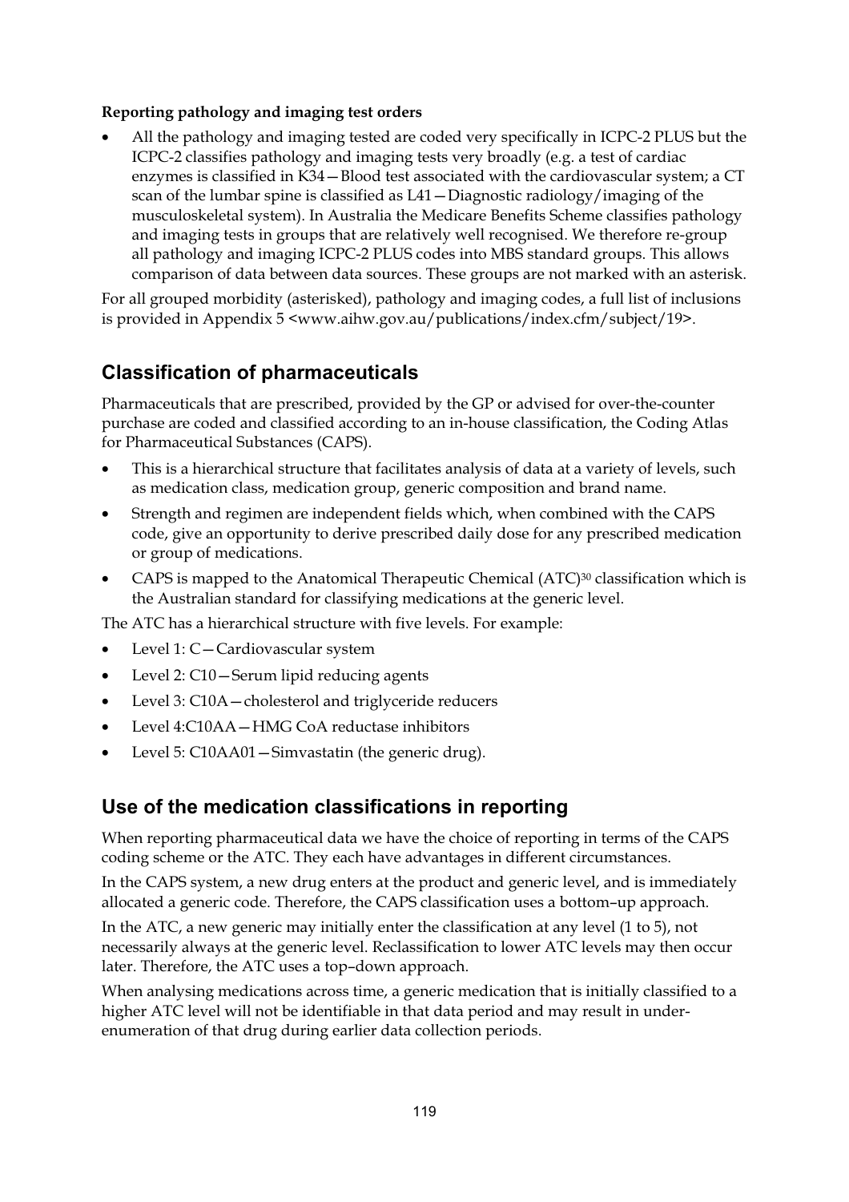**Reporting pathology and imaging test orders**

- All the pathology and imaging tested are coded very specifically in ICPC-2 PLUS but the ICPC-2 classifies pathology and imaging tests very broadly (e.g. a test of cardiac enzymes is classified in K34—Blood test associated with the cardiovascular system; a CT scan of the lumbar spine is classified as L41—Diagnostic radiology/imaging of the musculoskeletal system). In Australia the Medicare Benefits Scheme classifies pathology and imaging tests in groups that are relatively well recognised. We therefore re-group all pathology and imaging ICPC-2 PLUS codes into MBS standard groups. This allows comparison of data between data sources. These groups are not marked with an asterisk.

For all grouped morbidity (asterisked), pathology and imaging codes, a full list of inclusions is provided in Appendix 5 <www.aihw.gov.au/publications/index.cfm/subject/19>.

## Classification of pharmaceuticals

Pharmaceuticals that are prescribed, provided by the GP or advised for over-the-counter purchase are coded and classified according to an in-house classification, the Coding Atlas for Pharmaceutical Substances (CAPS).

- This is a hierarchical structure that facilitates analysis of data at a variety of levels, such as medication class, medication group, generic composition and brand name.
- Strength and regimen are independent fields which, when combined with the CAPS code, give an opportunity to derive prescribed daily dose for any prescribed medication or group of medications.
- CAPS is mapped to the Anatomical Therapeutic Chemical (ATC)[30] classification which is the Australian standard for classifying medications at the generic level.

The ATC has a hierarchical structure with five levels. For example:

- Level 1: C—Cardiovascular system
- Level 2: C10—Serum lipid reducing agents
- Level 3: C10A—cholesterol and triglyceride reducers
- Level 4:C10AA—HMG CoA reductase inhibitors
- Level 5: C10AA01—Simvastatin (the generic drug).

## Use of the medication classifications in reporting

When reporting pharmaceutical data we have the choice of reporting in terms of the CAPS coding scheme or the ATC. They each have advantages in different circumstances.

In the CAPS system, a new drug enters at the product and generic level, and is immediately allocated a generic code. Therefore, the CAPS classification uses a bottom–up approach.

In the ATC, a new generic may initially enter the classification at any level (1 to 5), not necessarily always at the generic level. Reclassification to lower ATC levels may then occur later. Therefore, the ATC uses a top–down approach.

When analysing medications across time, a generic medication that is initially classified to a higher ATC level will not be identifiable in that data period and may result in under-enumeration of that drug during earlier data collection periods.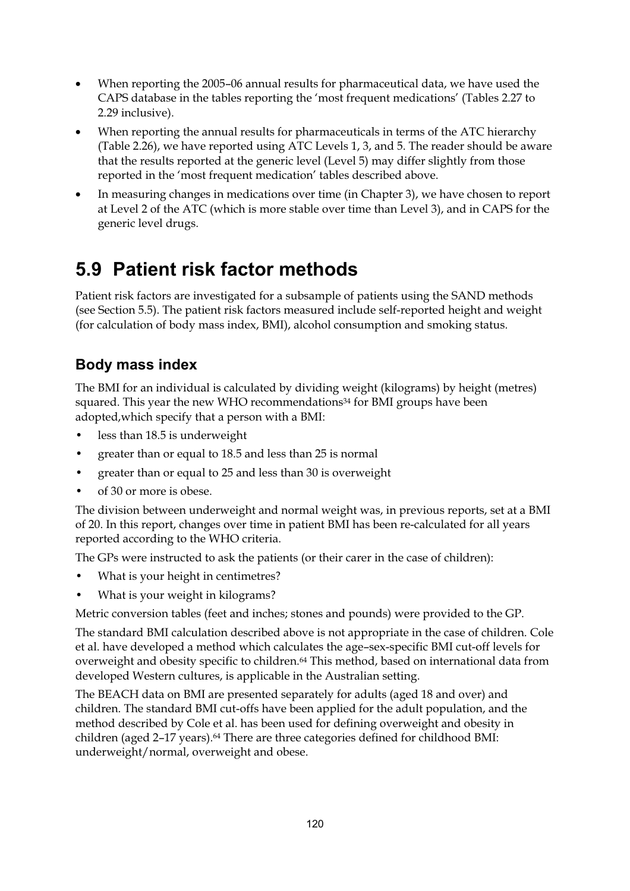- When reporting the 2005–06 annual results for pharmaceutical data, we have used the CAPS database in the tables reporting the 'most frequent medications' (Tables 2.27 to 2.29 inclusive).
- When reporting the annual results for pharmaceuticals in terms of the ATC hierarchy (Table 2.26), we have reported using ATC Levels 1, 3, and 5. The reader should be aware that the results reported at the generic level (Level 5) may differ slightly from those reported in the 'most frequent medication' tables described above.
- In measuring changes in medications over time (in Chapter 3), we have chosen to report at Level 2 of the ATC (which is more stable over time than Level 3), and in CAPS for the generic level drugs.

# 5.9 Patient risk factor methods

Patient risk factors are investigated for a subsample of patients using the SAND methods (see Section 5.5). The patient risk factors measured include self-reported height and weight (for calculation of body mass index, BMI), alcohol consumption and smoking status.

## Body mass index

The BMI for an individual is calculated by dividing weight (kilograms) by height (metres) squared. This year the new WHO recommendations[34] for BMI groups have been adopted,which specify that a person with a BMI:

- less than 18.5 is underweight
- greater than or equal to 18.5 and less than 25 is normal
- greater than or equal to 25 and less than 30 is overweight
- of 30 or more is obese.

The division between underweight and normal weight was, in previous reports, set at a BMI of 20. In this report, changes over time in patient BMI has been re-calculated for all years reported according to the WHO criteria.

The GPs were instructed to ask the patients (or their carer in the case of children):

- What is your height in centimetres?
- What is your weight in kilograms?

Metric conversion tables (feet and inches; stones and pounds) were provided to the GP.

The standard BMI calculation described above is not appropriate in the case of children. Cole et al. have developed a method which calculates the age–sex-specific BMI cut-off levels for overweight and obesity specific to children.[64] This method, based on international data from developed Western cultures, is applicable in the Australian setting.

The BEACH data on BMI are presented separately for adults (aged 18 and over) and children. The standard BMI cut-offs have been applied for the adult population, and the method described by Cole et al. has been used for defining overweight and obesity in children (aged 2–17 years).[64] There are three categories defined for childhood BMI: underweight/normal, overweight and obese.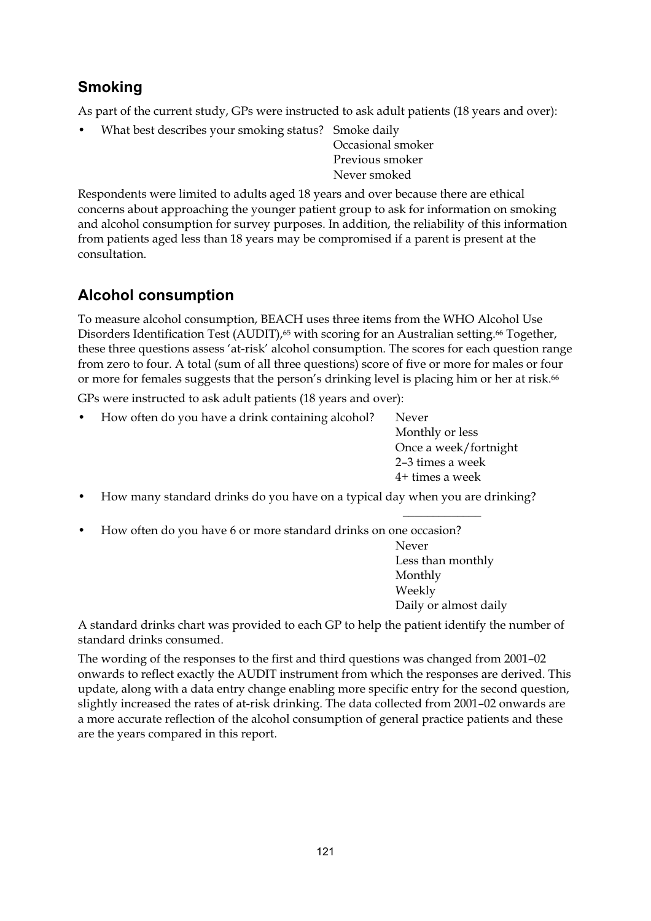## Smoking

As part of the current study, GPs were instructed to ask adult patients (18 years and over):

- What best describes your smoking status?
  - Smoke daily
  - Occasional smoker
  - Previous smoker
  - Never smoked

Respondents were limited to adults aged 18 years and over because there are ethical concerns about approaching the younger patient group to ask for information on smoking and alcohol consumption for survey purposes. In addition, the reliability of this information from patients aged less than 18 years may be compromised if a parent is present at the consultation.

## Alcohol consumption

To measure alcohol consumption, BEACH uses three items from the WHO Alcohol Use Disorders Identification Test (AUDIT),[65] with scoring for an Australian setting.[66] Together, these three questions assess 'at-risk' alcohol consumption. The scores for each question range from zero to four. A total (sum of all three questions) score of five or more for males or four or more for females suggests that the person's drinking level is placing him or her at risk.[66]

GPs were instructed to ask adult patients (18 years and over):

- How often do you have a drink containing alcohol?
  - Never
  - Monthly or less
  - Once a week/fortnight
  - 2–3 times a week
  - 4+ times a week
- How many standard drinks do you have on a typical day when you are drinking? ____________
- How often do you have 6 or more standard drinks on one occasion?
  - Never
  - Less than monthly
  - Monthly
  - Weekly
  - Daily or almost daily

A standard drinks chart was provided to each GP to help the patient identify the number of standard drinks consumed.

The wording of the responses to the first and third questions was changed from 2001–02 onwards to reflect exactly the AUDIT instrument from which the responses are derived. This update, along with a data entry change enabling more specific entry for the second question, slightly increased the rates of at-risk drinking. The data collected from 2001–02 onwards are a more accurate reflection of the alcohol consumption of general practice patients and these are the years compared in this report.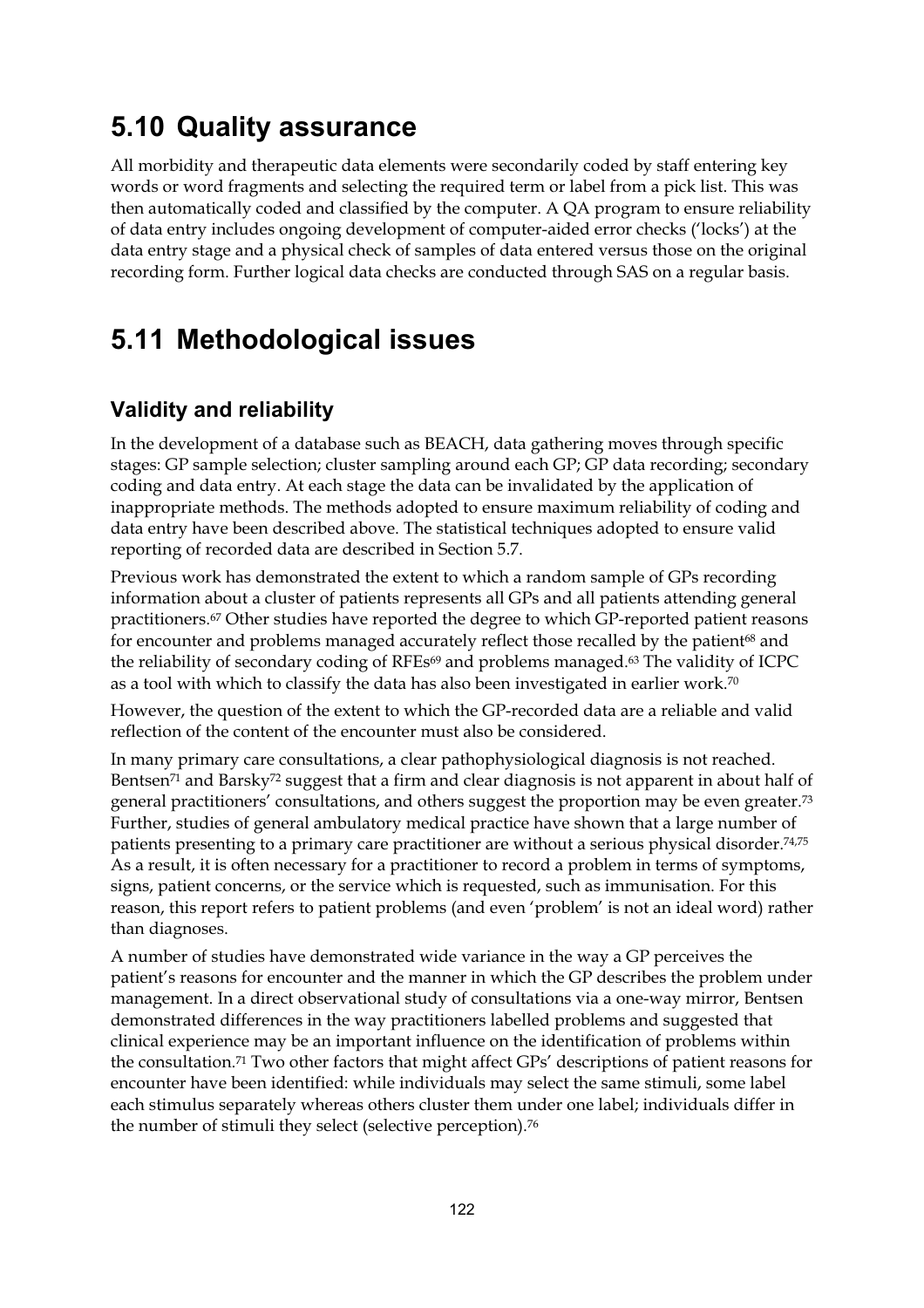## 5.10 Quality assurance

All morbidity and therapeutic data elements were secondarily coded by staff entering key words or word fragments and selecting the required term or label from a pick list. This was then automatically coded and classified by the computer. A QA program to ensure reliability of data entry includes ongoing development of computer-aided error checks ('locks') at the data entry stage and a physical check of samples of data entered versus those on the original recording form. Further logical data checks are conducted through SAS on a regular basis.

## 5.11 Methodological issues

### Validity and reliability

In the development of a database such as BEACH, data gathering moves through specific stages: GP sample selection; cluster sampling around each GP; GP data recording; secondary coding and data entry. At each stage the data can be invalidated by the application of inappropriate methods. The methods adopted to ensure maximum reliability of coding and data entry have been described above. The statistical techniques adopted to ensure valid reporting of recorded data are described in Section 5.7.

Previous work has demonstrated the extent to which a random sample of GPs recording information about a cluster of patients represents all GPs and all patients attending general practitioners.[67] Other studies have reported the degree to which GP-reported patient reasons for encounter and problems managed accurately reflect those recalled by the patient[68] and the reliability of secondary coding of RFEs[69] and problems managed.[63] The validity of ICPC as a tool with which to classify the data has also been investigated in earlier work.[70]

However, the question of the extent to which the GP-recorded data are a reliable and valid reflection of the content of the encounter must also be considered.

In many primary care consultations, a clear pathophysiological diagnosis is not reached. Bentsen[71] and Barsky[72] suggest that a firm and clear diagnosis is not apparent in about half of general practitioners' consultations, and others suggest the proportion may be even greater.[73] Further, studies of general ambulatory medical practice have shown that a large number of patients presenting to a primary care practitioner are without a serious physical disorder.[74,75] As a result, it is often necessary for a practitioner to record a problem in terms of symptoms, signs, patient concerns, or the service which is requested, such as immunisation. For this reason, this report refers to patient problems (and even 'problem' is not an ideal word) rather than diagnoses.

A number of studies have demonstrated wide variance in the way a GP perceives the patient's reasons for encounter and the manner in which the GP describes the problem under management. In a direct observational study of consultations via a one-way mirror, Bentsen demonstrated differences in the way practitioners labelled problems and suggested that clinical experience may be an important influence on the identification of problems within the consultation.[71] Two other factors that might affect GPs' descriptions of patient reasons for encounter have been identified: while individuals may select the same stimuli, some label each stimulus separately whereas others cluster them under one label; individuals differ in the number of stimuli they select (selective perception).[76]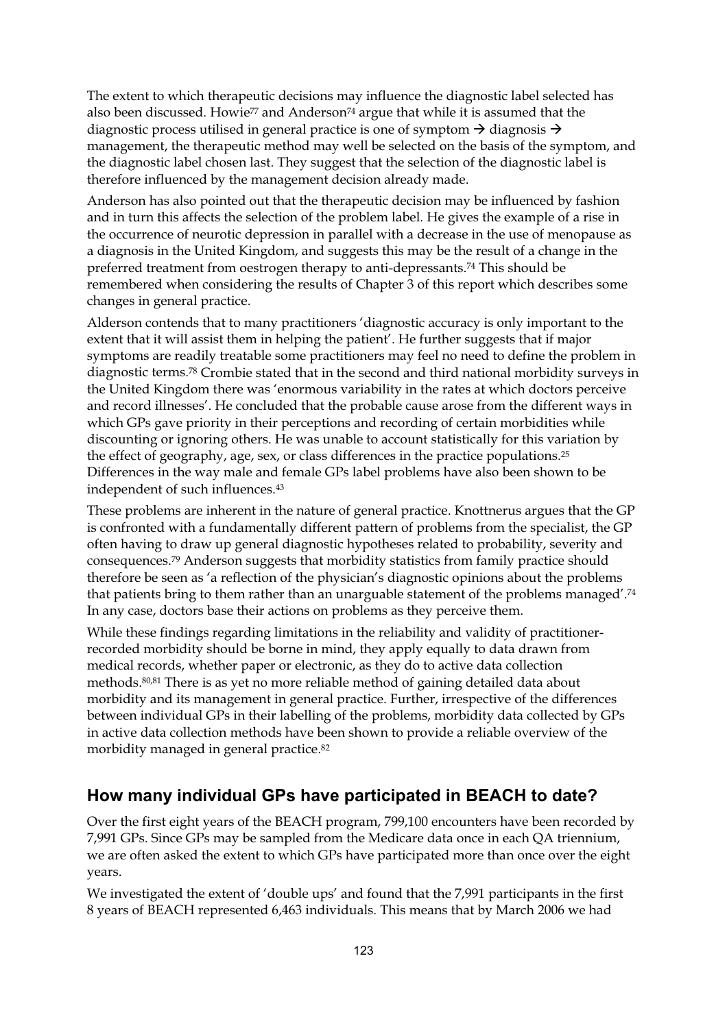The extent to which therapeutic decisions may influence the diagnostic label selected has also been discussed. Howie[77] and Anderson[74] argue that while it is assumed that the diagnostic process utilised in general practice is one of symptom → diagnosis → management, the therapeutic method may well be selected on the basis of the symptom, and the diagnostic label chosen last. They suggest that the selection of the diagnostic label is therefore influenced by the management decision already made.

Anderson has also pointed out that the therapeutic decision may be influenced by fashion and in turn this affects the selection of the problem label. He gives the example of a rise in the occurrence of neurotic depression in parallel with a decrease in the use of menopause as a diagnosis in the United Kingdom, and suggests this may be the result of a change in the preferred treatment from oestrogen therapy to anti-depressants.[74] This should be remembered when considering the results of Chapter 3 of this report which describes some changes in general practice.

Alderson contends that to many practitioners 'diagnostic accuracy is only important to the extent that it will assist them in helping the patient'. He further suggests that if major symptoms are readily treatable some practitioners may feel no need to define the problem in diagnostic terms.[78] Crombie stated that in the second and third national morbidity surveys in the United Kingdom there was 'enormous variability in the rates at which doctors perceive and record illnesses'. He concluded that the probable cause arose from the different ways in which GPs gave priority in their perceptions and recording of certain morbidities while discounting or ignoring others. He was unable to account statistically for this variation by the effect of geography, age, sex, or class differences in the practice populations.[25] Differences in the way male and female GPs label problems have also been shown to be independent of such influences.[43]

These problems are inherent in the nature of general practice. Knottnerus argues that the GP is confronted with a fundamentally different pattern of problems from the specialist, the GP often having to draw up general diagnostic hypotheses related to probability, severity and consequences.[79] Anderson suggests that morbidity statistics from family practice should therefore be seen as 'a reflection of the physician's diagnostic opinions about the problems that patients bring to them rather than an unarguable statement of the problems managed'.[74] In any case, doctors base their actions on problems as they perceive them.

While these findings regarding limitations in the reliability and validity of practitioner-recorded morbidity should be borne in mind, they apply equally to data drawn from medical records, whether paper or electronic, as they do to active data collection methods.[80,81] There is as yet no more reliable method of gaining detailed data about morbidity and its management in general practice. Further, irrespective of the differences between individual GPs in their labelling of the problems, morbidity data collected by GPs in active data collection methods have been shown to provide a reliable overview of the morbidity managed in general practice.[82]

## How many individual GPs have participated in BEACH to date?

Over the first eight years of the BEACH program, 799,100 encounters have been recorded by 7,991 GPs. Since GPs may be sampled from the Medicare data once in each QA triennium, we are often asked the extent to which GPs have participated more than once over the eight years.

We investigated the extent of 'double ups' and found that the 7,991 participants in the first 8 years of BEACH represented 6,463 individuals. This means that by March 2006 we had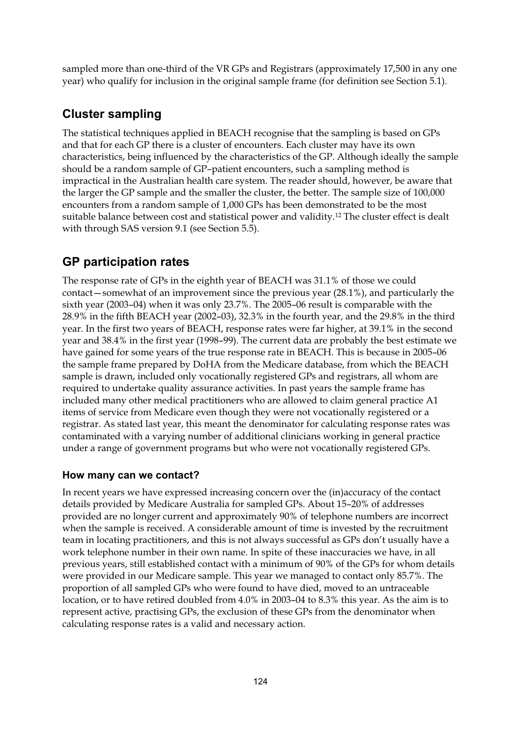sampled more than one-third of the VR GPs and Registrars (approximately 17,500 in any one year) who qualify for inclusion in the original sample frame (for definition see Section 5.1).

## Cluster sampling

The statistical techniques applied in BEACH recognise that the sampling is based on GPs and that for each GP there is a cluster of encounters. Each cluster may have its own characteristics, being influenced by the characteristics of the GP. Although ideally the sample should be a random sample of GP–patient encounters, such a sampling method is impractical in the Australian health care system. The reader should, however, be aware that the larger the GP sample and the smaller the cluster, the better. The sample size of 100,000 encounters from a random sample of 1,000 GPs has been demonstrated to be the most suitable balance between cost and statistical power and validity.[12] The cluster effect is dealt with through SAS version 9.1 (see Section 5.5).

## GP participation rates

The response rate of GPs in the eighth year of BEACH was 31.1% of those we could contact—somewhat of an improvement since the previous year (28.1%), and particularly the sixth year (2003–04) when it was only 23.7%. The 2005–06 result is comparable with the 28.9% in the fifth BEACH year (2002–03), 32.3% in the fourth year, and the 29.8% in the third year. In the first two years of BEACH, response rates were far higher, at 39.1% in the second year and 38.4% in the first year (1998–99). The current data are probably the best estimate we have gained for some years of the true response rate in BEACH. This is because in 2005–06 the sample frame prepared by DoHA from the Medicare database, from which the BEACH sample is drawn, included only vocationally registered GPs and registrars, all whom are required to undertake quality assurance activities. In past years the sample frame has included many other medical practitioners who are allowed to claim general practice A1 items of service from Medicare even though they were not vocationally registered or a registrar. As stated last year, this meant the denominator for calculating response rates was contaminated with a varying number of additional clinicians working in general practice under a range of government programs but who were not vocationally registered GPs.

### How many can we contact?

In recent years we have expressed increasing concern over the (in)accuracy of the contact details provided by Medicare Australia for sampled GPs. About 15–20% of addresses provided are no longer current and approximately 90% of telephone numbers are incorrect when the sample is received. A considerable amount of time is invested by the recruitment team in locating practitioners, and this is not always successful as GPs don't usually have a work telephone number in their own name. In spite of these inaccuracies we have, in all previous years, still established contact with a minimum of 90% of the GPs for whom details were provided in our Medicare sample. This year we managed to contact only 85.7%. The proportion of all sampled GPs who were found to have died, moved to an untraceable location, or to have retired doubled from 4.0% in 2003–04 to 8.3% this year. As the aim is to represent active, practising GPs, the exclusion of these GPs from the denominator when calculating response rates is a valid and necessary action.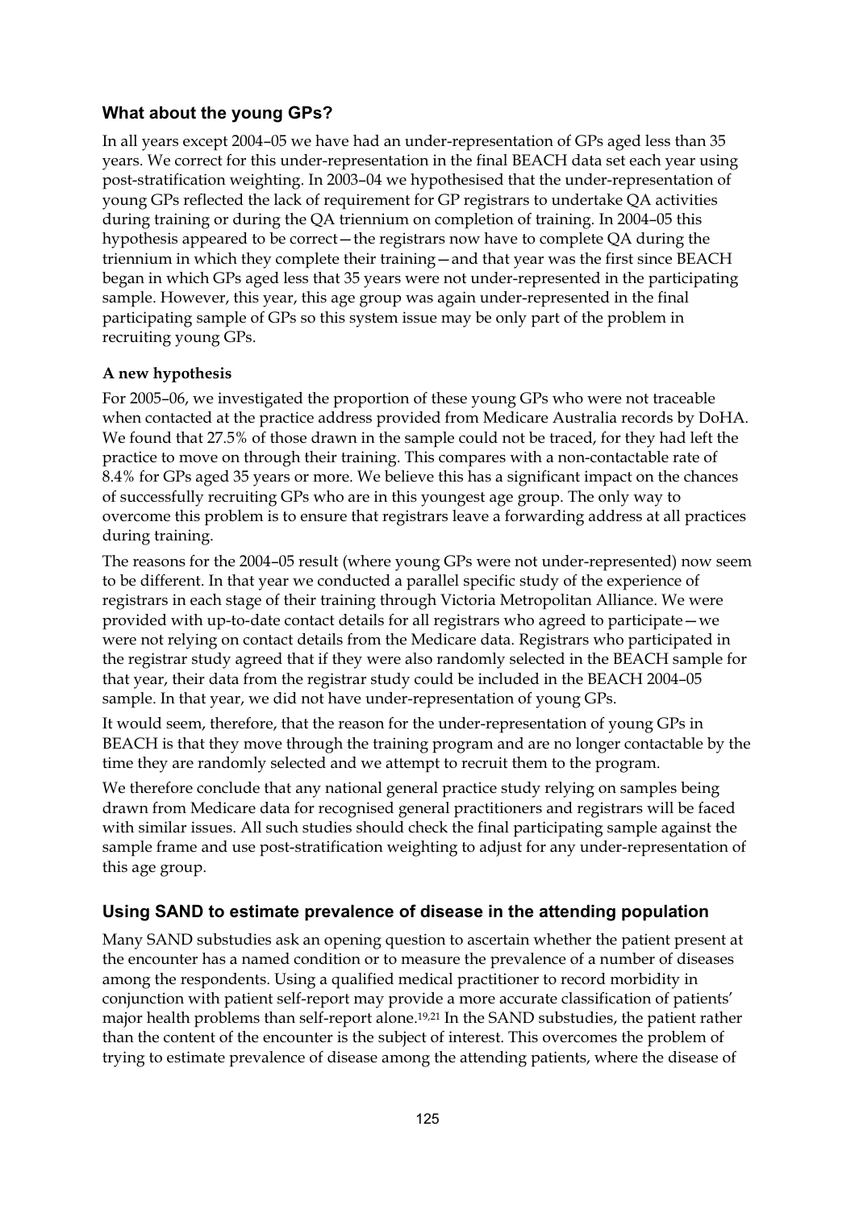## What about the young GPs?

In all years except 2004–05 we have had an under-representation of GPs aged less than 35 years. We correct for this under-representation in the final BEACH data set each year using post-stratification weighting. In 2003–04 we hypothesised that the under-representation of young GPs reflected the lack of requirement for GP registrars to undertake QA activities during training or during the QA triennium on completion of training. In 2004–05 this hypothesis appeared to be correct—the registrars now have to complete QA during the triennium in which they complete their training—and that year was the first since BEACH began in which GPs aged less that 35 years were not under-represented in the participating sample. However, this year, this age group was again under-represented in the final participating sample of GPs so this system issue may be only part of the problem in recruiting young GPs.

### A new hypothesis

For 2005–06, we investigated the proportion of these young GPs who were not traceable when contacted at the practice address provided from Medicare Australia records by DoHA. We found that 27.5% of those drawn in the sample could not be traced, for they had left the practice to move on through their training. This compares with a non-contactable rate of 8.4% for GPs aged 35 years or more. We believe this has a significant impact on the chances of successfully recruiting GPs who are in this youngest age group. The only way to overcome this problem is to ensure that registrars leave a forwarding address at all practices during training.

The reasons for the 2004–05 result (where young GPs were not under-represented) now seem to be different. In that year we conducted a parallel specific study of the experience of registrars in each stage of their training through Victoria Metropolitan Alliance. We were provided with up-to-date contact details for all registrars who agreed to participate—we were not relying on contact details from the Medicare data. Registrars who participated in the registrar study agreed that if they were also randomly selected in the BEACH sample for that year, their data from the registrar study could be included in the BEACH 2004–05 sample. In that year, we did not have under-representation of young GPs.

It would seem, therefore, that the reason for the under-representation of young GPs in BEACH is that they move through the training program and are no longer contactable by the time they are randomly selected and we attempt to recruit them to the program.

We therefore conclude that any national general practice study relying on samples being drawn from Medicare data for recognised general practitioners and registrars will be faced with similar issues. All such studies should check the final participating sample against the sample frame and use post-stratification weighting to adjust for any under-representation of this age group.

## Using SAND to estimate prevalence of disease in the attending population

Many SAND substudies ask an opening question to ascertain whether the patient present at the encounter has a named condition or to measure the prevalence of a number of diseases among the respondents. Using a qualified medical practitioner to record morbidity in conjunction with patient self-report may provide a more accurate classification of patients' major health problems than self-report alone.[19,21] In the SAND substudies, the patient rather than the content of the encounter is the subject of interest. This overcomes the problem of trying to estimate prevalence of disease among the attending patients, where the disease of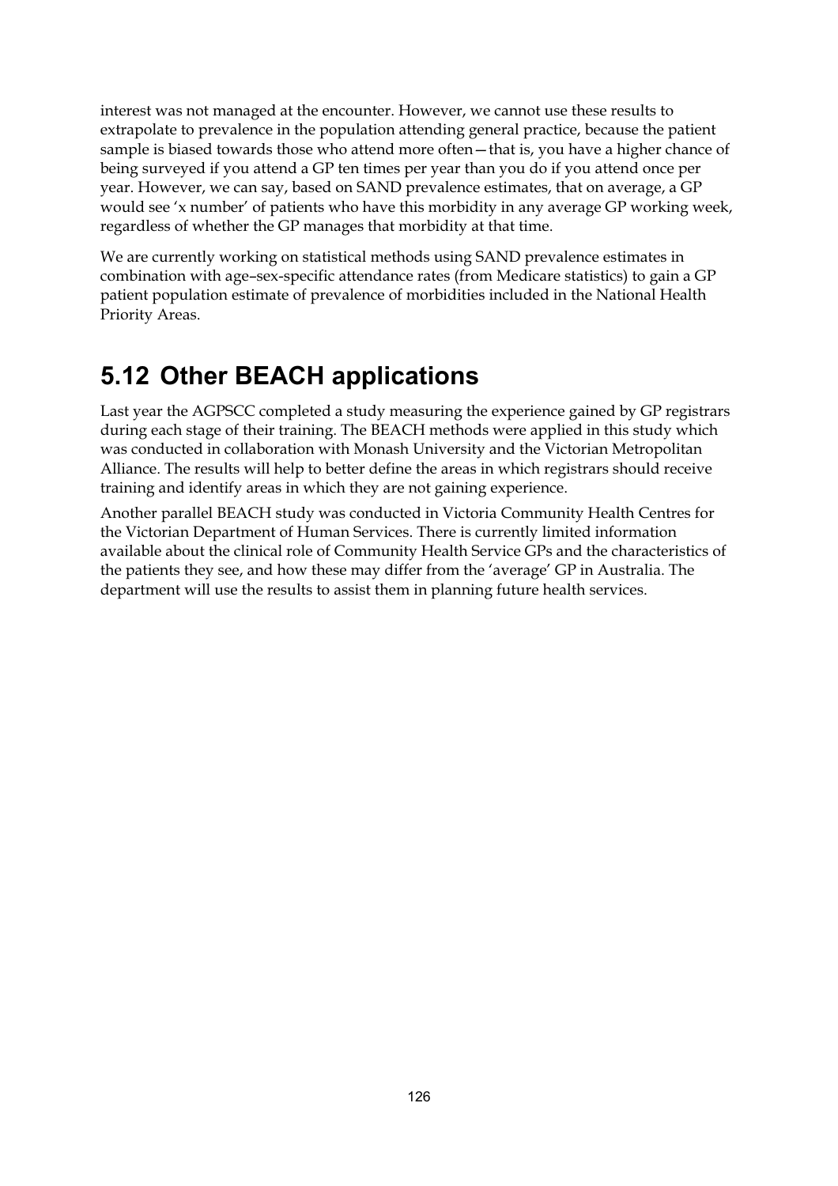interest was not managed at the encounter. However, we cannot use these results to extrapolate to prevalence in the population attending general practice, because the patient sample is biased towards those who attend more often—that is, you have a higher chance of being surveyed if you attend a GP ten times per year than you do if you attend once per year. However, we can say, based on SAND prevalence estimates, that on average, a GP would see 'x number' of patients who have this morbidity in any average GP working week, regardless of whether the GP manages that morbidity at that time.

We are currently working on statistical methods using SAND prevalence estimates in combination with age–sex-specific attendance rates (from Medicare statistics) to gain a GP patient population estimate of prevalence of morbidities included in the National Health Priority Areas.

## 5.12 Other BEACH applications

Last year the AGPSCC completed a study measuring the experience gained by GP registrars during each stage of their training. The BEACH methods were applied in this study which was conducted in collaboration with Monash University and the Victorian Metropolitan Alliance. The results will help to better define the areas in which registrars should receive training and identify areas in which they are not gaining experience.

Another parallel BEACH study was conducted in Victoria Community Health Centres for the Victorian Department of Human Services. There is currently limited information available about the clinical role of Community Health Service GPs and the characteristics of the patients they see, and how these may differ from the 'average' GP in Australia. The department will use the results to assist them in planning future health services.